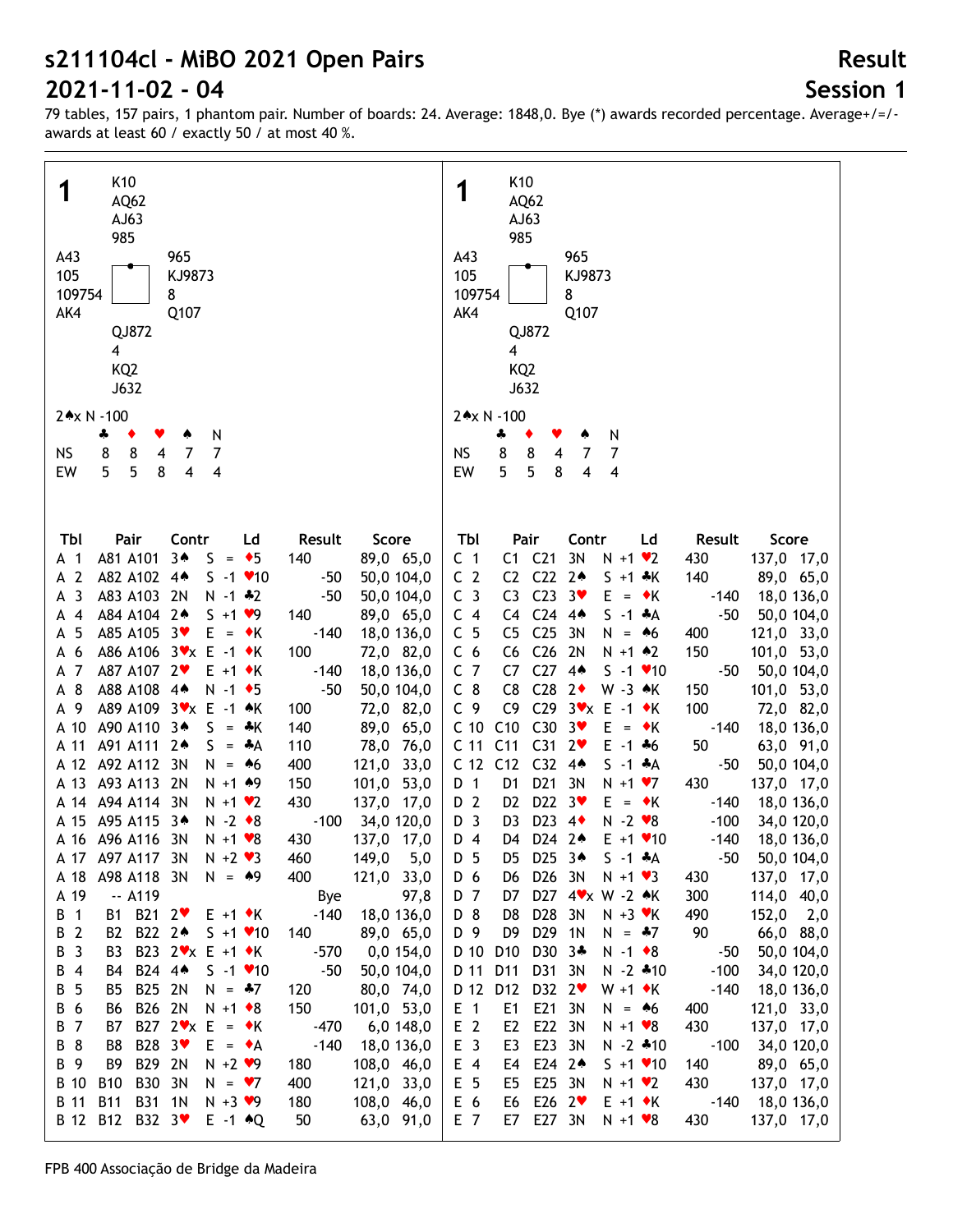# s211104cl - MiBO 2021 Open Pairs

## 2021-11-02 - 04

**Result**

**Session 1**

79 tables, 157 pairs, 1 phantom pair. Number of boards: 24. Average: 1848,0. Bye (*) awards recorded percentage. Average+/=/- awards at least 60 / exactly 50 / at most 40 %.

**1**

North: ♠ K10 ♥ AQ62 ♦ AJ63 ♣ 985

West: ♠ A43 ♥ 105 ♦ 109754 ♣ AK4

East: ♠ 965 ♥ KJ9873 ♦ 8 ♣ Q107

South: ♠ QJ872 ♥ 4 ♦ KQ2 ♣ J632

2♠x N -100

| | ♣ | ♦ | ♥ | ♠ | N |
|---|---|---|---|---|---|
| NS | 8 | 8 | 4 | 7 | 7 |
| EW | 5 | 5 | 8 | 4 | 4 |

| Tbl | Pair | | Contr | | Ld | Result | | Score | |
|---|---|---|---|---|---|---|---|---|---|
| A 1 | A81 | A101 | 3♠ | S = | ♦5 | 140 | | 89,0 | 65,0 |
| A 2 | A82 | A102 | 4♠ | S -1 | ♥10 | | -50 | 50,0 | 104,0 |
| A 3 | A83 | A103 | 2N | N -1 | ♣2 | | -50 | 50,0 | 104,0 |
| A 4 | A84 | A104 | 2♠ | S +1 | ♥9 | 140 | | 89,0 | 65,0 |
| A 5 | A85 | A105 | 3♥ | E = | ♦K | | -140 | 18,0 | 136,0 |
| A 6 | A86 | A106 | 3♥x | E -1 | ♦K | 100 | | 72,0 | 82,0 |
| A 7 | A87 | A107 | 2♥ | E +1 | ♦K | | -140 | 18,0 | 136,0 |
| A 8 | A88 | A108 | 4♠ | N -1 | ♦5 | | -50 | 50,0 | 104,0 |
| A 9 | A89 | A109 | 3♥x | E -1 | ♠K | 100 | | 72,0 | 82,0 |
| A 10 | A90 | A110 | 3♠ | S = | ♣K | 140 | | 89,0 | 65,0 |
| A 11 | A91 | A111 | 2♠ | S = | ♣A | 110 | | 78,0 | 76,0 |
| A 12 | A92 | A112 | 3N | N = | ♠6 | 400 | | 121,0 | 33,0 |
| A 13 | A93 | A113 | 2N | N +1 | ♠9 | 150 | | 101,0 | 53,0 |
| A 14 | A94 | A114 | 3N | N +1 | ♥2 | 430 | | 137,0 | 17,0 |
| A 15 | A95 | A115 | 3♠ | N -2 | ♦8 | | -100 | 34,0 | 120,0 |
| A 16 | A96 | A116 | 3N | N +1 | ♥8 | 430 | | 137,0 | 17,0 |
| A 17 | A97 | A117 | 3N | N +2 | ♥3 | 460 | | 149,0 | 5,0 |
| A 18 | A98 | A118 | 3N | N = | ♠9 | 400 | | 121,0 | 33,0 |
| A 19 | -- | A119 | | | | Bye | | | 97,8 |
| B 1 | B1 | B21 | 2♥ | E +1 | ♦K | | -140 | 18,0 | 136,0 |
| B 2 | B2 | B22 | 2♠ | S +1 | ♥10 | 140 | | 89,0 | 65,0 |
| B 3 | B3 | B23 | 2♥x | E +1 | ♦K | | -570 | 0,0 | 154,0 |
| B 4 | B4 | B24 | 4♠ | S -1 | ♥10 | | -50 | 50,0 | 104,0 |
| B 5 | B5 | B25 | 2N | N = | ♣7 | 120 | | 80,0 | 74,0 |
| B 6 | B6 | B26 | 2N | N +1 | ♦8 | 150 | | 101,0 | 53,0 |
| B 7 | B7 | B27 | 2♥x | E = | ♦K | | -470 | 6,0 | 148,0 |
| B 8 | B8 | B28 | 3♥ | E = | ♦A | | -140 | 18,0 | 136,0 |
| B 9 | B9 | B29 | 2N | N +2 | ♥9 | 180 | | 108,0 | 46,0 |
| B 10 | B10 | B30 | 3N | N = | ♥7 | 400 | | 121,0 | 33,0 |
| B 11 | B11 | B31 | 1N | N +3 | ♥9 | 180 | | 108,0 | 46,0 |
| B 12 | B12 | B32 | 3♥ | E -1 | ♠Q | 50 | | 63,0 | 91,0 |
| C 1 | C1 | C21 | 3N | N +1 | ♥2 | 430 | | 137,0 | 17,0 |
| C 2 | C2 | C22 | 2♠ | S +1 | ♣K | 140 | | 89,0 | 65,0 |
| C 3 | C3 | C23 | 3♥ | E = | ♦K | | -140 | 18,0 | 136,0 |
| C 4 | C4 | C24 | 4♠ | S -1 | ♣A | | -50 | 50,0 | 104,0 |
| C 5 | C5 | C25 | 3N | N = | ♠6 | 400 | | 121,0 | 33,0 |
| C 6 | C6 | C26 | 2N | N +1 | ♠2 | 150 | | 101,0 | 53,0 |
| C 7 | C7 | C27 | 4♠ | S -1 | ♥10 | | -50 | 50,0 | 104,0 |
| C 8 | C8 | C28 | 2♦ | W -3 | ♠K | 150 | | 101,0 | 53,0 |
| C 9 | C9 | C29 | 3♥x | E -1 | ♦K | 100 | | 72,0 | 82,0 |
| C 10 | C10 | C30 | 3♥ | E = | ♦K | | -140 | 18,0 | 136,0 |
| C 11 | C11 | C31 | 2♥ | E -1 | ♣6 | 50 | | 63,0 | 91,0 |
| C 12 | C12 | C32 | 4♠ | S -1 | ♣A | | -50 | 50,0 | 104,0 |
| D 1 | D1 | D21 | 3N | N +1 | ♥7 | 430 | | 137,0 | 17,0 |
| D 2 | D2 | D22 | 3♥ | E = | ♦K | | -140 | 18,0 | 136,0 |
| D 3 | D3 | D23 | 4♦ | N -2 | ♥8 | | -100 | 34,0 | 120,0 |
| D 4 | D4 | D24 | 2♠ | E +1 | ♥10 | | -140 | 18,0 | 136,0 |
| D 5 | D5 | D25 | 3♠ | S -1 | ♣A | | -50 | 50,0 | 104,0 |
| D 6 | D6 | D26 | 3N | N +1 | ♥3 | 430 | | 137,0 | 17,0 |
| D 7 | D7 | D27 | 4♥x | W -2 | ♠K | 300 | | 114,0 | 40,0 |
| D 8 | D8 | D28 | 3N | N +3 | ♥K | 490 | | 152,0 | 2,0 |
| D 9 | D9 | D29 | 1N | N = | ♣7 | 90 | | 66,0 | 88,0 |
| D 10 | D10 | D30 | 3♣ | N -1 | ♦8 | | -50 | 50,0 | 104,0 |
| D 11 | D11 | D31 | 3N | N -2 | ♣10 | | -100 | 34,0 | 120,0 |
| D 12 | D12 | D32 | 2♥ | W +1 | ♦K | | -140 | 18,0 | 136,0 |
| E 1 | E1 | E21 | 3N | N = | ♠6 | 400 | | 121,0 | 33,0 |
| E 2 | E2 | E22 | 3N | N +1 | ♥8 | 430 | | 137,0 | 17,0 |
| E 3 | E3 | E23 | 3N | N -2 | ♣10 | | -100 | 34,0 | 120,0 |
| E 4 | E4 | E24 | 2♠ | S +1 | ♥10 | 140 | | 89,0 | 65,0 |
| E 5 | E5 | E25 | 3N | N +1 | ♥2 | 430 | | 137,0 | 17,0 |
| E 6 | E6 | E26 | 2♥ | E +1 | ♦K | | -140 | 18,0 | 136,0 |
| E 7 | E7 | E27 | 3N | N +1 | ♥8 | 430 | | 137,0 | 17,0 |

FPB 400 Associação de Bridge da Madeira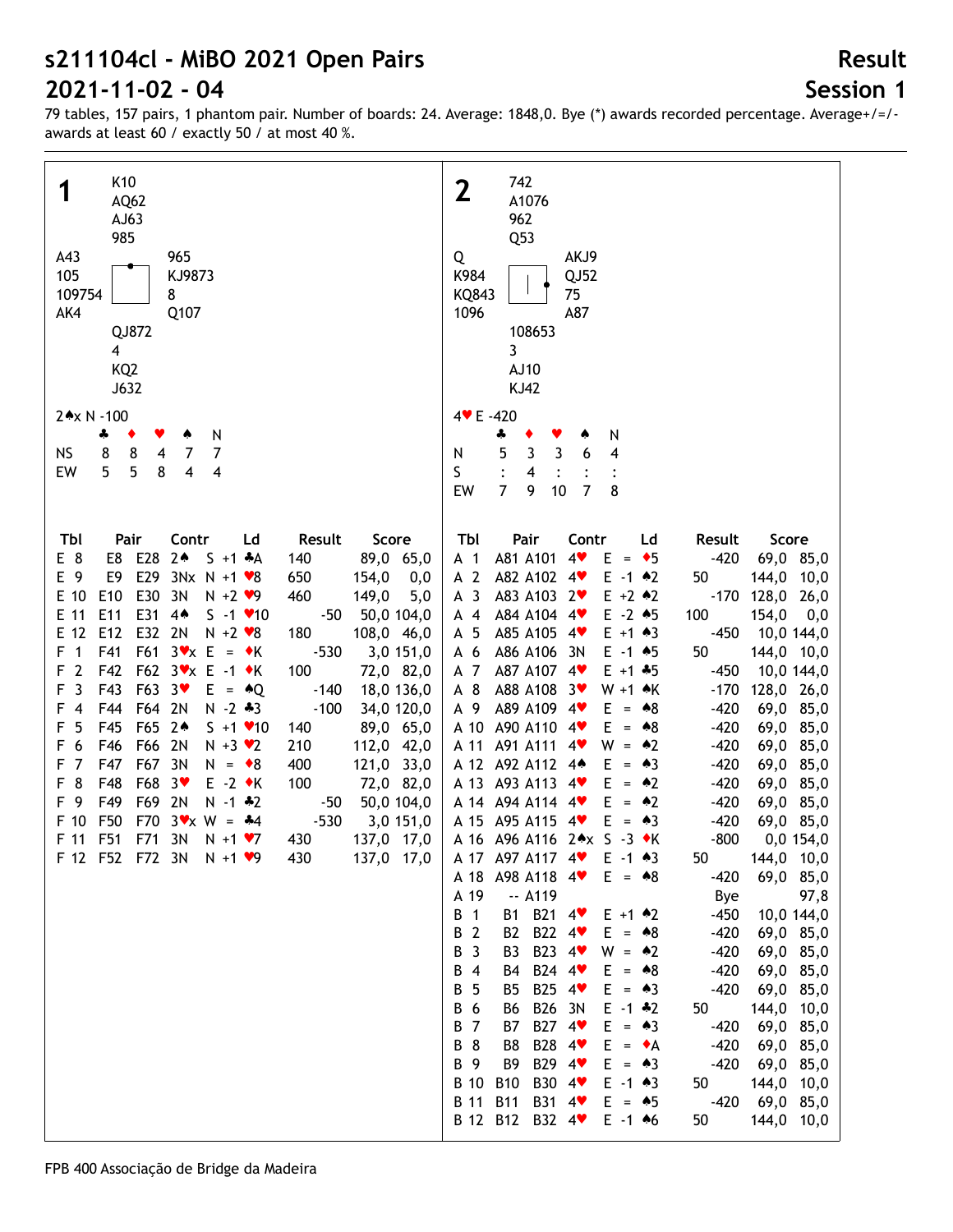# s211104cl - MiBO 2021 Open Pairs

# 2021-11-02 - 04

## Result
## Session 1

79 tables, 157 pairs, 1 phantom pair. Number of boards: 24. Average: 1848,0. Bye (*) awards recorded percentage. Average+/=/- awards at least 60 / exactly 50 / at most 40 %.

---

## Board 1

North: ♠ K10 ♥ AQ62 ♦ AJ63 ♣ 985

West: ♠ A43 ♥ 105 ♦ 109754 ♣ AK4

East: ♠ 965 ♥ KJ9873 ♦ 8 ♣ Q107

South: ♠ QJ872 ♥ 4 ♦ KQ2 ♣ J632

2♠x N -100

| | ♣ | ♦ | ♥ | ♠ | N |
|---|---|---|---|---|---|
| NS | 8 | 8 | 4 | 7 | 7 |
| EW | 5 | 5 | 8 | 4 | 4 |

| Tbl | Pair | | Contr | | Ld | Result | | Score | |
|---|---|---|---|---|---|---|---|---|---|
| E 8 | E8 | E28 | 2♠ | S +1 | ♣A | 140 | | 89,0 | 65,0 |
| E 9 | E9 | E29 | 3Nx | N +1 | ♥8 | 650 | | 154,0 | 0,0 |
| E 10 | E10 | E30 | 3N | N +2 | ♥9 | 460 | | 149,0 | 5,0 |
| E 11 | E11 | E31 | 4♠ | S -1 | ♥10 | | -50 | 50,0 | 104,0 |
| E 12 | E12 | E32 | 2N | N +2 | ♥8 | 180 | | 108,0 | 46,0 |
| F 1 | F41 | F61 | 3♥x | E = | ♦K | | -530 | 3,0 | 151,0 |
| F 2 | F42 | F62 | 3♥x | E -1 | ♦K | 100 | | 72,0 | 82,0 |
| F 3 | F43 | F63 | 3♥ | E = | ♠Q | | -140 | 18,0 | 136,0 |
| F 4 | F44 | F64 | 2N | N -2 | ♣3 | | -100 | 34,0 | 120,0 |
| F 5 | F45 | F65 | 2♠ | S +1 | ♥10 | 140 | | 89,0 | 65,0 |
| F 6 | F46 | F66 | 2N | N +3 | ♥2 | 210 | | 112,0 | 42,0 |
| F 7 | F47 | F67 | 3N | N = | ♦8 | 400 | | 121,0 | 33,0 |
| F 8 | F48 | F68 | 3♥ | E -2 | ♦K | 100 | | 72,0 | 82,0 |
| F 9 | F49 | F69 | 2N | N -1 | ♣2 | | -50 | 50,0 | 104,0 |
| F 10 | F50 | F70 | 3♥x | W = | ♣4 | | -530 | 3,0 | 151,0 |
| F 11 | F51 | F71 | 3N | N +1 | ♥7 | 430 | | 137,0 | 17,0 |
| F 12 | F52 | F72 | 3N | N +1 | ♥9 | 430 | | 137,0 | 17,0 |

## Board 2

North: ♠ 742 ♥ A1076 ♦ 962 ♣ Q53

West: ♠ Q ♥ K984 ♦ KQ843 ♣ 1096

East: ♠ AKJ9 ♥ QJ52 ♦ 75 ♣ A87

South: ♠ 108653 ♥ 3 ♦ AJ10 ♣ KJ42

4♥ E -420

| | ♣ | ♦ | ♥ | ♠ | N |
|---|---|---|---|---|---|
| N | 5 | 3 | 3 | 6 | 4 |
| S | : | 4 | : | : | : |
| EW | 7 | 9 | 10 | 7 | 8 |

| Tbl | Pair | | Contr | | Ld | Result | | Score | |
|---|---|---|---|---|---|---|---|---|---|
| A 1 | A81 | A101 | 4♥ | E = | ♦5 | | -420 | 69,0 | 85,0 |
| A 2 | A82 | A102 | 4♥ | E -1 | ♠2 | 50 | | 144,0 | 10,0 |
| A 3 | A83 | A103 | 2♥ | E +2 | ♠2 | | -170 | 128,0 | 26,0 |
| A 4 | A84 | A104 | 4♥ | E -2 | ♠5 | 100 | | 154,0 | 0,0 |
| A 5 | A85 | A105 | 4♥ | E +1 | ♠3 | | -450 | 10,0 | 144,0 |
| A 6 | A86 | A106 | 3N | E -1 | ♠5 | 50 | | 144,0 | 10,0 |
| A 7 | A87 | A107 | 4♥ | E +1 | ♣5 | | -450 | 10,0 | 144,0 |
| A 8 | A88 | A108 | 3♥ | W +1 | ♠K | | -170 | 128,0 | 26,0 |
| A 9 | A89 | A109 | 4♥ | E = | ♠8 | | -420 | 69,0 | 85,0 |
| A 10 | A90 | A110 | 4♥ | E = | ♠8 | | -420 | 69,0 | 85,0 |
| A 11 | A91 | A111 | 4♥ | W = | ♠2 | | -420 | 69,0 | 85,0 |
| A 12 | A92 | A112 | 4♠ | E = | ♠3 | | -420 | 69,0 | 85,0 |
| A 13 | A93 | A113 | 4♥ | E = | ♠2 | | -420 | 69,0 | 85,0 |
| A 14 | A94 | A114 | 4♥ | E = | ♠2 | | -420 | 69,0 | 85,0 |
| A 15 | A95 | A115 | 4♥ | E = | ♠3 | | -420 | 69,0 | 85,0 |
| A 16 | A96 | A116 | 2♠x | S -3 | ♦K | | -800 | 0,0 | 154,0 |
| A 17 | A97 | A117 | 4♥ | E -1 | ♠3 | 50 | | 144,0 | 10,0 |
| A 18 | A98 | A118 | 4♥ | E = | ♠8 | | -420 | 69,0 | 85,0 |
| A 19 | -- | A119 | | | | Bye | | | 97,8 |
| B 1 | B1 | B21 | 4♥ | E +1 | ♠2 | | -450 | 10,0 | 144,0 |
| B 2 | B2 | B22 | 4♥ | E = | ♠8 | | -420 | 69,0 | 85,0 |
| B 3 | B3 | B23 | 4♥ | W = | ♠2 | | -420 | 69,0 | 85,0 |
| B 4 | B4 | B24 | 4♥ | E = | ♠8 | | -420 | 69,0 | 85,0 |
| B 5 | B5 | B25 | 4♥ | E = | ♠3 | | -420 | 69,0 | 85,0 |
| B 6 | B6 | B26 | 3N | E -1 | ♣2 | 50 | | 144,0 | 10,0 |
| B 7 | B7 | B27 | 4♥ | E = | ♠3 | | -420 | 69,0 | 85,0 |
| B 8 | B8 | B28 | 4♥ | E = | ♦A | | -420 | 69,0 | 85,0 |
| B 9 | B9 | B29 | 4♥ | E = | ♠3 | | -420 | 69,0 | 85,0 |
| B 10 | B10 | B30 | 4♥ | E -1 | ♠3 | 50 | | 144,0 | 10,0 |
| B 11 | B11 | B31 | 4♥ | E = | ♠5 | | -420 | 69,0 | 85,0 |
| B 12 | B12 | B32 | 4♥ | E -1 | ♠6 | 50 | | 144,0 | 10,0 |

FPB 400 Associação de Bridge da Madeira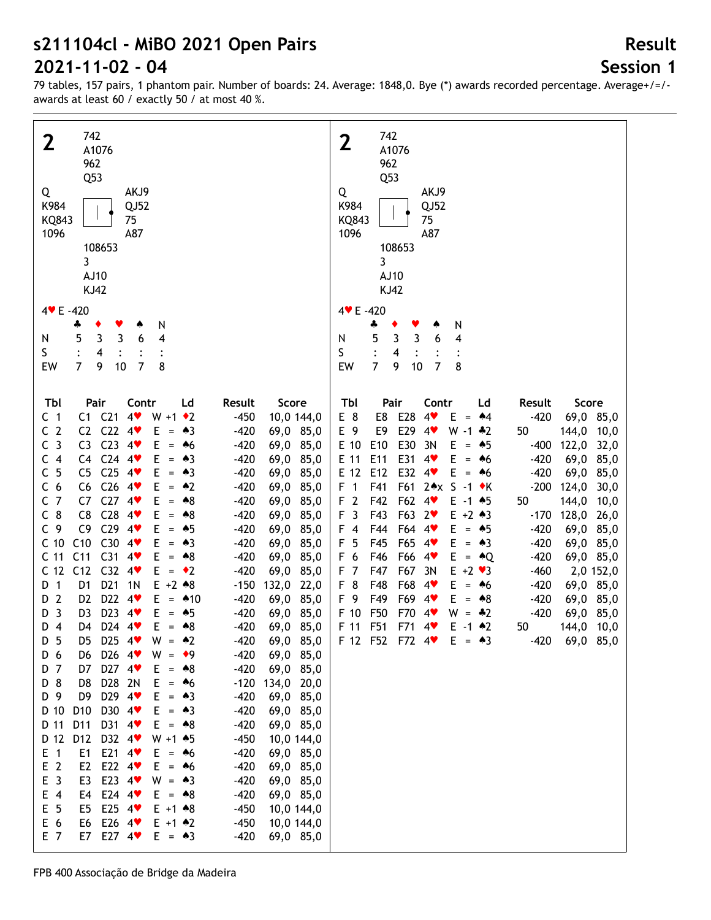# s211104cl - MiBO 2021 Open Pairs

# 2021-11-02 - 04

## Result

## Session 1

79 tables, 157 pairs, 1 phantom pair. Number of boards: 24. Average: 1848,0. Bye (*) awards recorded percentage. Average+/=/- awards at least 60 / exactly 50 / at most 40 %.

**2**

North: ♠ 742 ♥ A1076 ♦ 962 ♣ Q53

West: ♠ Q ♥ K984 ♦ KQ843 ♣ 1096

East: ♠ AKJ9 ♥ QJ52 ♦ 75 ♣ A87

South: ♠ 108653 ♥ 3 ♦ AJ10 ♣ KJ42

4♥ E -420

| | ♣ | ♦ | ♥ | ♠ | N |
|---|---|---|---|---|---|
| N | 5 | 3 | 3 | 6 | 4 |
| S | : | 4 | : | : | : |
| EW | 7 | 9 | 10 | 7 | 8 |

| Tbl | Pair | | Contr | | Ld | Result | | Score | |
|---|---|---|---|---|---|---|---|---|---|
| C 1 | C1 | C21 | 4♥ | W +1 | ♦2 | | -450 | 10,0 | 144,0 |
| C 2 | C2 | C22 | 4♥ | E = | ♠3 | | -420 | 69,0 | 85,0 |
| C 3 | C3 | C23 | 4♥ | E = | ♠6 | | -420 | 69,0 | 85,0 |
| C 4 | C4 | C24 | 4♥ | E = | ♠3 | | -420 | 69,0 | 85,0 |
| C 5 | C5 | C25 | 4♥ | E = | ♠3 | | -420 | 69,0 | 85,0 |
| C 6 | C6 | C26 | 4♥ | E = | ♠2 | | -420 | 69,0 | 85,0 |
| C 7 | C7 | C27 | 4♥ | E = | ♠8 | | -420 | 69,0 | 85,0 |
| C 8 | C8 | C28 | 4♥ | E = | ♠8 | | -420 | 69,0 | 85,0 |
| C 9 | C9 | C29 | 4♥ | E = | ♠5 | | -420 | 69,0 | 85,0 |
| C 10 | C10 | C30 | 4♥ | E = | ♠3 | | -420 | 69,0 | 85,0 |
| C 11 | C11 | C31 | 4♥ | E = | ♠8 | | -420 | 69,0 | 85,0 |
| C 12 | C12 | C32 | 4♥ | E = | ♦2 | | -420 | 69,0 | 85,0 |
| D 1 | D1 | D21 | 1N | E +2 | ♠8 | | -150 | 132,0 | 22,0 |
| D 2 | D2 | D22 | 4♥ | E = | ♠10 | | -420 | 69,0 | 85,0 |
| D 3 | D3 | D23 | 4♥ | E = | ♠5 | | -420 | 69,0 | 85,0 |
| D 4 | D4 | D24 | 4♥ | E = | ♠8 | | -420 | 69,0 | 85,0 |
| D 5 | D5 | D25 | 4♥ | W = | ♠2 | | -420 | 69,0 | 85,0 |
| D 6 | D6 | D26 | 4♥ | W = | ♦9 | | -420 | 69,0 | 85,0 |
| D 7 | D7 | D27 | 4♥ | E = | ♠8 | | -420 | 69,0 | 85,0 |
| D 8 | D8 | D28 | 2N | E = | ♠6 | | -120 | 134,0 | 20,0 |
| D 9 | D9 | D29 | 4♥ | E = | ♠3 | | -420 | 69,0 | 85,0 |
| D 10 | D10 | D30 | 4♥ | E = | ♠3 | | -420 | 69,0 | 85,0 |
| D 11 | D11 | D31 | 4♥ | E = | ♠8 | | -420 | 69,0 | 85,0 |
| D 12 | D12 | D32 | 4♥ | W +1 | ♠5 | | -450 | 10,0 | 144,0 |
| E 1 | E1 | E21 | 4♥ | E = | ♠6 | | -420 | 69,0 | 85,0 |
| E 2 | E2 | E22 | 4♥ | E = | ♠6 | | -420 | 69,0 | 85,0 |
| E 3 | E3 | E23 | 4♥ | W = | ♠3 | | -420 | 69,0 | 85,0 |
| E 4 | E4 | E24 | 4♥ | E = | ♠8 | | -420 | 69,0 | 85,0 |
| E 5 | E5 | E25 | 4♥ | E +1 | ♠8 | | -450 | 10,0 | 144,0 |
| E 6 | E6 | E26 | 4♥ | E +1 | ♠2 | | -450 | 10,0 | 144,0 |
| E 7 | E7 | E27 | 4♥ | E = | ♠3 | | -420 | 69,0 | 85,0 |
| E 8 | E8 | E28 | 4♥ | E = | ♠4 | | -420 | 69,0 | 85,0 |
| E 9 | E9 | E29 | 4♥ | W -1 | ♣2 | 50 | | 144,0 | 10,0 |
| E 10 | E10 | E30 | 3N | E = | ♠5 | | -400 | 122,0 | 32,0 |
| E 11 | E11 | E31 | 4♥ | E = | ♠6 | | -420 | 69,0 | 85,0 |
| E 12 | E12 | E32 | 4♥ | E = | ♠6 | | -420 | 69,0 | 85,0 |
| F 1 | F41 | F61 | 2♠x | S -1 | ♦K | | -200 | 124,0 | 30,0 |
| F 2 | F42 | F62 | 4♥ | E -1 | ♠5 | 50 | | 144,0 | 10,0 |
| F 3 | F43 | F63 | 2♥ | E +2 | ♠3 | | -170 | 128,0 | 26,0 |
| F 4 | F44 | F64 | 4♥ | E = | ♠5 | | -420 | 69,0 | 85,0 |
| F 5 | F45 | F65 | 4♥ | E = | ♠3 | | -420 | 69,0 | 85,0 |
| F 6 | F46 | F66 | 4♥ | E = | ♠Q | | -420 | 69,0 | 85,0 |
| F 7 | F47 | F67 | 3N | E +2 | ♥3 | | -460 | 2,0 | 152,0 |
| F 8 | F48 | F68 | 4♥ | E = | ♠6 | | -420 | 69,0 | 85,0 |
| F 9 | F49 | F69 | 4♥ | E = | ♠8 | | -420 | 69,0 | 85,0 |
| F 10 | F50 | F70 | 4♥ | W = | ♣2 | | -420 | 69,0 | 85,0 |
| F 11 | F51 | F71 | 4♥ | E -1 | ♠2 | 50 | | 144,0 | 10,0 |
| F 12 | F52 | F72 | 4♥ | E = | ♠3 | | -420 | 69,0 | 85,0 |

FPB 400 Associação de Bridge da Madeira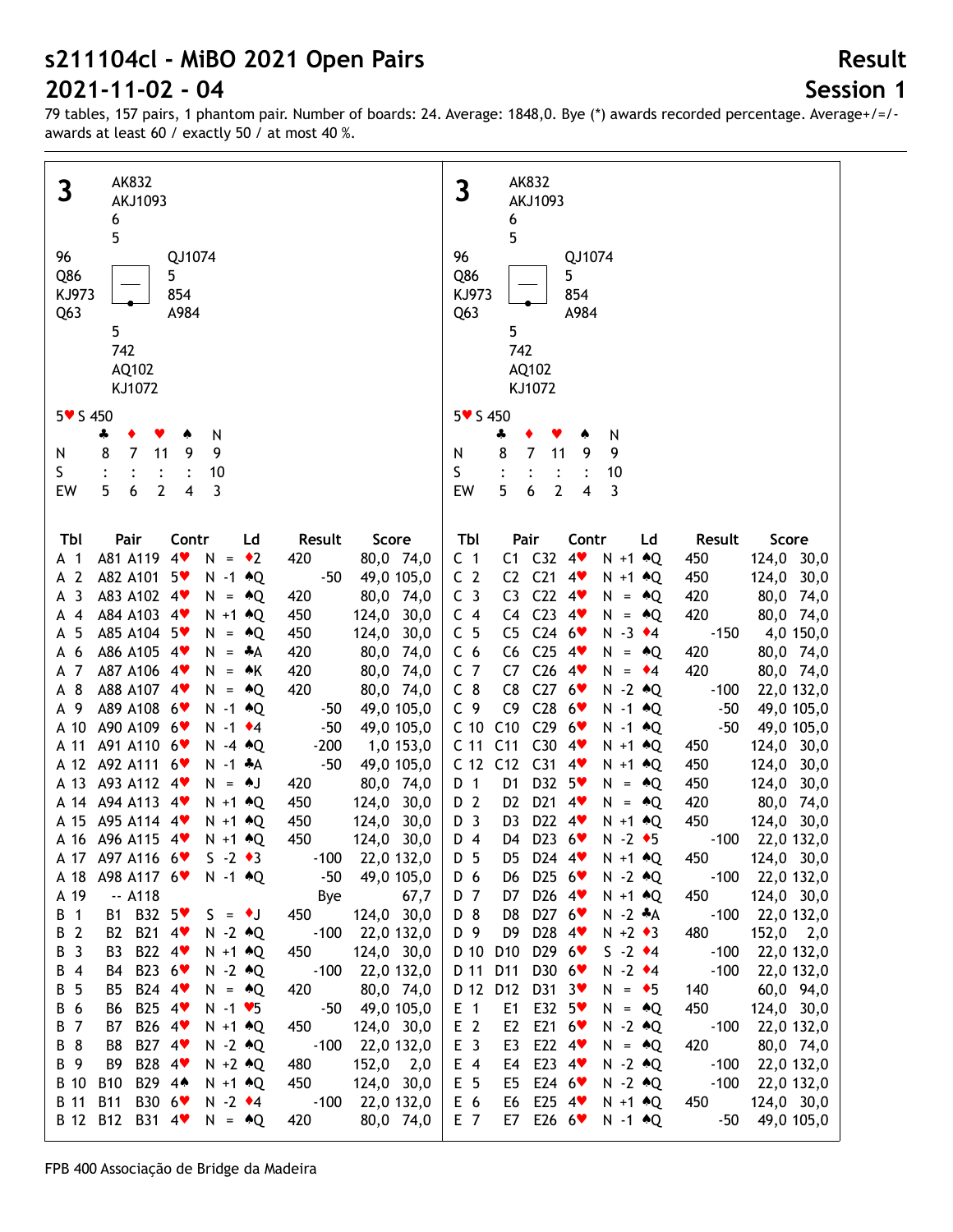# s211104cl - MiBO 2021 Open Pairs

# 2021-11-02 - 04

**Result**

**Session 1**

79 tables, 157 pairs, 1 phantom pair. Number of boards: 24. Average: 1848,0. Bye (*) awards recorded percentage. Average+/=/- awards at least 60 / exactly 50 / at most 40 %.

## 3

North: AK832 / AKJ1093 / 6 / 5

West: 96 / Q86 / KJ973 / Q63

East: QJ1074 / 5 / 854 / A984

South: 5 / 742 / AQ102 / KJ1072

5♥ S 450

|  | ♣ | ♦ | ♥ | ♠ | N |
|---|---|---|---|---|---|
| N | 8 | 7 | 11 | 9 | 9 |
| S | : | : | : | : | 10 |
| EW | 5 | 6 | 2 | 4 | 3 |

| Tbl | Pair | Contr | Ld | Result | Score |
|---|---|---|---|---|---|
| A 1 | A81 A119 | 4♥ N = | ♦2 | 420 | 80,0 74,0 |
| A 2 | A82 A101 | 5♥ N -1 | ♠Q | -50 | 49,0 105,0 |
| A 3 | A83 A102 | 4♥ N = | ♠Q | 420 | 80,0 74,0 |
| A 4 | A84 A103 | 4♥ N +1 | ♠Q | 450 | 124,0 30,0 |
| A 5 | A85 A104 | 5♥ N = | ♠Q | 450 | 124,0 30,0 |
| A 6 | A86 A105 | 4♥ N = | ♣A | 420 | 80,0 74,0 |
| A 7 | A87 A106 | 4♥ N = | ♠K | 420 | 80,0 74,0 |
| A 8 | A88 A107 | 4♥ N = | ♠Q | 420 | 80,0 74,0 |
| A 9 | A89 A108 | 6♥ N -1 | ♠Q | -50 | 49,0 105,0 |
| A 10 | A90 A109 | 6♥ N -1 | ♦4 | -50 | 49,0 105,0 |
| A 11 | A91 A110 | 6♥ N -4 | ♠Q | -200 | 1,0 153,0 |
| A 12 | A92 A111 | 6♥ N -1 | ♣A | -50 | 49,0 105,0 |
| A 13 | A93 A112 | 4♥ N = | ♠J | 420 | 80,0 74,0 |
| A 14 | A94 A113 | 4♥ N +1 | ♠Q | 450 | 124,0 30,0 |
| A 15 | A95 A114 | 4♥ N +1 | ♠Q | 450 | 124,0 30,0 |
| A 16 | A96 A115 | 4♥ N +1 | ♠Q | 450 | 124,0 30,0 |
| A 17 | A97 A116 | 6♥ S -2 | ♦3 | -100 | 22,0 132,0 |
| A 18 | A98 A117 | 6♥ N -1 | ♠Q | -50 | 49,0 105,0 |
| A 19 | -- A118 |  |  | Bye | 67,7 |
| B 1 | B1 B32 | 5♥ S = | ♦J | 450 | 124,0 30,0 |
| B 2 | B2 B21 | 4♥ N -2 | ♠Q | -100 | 22,0 132,0 |
| B 3 | B3 B22 | 4♥ N +1 | ♠Q | 450 | 124,0 30,0 |
| B 4 | B4 B23 | 6♥ N -2 | ♠Q | -100 | 22,0 132,0 |
| B 5 | B5 B24 | 4♥ N = | ♠Q | 420 | 80,0 74,0 |
| B 6 | B6 B25 | 4♥ N -1 | ♥5 | -50 | 49,0 105,0 |
| B 7 | B7 B26 | 4♥ N +1 | ♠Q | 450 | 124,0 30,0 |
| B 8 | B8 B27 | 4♥ N -2 | ♠Q | -100 | 22,0 132,0 |
| B 9 | B9 B28 | 4♥ N +2 | ♠Q | 480 | 152,0 2,0 |
| B 10 | B10 B29 | 4♠ N +1 | ♠Q | 450 | 124,0 30,0 |
| B 11 | B11 B30 | 6♥ N -2 | ♦4 | -100 | 22,0 132,0 |
| B 12 | B12 B31 | 4♥ N = | ♠Q | 420 | 80,0 74,0 |
| C 1 | C1 C32 | 4♥ N +1 | ♠Q | 450 | 124,0 30,0 |
| C 2 | C2 C21 | 4♥ N +1 | ♠Q | 450 | 124,0 30,0 |
| C 3 | C3 C22 | 4♥ N = | ♠Q | 420 | 80,0 74,0 |
| C 4 | C4 C23 | 4♥ N = | ♠Q | 420 | 80,0 74,0 |
| C 5 | C5 C24 | 6♥ N -3 | ♦4 | -150 | 4,0 150,0 |
| C 6 | C6 C25 | 4♥ N = | ♠Q | 420 | 80,0 74,0 |
| C 7 | C7 C26 | 4♥ N = | ♦4 | 420 | 80,0 74,0 |
| C 8 | C8 C27 | 6♥ N -2 | ♠Q | -100 | 22,0 132,0 |
| C 9 | C9 C28 | 6♥ N -1 | ♠Q | -50 | 49,0 105,0 |
| C 10 | C10 C29 | 6♥ N -1 | ♠Q | -50 | 49,0 105,0 |
| C 11 | C11 C30 | 4♥ N +1 | ♠Q | 450 | 124,0 30,0 |
| C 12 | C12 C31 | 4♥ N +1 | ♠Q | 450 | 124,0 30,0 |
| D 1 | D1 D32 | 5♥ N = | ♠Q | 450 | 124,0 30,0 |
| D 2 | D2 D21 | 4♥ N = | ♠Q | 420 | 80,0 74,0 |
| D 3 | D3 D22 | 4♥ N +1 | ♠Q | 450 | 124,0 30,0 |
| D 4 | D4 D23 | 6♥ N -2 | ♦5 | -100 | 22,0 132,0 |
| D 5 | D5 D24 | 4♥ N +1 | ♠Q | 450 | 124,0 30,0 |
| D 6 | D6 D25 | 6♥ N -2 | ♠Q | -100 | 22,0 132,0 |
| D 7 | D7 D26 | 4♥ N +1 | ♠Q | 450 | 124,0 30,0 |
| D 8 | D8 D27 | 6♥ N -2 | ♣A | -100 | 22,0 132,0 |
| D 9 | D9 D28 | 4♥ N +2 | ♦3 | 480 | 152,0 2,0 |
| D 10 | D10 D29 | 6♥ S -2 | ♦4 | -100 | 22,0 132,0 |
| D 11 | D11 D30 | 6♥ N -2 | ♦4 | -100 | 22,0 132,0 |
| D 12 | D12 D31 | 3♥ N = | ♦5 | 140 | 60,0 94,0 |
| E 1 | E1 E32 | 5♥ N = | ♠Q | 450 | 124,0 30,0 |
| E 2 | E2 E21 | 6♥ N -2 | ♠Q | -100 | 22,0 132,0 |
| E 3 | E3 E22 | 4♥ N = | ♠Q | 420 | 80,0 74,0 |
| E 4 | E4 E23 | 4♥ N -2 | ♠Q | -100 | 22,0 132,0 |
| E 5 | E5 E24 | 6♥ N -2 | ♠Q | -100 | 22,0 132,0 |
| E 6 | E6 E25 | 4♥ N +1 | ♠Q | 450 | 124,0 30,0 |
| E 7 | E7 E26 | 6♥ N -1 | ♠Q | -50 | 49,0 105,0 |

FPB 400 Associação de Bridge da Madeira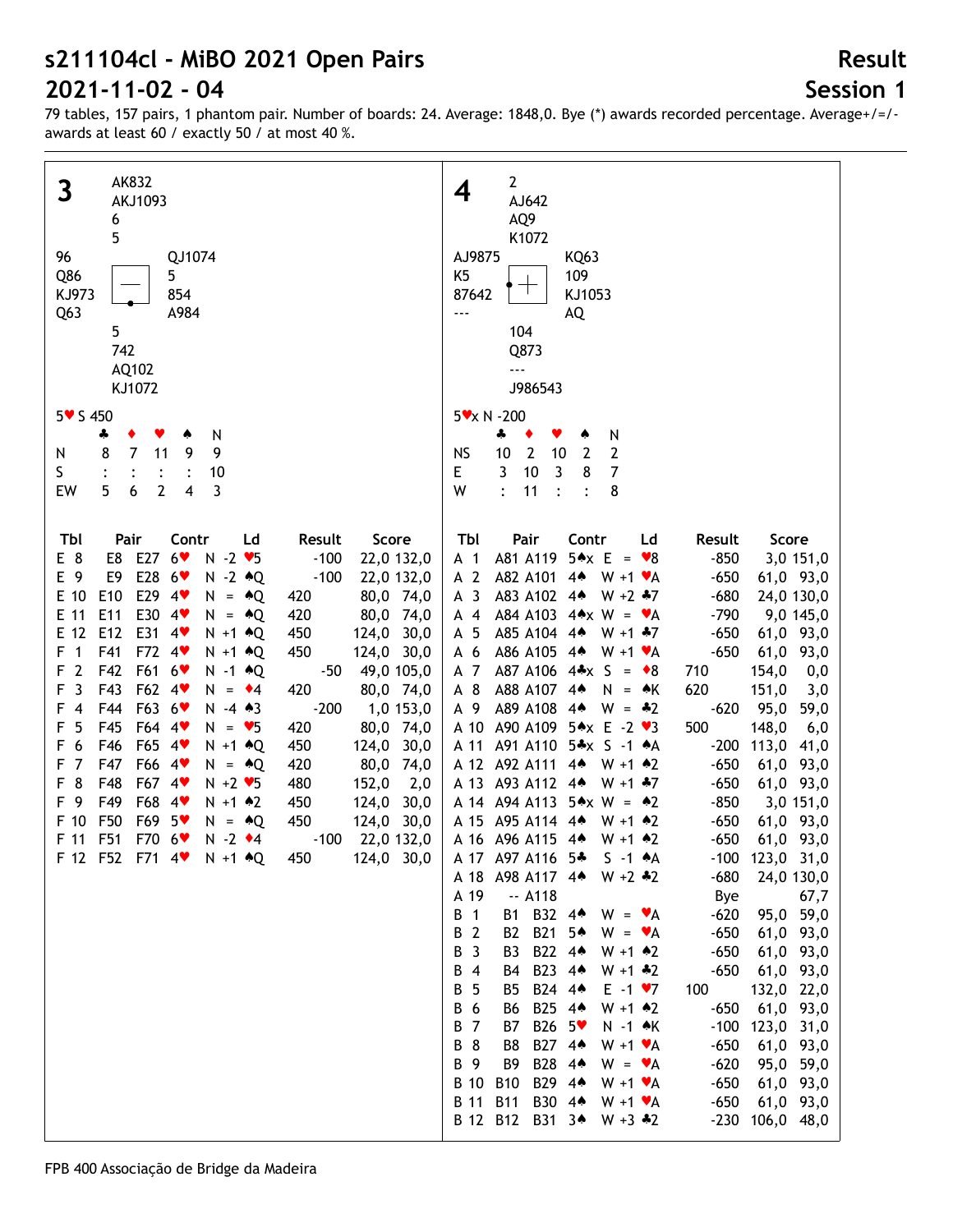# s211104cl - MiBO 2021 Open Pairs
# 2021-11-02 - 04

## Result
## Session 1

79 tables, 157 pairs, 1 phantom pair. Number of boards: 24. Average: 1848,0. Bye (*) awards recorded percentage. Average+/=/- awards at least 60 / exactly 50 / at most 40 %.

### Board 3

North: ♠ AK832 ♥ AKJ1093 ♦ 6 ♣ 5
West: ♠ 96 ♥ Q86 ♦ KJ973 ♣ Q63
East: ♠ QJ1074 ♥ 5 ♦ 854 ♣ A984
South: ♠ 5 ♥ 742 ♦ AQ102 ♣ KJ1072

5♥ S 450

| | ♣ | ♦ | ♥ | ♠ | N |
|---|---|---|---|---|---|
| N | 8 | 7 | 11 | 9 | 9 |
| S | : | : | : | : | 10 |
| EW | 5 | 6 | 2 | 4 | 3 |

| Tbl | Pair | | Contr | | Ld | Result | | Score | |
|---|---|---|---|---|---|---|---|---|---|
| E 8 | E8 | E27 | 6♥ | N -2 | ♥5 | | -100 | 22,0 | 132,0 |
| E 9 | E9 | E28 | 6♥ | N -2 | ♠Q | | -100 | 22,0 | 132,0 |
| E 10 | E10 | E29 | 4♥ | N = | ♠Q | 420 | | 80,0 | 74,0 |
| E 11 | E11 | E30 | 4♥ | N = | ♠Q | 420 | | 80,0 | 74,0 |
| E 12 | E12 | E31 | 4♥ | N +1 | ♠Q | 450 | | 124,0 | 30,0 |
| F 1 | F41 | F72 | 4♥ | N +1 | ♠Q | 450 | | 124,0 | 30,0 |
| F 2 | F42 | F61 | 6♥ | N -1 | ♠Q | | -50 | 49,0 | 105,0 |
| F 3 | F43 | F62 | 4♥ | N = | ♦4 | 420 | | 80,0 | 74,0 |
| F 4 | F44 | F63 | 6♥ | N -4 | ♠3 | | -200 | 1,0 | 153,0 |
| F 5 | F45 | F64 | 4♥ | N = | ♥5 | 420 | | 80,0 | 74,0 |
| F 6 | F46 | F65 | 4♥ | N +1 | ♠Q | 450 | | 124,0 | 30,0 |
| F 7 | F47 | F66 | 4♥ | N = | ♠Q | 420 | | 80,0 | 74,0 |
| F 8 | F48 | F67 | 4♥ | N +2 | ♥5 | 480 | | 152,0 | 2,0 |
| F 9 | F49 | F68 | 4♥ | N +1 | ♠2 | 450 | | 124,0 | 30,0 |
| F 10 | F50 | F69 | 5♥ | N = | ♠Q | 450 | | 124,0 | 30,0 |
| F 11 | F51 | F70 | 6♥ | N -2 | ♦4 | | -100 | 22,0 | 132,0 |
| F 12 | F52 | F71 | 4♥ | N +1 | ♠Q | 450 | | 124,0 | 30,0 |

### Board 4

North: ♠ 2 ♥ AJ642 ♦ AQ9 ♣ K1072
West: ♠ AJ9875 ♥ K5 ♦ 87642 ♣ ---
East: ♠ KQ63 ♥ 109 ♦ KJ1053 ♣ AQ
South: ♠ 104 ♥ Q873 ♦ --- ♣ J986543

5♥x N -200

| | ♣ | ♦ | ♥ | ♠ | N |
|---|---|---|---|---|---|
| NS | 10 | 2 | 10 | 2 | 2 |
| E | 3 | 10 | 3 | 8 | 7 |
| W | : | 11 | : | : | 8 |

| Tbl | Pair | | Contr | | Ld | Result | | Score | |
|---|---|---|---|---|---|---|---|---|---|
| A 1 | A81 | A119 | 5♠x | E = | ♥8 | | -850 | 3,0 | 151,0 |
| A 2 | A82 | A101 | 4♠ | W +1 | ♥A | | -650 | 61,0 | 93,0 |
| A 3 | A83 | A102 | 4♠ | W +2 | ♣7 | | -680 | 24,0 | 130,0 |
| A 4 | A84 | A103 | 4♠x | W = | ♥A | | -790 | 9,0 | 145,0 |
| A 5 | A85 | A104 | 4♠ | W +1 | ♣7 | | -650 | 61,0 | 93,0 |
| A 6 | A86 | A105 | 4♠ | W +1 | ♥A | | -650 | 61,0 | 93,0 |
| A 7 | A87 | A106 | 4♣x | S = | ♦8 | 710 | | 154,0 | 0,0 |
| A 8 | A88 | A107 | 4♠ | N = | ♠K | 620 | | 151,0 | 3,0 |
| A 9 | A89 | A108 | 4♠ | W = | ♣2 | | -620 | 95,0 | 59,0 |
| A 10 | A90 | A109 | 5♠x | E -2 | ♥3 | 500 | | 148,0 | 6,0 |
| A 11 | A91 | A110 | 5♣x | S -1 | ♠A | | -200 | 113,0 | 41,0 |
| A 12 | A92 | A111 | 4♠ | W +1 | ♠2 | | -650 | 61,0 | 93,0 |
| A 13 | A93 | A112 | 4♠ | W +1 | ♣7 | | -650 | 61,0 | 93,0 |
| A 14 | A94 | A113 | 5♠x | W = | ♠2 | | -850 | 3,0 | 151,0 |
| A 15 | A95 | A114 | 4♠ | W +1 | ♠2 | | -650 | 61,0 | 93,0 |
| A 16 | A96 | A115 | 4♠ | W +1 | ♠2 | | -650 | 61,0 | 93,0 |
| A 17 | A97 | A116 | 5♣ | S -1 | ♠A | | -100 | 123,0 | 31,0 |
| A 18 | A98 | A117 | 4♠ | W +2 | ♣2 | | -680 | 24,0 | 130,0 |
| A 19 | -- | A118 | | | | Bye | | | 67,7 |
| B 1 | B1 | B32 | 4♠ | W = | ♥A | | -620 | 95,0 | 59,0 |
| B 2 | B2 | B21 | 5♠ | W = | ♥A | | -650 | 61,0 | 93,0 |
| B 3 | B3 | B22 | 4♠ | W +1 | ♠2 | | -650 | 61,0 | 93,0 |
| B 4 | B4 | B23 | 4♠ | W +1 | ♣2 | | -650 | 61,0 | 93,0 |
| B 5 | B5 | B24 | 4♠ | E -1 | ♥7 | 100 | | 132,0 | 22,0 |
| B 6 | B6 | B25 | 4♠ | W +1 | ♠2 | | -650 | 61,0 | 93,0 |
| B 7 | B7 | B26 | 5♥ | N -1 | ♠K | | -100 | 123,0 | 31,0 |
| B 8 | B8 | B27 | 4♠ | W +1 | ♥A | | -650 | 61,0 | 93,0 |
| B 9 | B9 | B28 | 4♠ | W = | ♥A | | -620 | 95,0 | 59,0 |
| B 10 | B10 | B29 | 4♠ | W +1 | ♥A | | -650 | 61,0 | 93,0 |
| B 11 | B11 | B30 | 4♠ | W +1 | ♥A | | -650 | 61,0 | 93,0 |
| B 12 | B12 | B31 | 3♠ | W +3 | ♣2 | | -230 | 106,0 | 48,0 |

FPB 400 Associação de Bridge da Madeira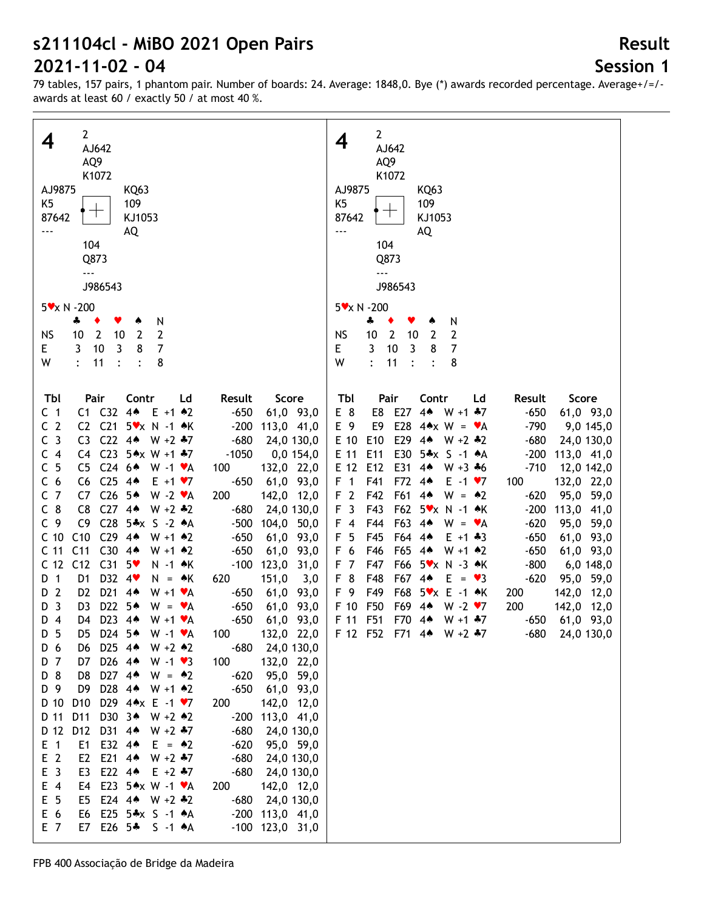# s211104cl - MiBO 2021 Open Pairs

# 2021-11-02 - 04

**Result**

**Session 1**

79 tables, 157 pairs, 1 phantom pair. Number of boards: 24. Average: 1848,0. Bye (*) awards recorded percentage. Average+/=/- awards at least 60 / exactly 50 / at most 40 %.

**Board 4**

North: ♠ 2 ♥ AJ642 ♦ AQ9 ♣ K1072

West: ♠ AJ9875 ♥ K5 ♦ 87642 ♣ ---

East: ♠ KQ63 ♥ 109 ♦ KJ1053 ♣ AQ

South: ♠ 104 ♥ Q873 ♦ --- ♣ J986543

5♥x N -200

| | ♣ | ♦ | ♥ | ♠ | N |
|---|---|---|---|---|---|
| NS | 10 | 2 | 10 | 2 | 2 |
| E | 3 | 10 | 3 | 8 | 7 |
| W | : | 11 | : | : | 8 |

| Tbl | Pair | | Contr | | Ld | Result | | Score | |
|---|---|---|---|---|---|---|---|---|---|
| C 1 | C1 | C32 | 4♠ | E +1 | ♠2 | | -650 | 61,0 | 93,0 |
| C 2 | C2 | C21 | 5♥x | N -1 | ♠K | | -200 | 113,0 | 41,0 |
| C 3 | C3 | C22 | 4♠ | W +2 | ♣7 | | -680 | 24,0 | 130,0 |
| C 4 | C4 | C23 | 5♠x | W +1 | ♣7 | | -1050 | 0,0 | 154,0 |
| C 5 | C5 | C24 | 6♠ | W -1 | ♥A | 100 | | 132,0 | 22,0 |
| C 6 | C6 | C25 | 4♠ | E +1 | ♥7 | | -650 | 61,0 | 93,0 |
| C 7 | C7 | C26 | 5♠ | W -2 | ♥A | 200 | | 142,0 | 12,0 |
| C 8 | C8 | C27 | 4♠ | W +2 | ♣2 | | -680 | 24,0 | 130,0 |
| C 9 | C9 | C28 | 5♣x | S -2 | ♠A | | -500 | 104,0 | 50,0 |
| C 10 | C10 | C29 | 4♠ | W +1 | ♠2 | | -650 | 61,0 | 93,0 |
| C 11 | C11 | C30 | 4♠ | W +1 | ♠2 | | -650 | 61,0 | 93,0 |
| C 12 | C12 | C31 | 5♥ | N -1 | ♠K | | -100 | 123,0 | 31,0 |
| D 1 | D1 | D32 | 4♥ | N = | ♠K | 620 | | 151,0 | 3,0 |
| D 2 | D2 | D21 | 4♠ | W +1 | ♥A | | -650 | 61,0 | 93,0 |
| D 3 | D3 | D22 | 5♠ | W = | ♥A | | -650 | 61,0 | 93,0 |
| D 4 | D4 | D23 | 4♠ | W +1 | ♥A | | -650 | 61,0 | 93,0 |
| D 5 | D5 | D24 | 5♠ | W -1 | ♥A | 100 | | 132,0 | 22,0 |
| D 6 | D6 | D25 | 4♠ | W +2 | ♠2 | | -680 | 24,0 | 130,0 |
| D 7 | D7 | D26 | 4♠ | W -1 | ♥3 | 100 | | 132,0 | 22,0 |
| D 8 | D8 | D27 | 4♠ | W = | ♠2 | | -620 | 95,0 | 59,0 |
| D 9 | D9 | D28 | 4♠ | W +1 | ♠2 | | -650 | 61,0 | 93,0 |
| D 10 | D10 | D29 | 4♠x | E -1 | ♥7 | 200 | | 142,0 | 12,0 |
| D 11 | D11 | D30 | 3♠ | W +2 | ♠2 | | -200 | 113,0 | 41,0 |
| D 12 | D12 | D31 | 4♠ | W +2 | ♣7 | | -680 | 24,0 | 130,0 |
| E 1 | E1 | E32 | 4♠ | E = | ♠2 | | -620 | 95,0 | 59,0 |
| E 2 | E2 | E21 | 4♠ | W +2 | ♣7 | | -680 | 24,0 | 130,0 |
| E 3 | E3 | E22 | 4♠ | E +2 | ♣7 | | -680 | 24,0 | 130,0 |
| E 4 | E4 | E23 | 5♠x | W -1 | ♥A | 200 | | 142,0 | 12,0 |
| E 5 | E5 | E24 | 4♠ | W +2 | ♣2 | | -680 | 24,0 | 130,0 |
| E 6 | E6 | E25 | 5♣x | S -1 | ♠A | | -200 | 113,0 | 41,0 |
| E 7 | E7 | E26 | 5♣ | S -1 | ♠A | | -100 | 123,0 | 31,0 |
| E 8 | E8 | E27 | 4♠ | W +1 | ♣7 | | -650 | 61,0 | 93,0 |
| E 9 | E9 | E28 | 4♠x | W = | ♥A | | -790 | 9,0 | 145,0 |
| E 10 | E10 | E29 | 4♠ | W +2 | ♣2 | | -680 | 24,0 | 130,0 |
| E 11 | E11 | E30 | 5♣x | S -1 | ♠A | | -200 | 113,0 | 41,0 |
| E 12 | E12 | E31 | 4♠ | W +3 | ♣6 | | -710 | 12,0 | 142,0 |
| F 1 | F41 | F72 | 4♠ | E -1 | ♥7 | 100 | | 132,0 | 22,0 |
| F 2 | F42 | F61 | 4♠ | W = | ♠2 | | -620 | 95,0 | 59,0 |
| F 3 | F43 | F62 | 5♥x | N -1 | ♠K | | -200 | 113,0 | 41,0 |
| F 4 | F44 | F63 | 4♠ | W = | ♥A | | -620 | 95,0 | 59,0 |
| F 5 | F45 | F64 | 4♠ | E +1 | ♣3 | | -650 | 61,0 | 93,0 |
| F 6 | F46 | F65 | 4♠ | W +1 | ♠2 | | -650 | 61,0 | 93,0 |
| F 7 | F47 | F66 | 5♥x | N -3 | ♠K | | -800 | 6,0 | 148,0 |
| F 8 | F48 | F67 | 4♠ | E = | ♥3 | | -620 | 95,0 | 59,0 |
| F 9 | F49 | F68 | 5♥x | E -1 | ♠K | 200 | | 142,0 | 12,0 |
| F 10 | F50 | F69 | 4♠ | W -2 | ♥7 | 200 | | 142,0 | 12,0 |
| F 11 | F51 | F70 | 4♠ | W +1 | ♣7 | | -650 | 61,0 | 93,0 |
| F 12 | F52 | F71 | 4♠ | W +2 | ♣7 | | -680 | 24,0 | 130,0 |

FPB 400 Associação de Bridge da Madeira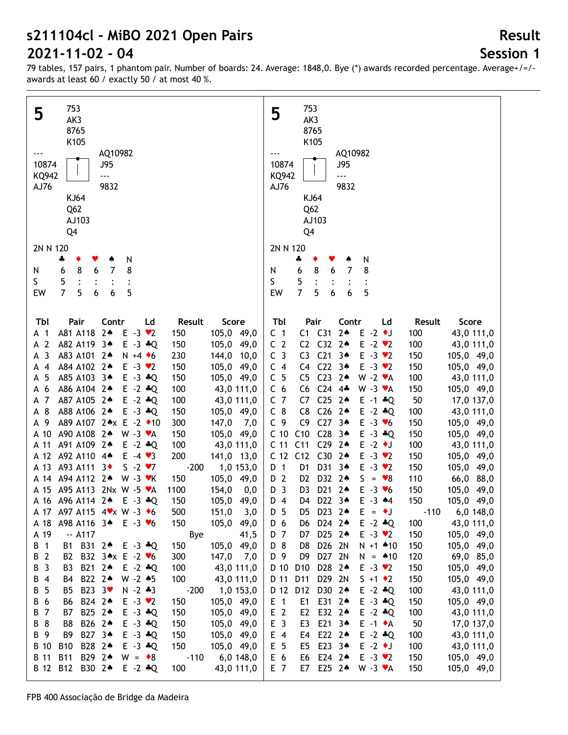# s211104cl - MiBO 2021 Open Pairs

# 2021-11-02 - 04

## Result

## Session 1

79 tables, 157 pairs, 1 phantom pair. Number of boards: 24. Average: 1848,0. Bye (*) awards recorded percentage. Average+/=/- awards at least 60 / exactly 50 / at most 40 %.

### Board 5

| | North | |
|---|---|---|
| | ♠ 753 | |
| | ♥ AK3 | |
| | ♦ 8765 | |
| | ♣ K105 | |
| **West** | | **East** |
| ♠ --- | | ♠ AQ10982 |
| ♥ 10874 | | ♥ J95 |
| ♦ KQ942 | | ♦ --- |
| ♣ AJ76 | | ♣ 9832 |
| | **South** | |
| | ♠ KJ64 | |
| | ♥ Q62 | |
| | ♦ AJ103 | |
| | ♣ Q4 | |

2N N 120

| | ♣ | ♦ | ♥ | ♠ | N |
|---|---|---|---|---|---|
| N | 6 | 8 | 6 | 7 | 8 |
| S | 5 | : | : | : | : |
| EW | 7 | 5 | 6 | 6 | 5 |

| Tbl | Pair | Contr | Ld | Result | Score |
|---|---|---|---|---|---|
| A 1 | A81 A118 | 2♠ E -3 | ♥2 | 150 | 105,0 49,0 |
| A 2 | A82 A119 | 3♠ E -3 | ♣Q | 150 | 105,0 49,0 |
| A 3 | A83 A101 | 2♠ N +4 | ♦6 | 230 | 144,0 10,0 |
| A 4 | A84 A102 | 2♠ E -3 | ♥2 | 150 | 105,0 49,0 |
| A 5 | A85 A103 | 3♠ E -3 | ♣Q | 150 | 105,0 49,0 |
| A 6 | A86 A104 | 2♠ E -2 | ♣Q | 100 | 43,0 111,0 |
| A 7 | A87 A105 | 2♠ E -2 | ♣Q | 100 | 43,0 111,0 |
| A 8 | A88 A106 | 2♠ E -3 | ♣Q | 150 | 105,0 49,0 |
| A 9 | A89 A107 | 2♠x E -2 | ♦10 | 300 | 147,0 7,0 |
| A 10 | A90 A108 | 2♠ W -3 | ♥A | 150 | 105,0 49,0 |
| A 11 | A91 A109 | 2♠ E -2 | ♣Q | 100 | 43,0 111,0 |
| A 12 | A92 A110 | 4♠ E -4 | ♥3 | 200 | 141,0 13,0 |
| A 13 | A93 A111 | 3♦ S -2 | ♥7 | -200 | 1,0 153,0 |
| A 14 | A94 A112 | 2♠ W -3 | ♥K | 150 | 105,0 49,0 |
| A 15 | A95 A113 | 2Nx W -5 | ♥A | 1100 | 154,0 0,0 |
| A 16 | A96 A114 | 2♠ E -3 | ♣Q | 150 | 105,0 49,0 |
| A 17 | A97 A115 | 4♥x W -3 | ♦6 | 500 | 151,0 3,0 |
| A 18 | A98 A116 | 3♠ E -3 | ♥6 | 150 | 105,0 49,0 |
| A 19 | -- A117 | | | Bye | 41,5 |
| B 1 | B1 B31 | 2♠ E -3 | ♣Q | 150 | 105,0 49,0 |
| B 2 | B2 B32 | 3♠x E -2 | ♥6 | 300 | 147,0 7,0 |
| B 3 | B3 B21 | 2♠ E -2 | ♣Q | 100 | 43,0 111,0 |
| B 4 | B4 B22 | 2♠ W -2 | ♠5 | 100 | 43,0 111,0 |
| B 5 | B5 B23 | 3♥ N -2 | ♣3 | -200 | 1,0 153,0 |
| B 6 | B6 B24 | 2♠ E -3 | ♥2 | 150 | 105,0 49,0 |
| B 7 | B7 B25 | 2♠ E -3 | ♣Q | 150 | 105,0 49,0 |
| B 8 | B8 B26 | 2♠ E -3 | ♣Q | 150 | 105,0 49,0 |
| B 9 | B9 B27 | 3♠ E -3 | ♣Q | 150 | 105,0 49,0 |
| B 10 | B10 B28 | 2♠ E -3 | ♣Q | 150 | 105,0 49,0 |
| B 11 | B11 B29 | 2♠ W = | ♦8 | -110 | 6,0 148,0 |
| B 12 | B12 B30 | 2♠ E -2 | ♣Q | 100 | 43,0 111,0 |
| C 1 | C1 C31 | 2♠ E -2 | ♦J | 100 | 43,0 111,0 |
| C 2 | C2 C32 | 2♠ E -2 | ♥2 | 100 | 43,0 111,0 |
| C 3 | C3 C21 | 3♠ E -3 | ♥2 | 150 | 105,0 49,0 |
| C 4 | C4 C22 | 3♠ E -3 | ♥2 | 150 | 105,0 49,0 |
| C 5 | C5 C23 | 2♠ W -2 | ♥A | 100 | 43,0 111,0 |
| C 6 | C6 C24 | 4♣ W -3 | ♥A | 150 | 105,0 49,0 |
| C 7 | C7 C25 | 2♠ E -1 | ♣Q | 50 | 17,0 137,0 |
| C 8 | C8 C26 | 2♠ E -2 | ♣Q | 100 | 43,0 111,0 |
| C 9 | C9 C27 | 3♠ E -3 | ♥6 | 150 | 105,0 49,0 |
| C 10 | C10 C28 | 3♠ E -3 | ♣Q | 150 | 105,0 49,0 |
| C 11 | C11 C29 | 2♠ E -2 | ♦J | 100 | 43,0 111,0 |
| C 12 | C12 C30 | 2♠ E -3 | ♥2 | 150 | 105,0 49,0 |
| D 1 | D1 D31 | 3♠ E -3 | ♥2 | 150 | 105,0 49,0 |
| D 2 | D2 D32 | 2♠ S = | ♥8 | 110 | 66,0 88,0 |
| D 3 | D3 D21 | 2♠ E -3 | ♥6 | 150 | 105,0 49,0 |
| D 4 | D4 D22 | 3♠ E -3 | ♠4 | 150 | 105,0 49,0 |
| D 5 | D5 D23 | 2♠ E = | ♦J | -110 | 6,0 148,0 |
| D 6 | D6 D24 | 2♠ E -2 | ♣Q | 100 | 43,0 111,0 |
| D 7 | D7 D25 | 2♠ E -3 | ♥2 | 150 | 105,0 49,0 |
| D 8 | D8 D26 | 2N N +1 | ♠10 | 150 | 105,0 49,0 |
| D 9 | D9 D27 | 2N N = | ♠10 | 120 | 69,0 85,0 |
| D 10 | D10 D28 | 2♠ E -3 | ♥2 | 150 | 105,0 49,0 |
| D 11 | D11 D29 | 2N S +1 | ♦2 | 150 | 105,0 49,0 |
| D 12 | D12 D30 | 2♠ E -2 | ♣Q | 100 | 43,0 111,0 |
| E 1 | E1 E31 | 2♠ E -3 | ♣Q | 150 | 105,0 49,0 |
| E 2 | E2 E32 | 2♠ E -2 | ♣Q | 100 | 43,0 111,0 |
| E 3 | E3 E21 | 3♠ E -1 | ♦A | 50 | 17,0 137,0 |
| E 4 | E4 E22 | 2♠ E -2 | ♣Q | 100 | 43,0 111,0 |
| E 5 | E5 E23 | 3♠ E -2 | ♦J | 100 | 43,0 111,0 |
| E 6 | E6 E24 | 2♠ E -3 | ♥2 | 150 | 105,0 49,0 |
| E 7 | E7 E25 | 2♠ W -3 | ♥A | 150 | 105,0 49,0 |

FPB 400 Associação de Bridge da Madeira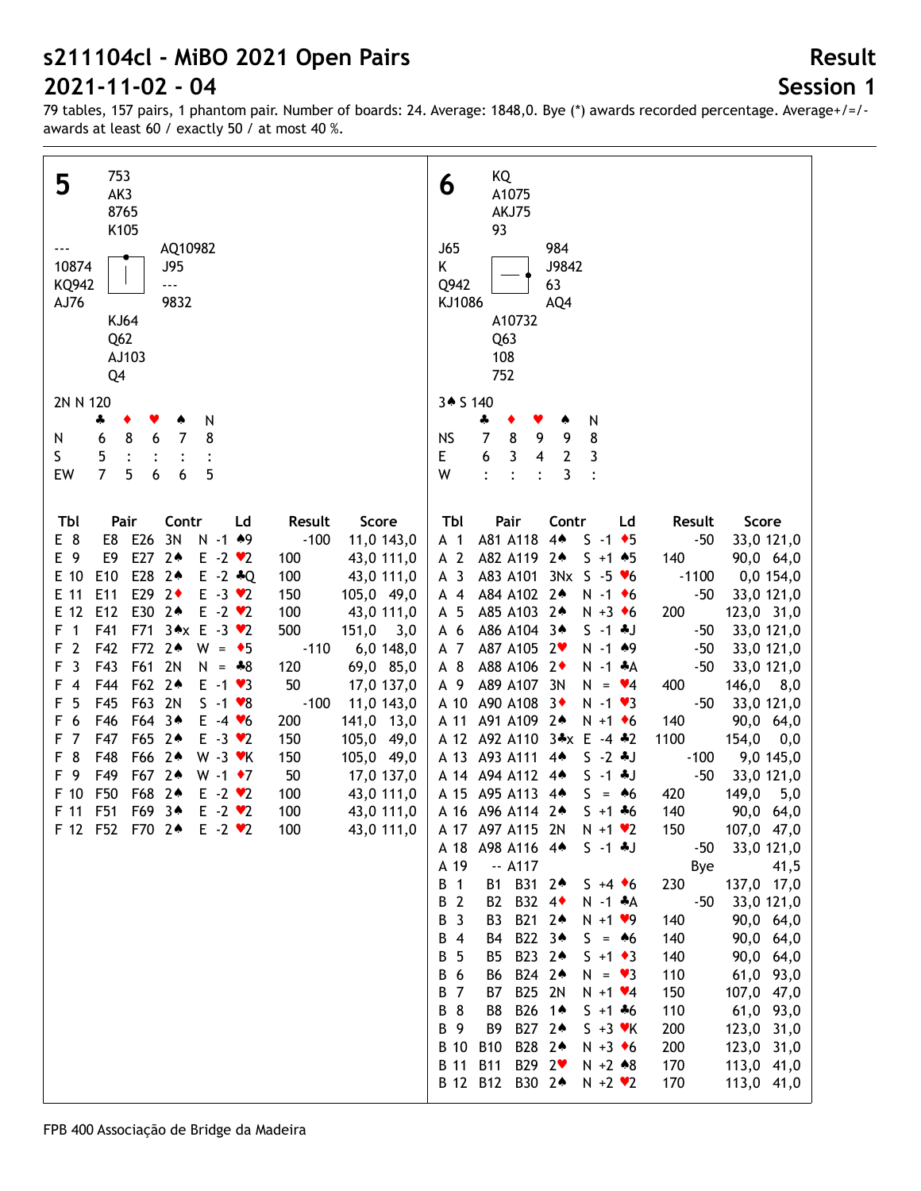# s211104cl - MiBO 2021 Open Pairs

# 2021-11-02 - 04

## Result

## Session 1

79 tables, 157 pairs, 1 phantom pair. Number of boards: 24. Average: 1848,0. Bye (*) awards recorded percentage. Average+/=/- awards at least 60 / exactly 50 / at most 40 %.

### Board 5

North: ♠ 753 ♥ AK3 ♦ 8765 ♣ K105

West: ♠ --- ♥ 10874 ♦ KQ942 ♣ AJ76

East: ♠ AQ10982 ♥ J95 ♦ --- ♣ 9832

South: ♠ KJ64 ♥ Q62 ♦ AJ103 ♣ Q4

2N N 120

| | ♣ | ♦ | ♥ | ♠ | N |
|---|---|---|---|---|---|
| N | 6 | 8 | 6 | 7 | 8 |
| S | 5 | : | : | : | : |
| EW | 7 | 5 | 6 | 6 | 5 |

| Tbl | Pair | | Contr | Ld | Result | | Score | |
|---|---|---|---|---|---|---|---|---|
| E 8 | E8 | E26 | 3N N -1 | ♠9 | | -100 | 11,0 | 143,0 |
| E 9 | E9 | E27 | 2♠ E -2 | ♥2 | 100 | | 43,0 | 111,0 |
| E 10 | E10 | E28 | 2♠ E -2 | ♣Q | 100 | | 43,0 | 111,0 |
| E 11 | E11 | E29 | 2♦ E -3 | ♥2 | 150 | | 105,0 | 49,0 |
| E 12 | E12 | E30 | 2♠ E -2 | ♥2 | 100 | | 43,0 | 111,0 |
| F 1 | F41 | F71 | 3♠x E -3 | ♥2 | 500 | | 151,0 | 3,0 |
| F 2 | F42 | F72 | 2♠ W = | ♦5 | | -110 | 6,0 | 148,0 |
| F 3 | F43 | F61 | 2N N = | ♣8 | 120 | | 69,0 | 85,0 |
| F 4 | F44 | F62 | 2♠ E -1 | ♥3 | 50 | | 17,0 | 137,0 |
| F 5 | F45 | F63 | 2N S -1 | ♥8 | | -100 | 11,0 | 143,0 |
| F 6 | F46 | F64 | 3♠ E -4 | ♥6 | 200 | | 141,0 | 13,0 |
| F 7 | F47 | F65 | 2♠ E -3 | ♥2 | 150 | | 105,0 | 49,0 |
| F 8 | F48 | F66 | 2♠ W -3 | ♥K | 150 | | 105,0 | 49,0 |
| F 9 | F49 | F67 | 2♠ W -1 | ♦7 | 50 | | 17,0 | 137,0 |
| F 10 | F50 | F68 | 2♠ E -2 | ♥2 | 100 | | 43,0 | 111,0 |
| F 11 | F51 | F69 | 3♠ E -2 | ♥2 | 100 | | 43,0 | 111,0 |
| F 12 | F52 | F70 | 2♠ E -2 | ♥2 | 100 | | 43,0 | 111,0 |

### Board 6

North: ♠ KQ ♥ A1075 ♦ AKJ75 ♣ 93

West: ♠ J65 ♥ K ♦ Q942 ♣ KJ1086

East: ♠ 984 ♥ J9842 ♦ 63 ♣ AQ4

South: ♠ A10732 ♥ Q63 ♦ 108 ♣ 752

3♠ S 140

| | ♣ | ♦ | ♥ | ♠ | N |
|---|---|---|---|---|---|
| NS | 7 | 8 | 9 | 9 | 8 |
| E | 6 | 3 | 4 | 2 | 3 |
| W | : | : | : | 3 | : |

| Tbl | Pair | | Contr | Ld | Result | | Score | |
|---|---|---|---|---|---|---|---|---|
| A 1 | A81 | A118 | 4♠ S -1 | ♦5 | | -50 | 33,0 | 121,0 |
| A 2 | A82 | A119 | 2♠ S +1 | ♠5 | 140 | | 90,0 | 64,0 |
| A 3 | A83 | A101 | 3Nx S -5 | ♥6 | | -1100 | 0,0 | 154,0 |
| A 4 | A84 | A102 | 2♠ N -1 | ♦6 | | -50 | 33,0 | 121,0 |
| A 5 | A85 | A103 | 2♠ N +3 | ♦6 | 200 | | 123,0 | 31,0 |
| A 6 | A86 | A104 | 3♠ S -1 | ♣J | | -50 | 33,0 | 121,0 |
| A 7 | A87 | A105 | 2♥ N -1 | ♠9 | | -50 | 33,0 | 121,0 |
| A 8 | A88 | A106 | 2♦ N -1 | ♣A | | -50 | 33,0 | 121,0 |
| A 9 | A89 | A107 | 3N N = | ♥4 | 400 | | 146,0 | 8,0 |
| A 10 | A90 | A108 | 3♦ N -1 | ♥3 | | -50 | 33,0 | 121,0 |
| A 11 | A91 | A109 | 2♠ N +1 | ♦6 | 140 | | 90,0 | 64,0 |
| A 12 | A92 | A110 | 3♣x E -4 | ♣2 | 1100 | | 154,0 | 0,0 |
| A 13 | A93 | A111 | 4♠ S -2 | ♣J | | -100 | 9,0 | 145,0 |
| A 14 | A94 | A112 | 4♠ S -1 | ♣J | | -50 | 33,0 | 121,0 |
| A 15 | A95 | A113 | 4♠ S = | ♠6 | 420 | | 149,0 | 5,0 |
| A 16 | A96 | A114 | 2♠ S +1 | ♣6 | 140 | | 90,0 | 64,0 |
| A 17 | A97 | A115 | 2N N +1 | ♥2 | 150 | | 107,0 | 47,0 |
| A 18 | A98 | A116 | 4♠ S -1 | ♣J | | -50 | 33,0 | 121,0 |
| A 19 | -- | A117 | | | Bye | | | 41,5 |
| B 1 | B1 | B31 | 2♠ S +4 | ♦6 | 230 | | 137,0 | 17,0 |
| B 2 | B2 | B32 | 4♦ N -1 | ♣A | | -50 | 33,0 | 121,0 |
| B 3 | B3 | B21 | 2♠ N +1 | ♥9 | 140 | | 90,0 | 64,0 |
| B 4 | B4 | B22 | 3♠ S = | ♠6 | 140 | | 90,0 | 64,0 |
| B 5 | B5 | B23 | 2♠ S +1 | ♦3 | 140 | | 90,0 | 64,0 |
| B 6 | B6 | B24 | 2♠ N = | ♥3 | 110 | | 61,0 | 93,0 |
| B 7 | B7 | B25 | 2N N +1 | ♥4 | 150 | | 107,0 | 47,0 |
| B 8 | B8 | B26 | 1♠ S +1 | ♣6 | 110 | | 61,0 | 93,0 |
| B 9 | B9 | B27 | 2♠ S +3 | ♥K | 200 | | 123,0 | 31,0 |
| B 10 | B10 | B28 | 2♠ N +3 | ♦6 | 200 | | 123,0 | 31,0 |
| B 11 | B11 | B29 | 2♥ N +2 | ♠8 | 170 | | 113,0 | 41,0 |
| B 12 | B12 | B30 | 2♠ N +2 | ♥2 | 170 | | 113,0 | 41,0 |

FPB 400 Associação de Bridge da Madeira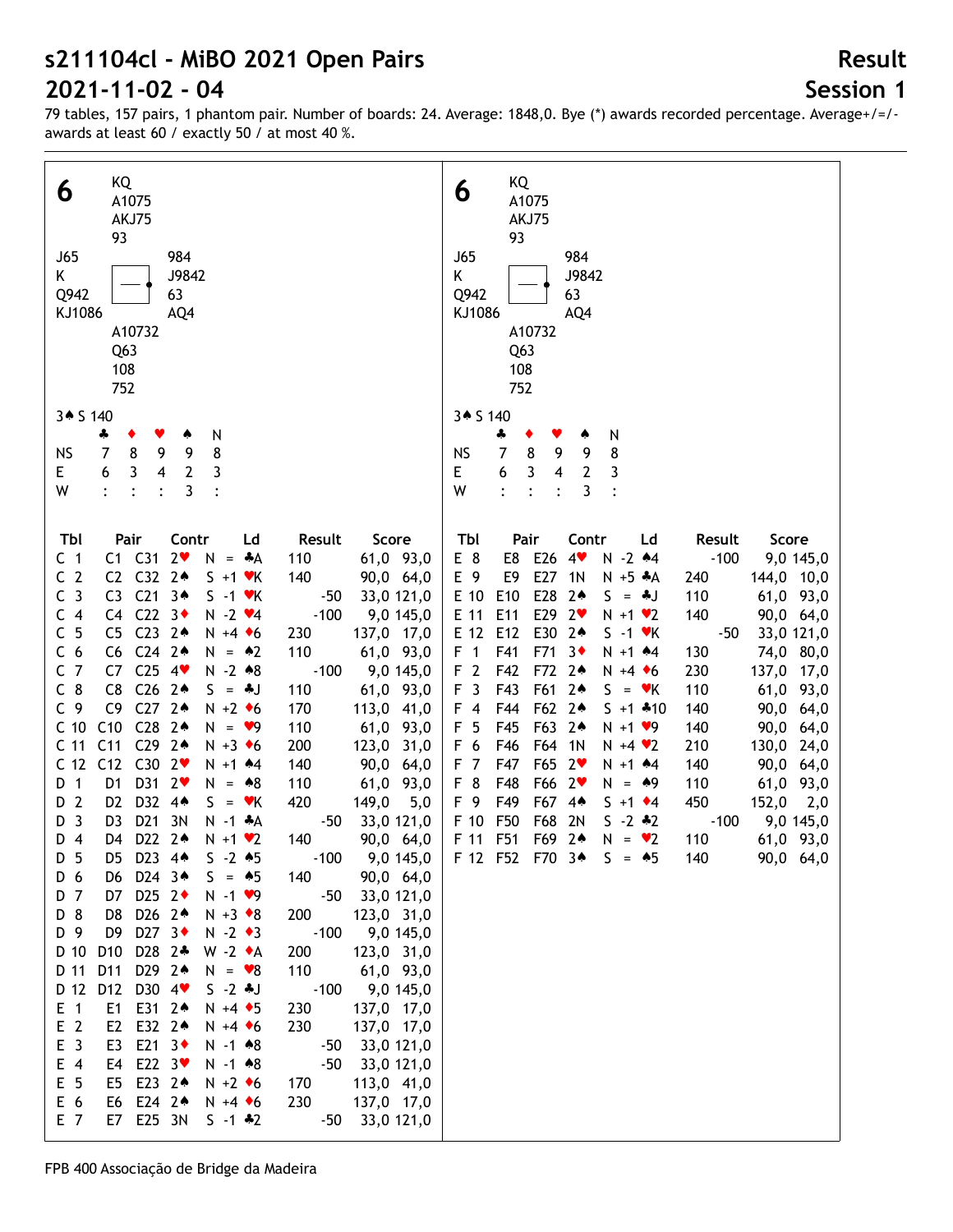# s211104cl - MiBO 2021 Open Pairs

# 2021-11-02 - 04

**Result**

**Session 1**

79 tables, 157 pairs, 1 phantom pair. Number of boards: 24. Average: 1848,0. Bye (*) awards recorded percentage. Average+/=/- awards at least 60 / exactly 50 / at most 40 %.

## 6

North: ♠ KQ ♥ A1075 ♦ AKJ75 ♣ 93

West: ♠ J65 ♥ K ♦ Q942 ♣ KJ1086

East: ♠ 984 ♥ J9842 ♦ 63 ♣ AQ4

South: ♠ A10732 ♥ Q63 ♦ 108 ♣ 752

3♠ S 140

|  | ♣ | ♦ | ♥ | ♠ | N |
|---|---|---|---|---|---|
| NS | 7 | 8 | 9 | 9 | 8 |
| E | 6 | 3 | 4 | 2 | 3 |
| W | : | : | : | 3 | : |

| Tbl | Pair | | Contr | | Ld | Result | | Score | |
|---|---|---|---|---|---|---|---|---|---|
| C 1 | C1 | C31 | 2♥ | N = | ♣A | 110 | | 61,0 | 93,0 |
| C 2 | C2 | C32 | 2♠ | S +1 | ♥K | 140 | | 90,0 | 64,0 |
| C 3 | C3 | C21 | 3♠ | S -1 | ♥K | | -50 | 33,0 | 121,0 |
| C 4 | C4 | C22 | 3♦ | N -2 | ♥4 | | -100 | 9,0 | 145,0 |
| C 5 | C5 | C23 | 2♠ | N +4 | ♦6 | 230 | | 137,0 | 17,0 |
| C 6 | C6 | C24 | 2♠ | N = | ♠2 | 110 | | 61,0 | 93,0 |
| C 7 | C7 | C25 | 4♥ | N -2 | ♠8 | | -100 | 9,0 | 145,0 |
| C 8 | C8 | C26 | 2♠ | S = | ♣J | 110 | | 61,0 | 93,0 |
| C 9 | C9 | C27 | 2♠ | N +2 | ♦6 | 170 | | 113,0 | 41,0 |
| C 10 | C10 | C28 | 2♠ | N = | ♥9 | 110 | | 61,0 | 93,0 |
| C 11 | C11 | C29 | 2♠ | N +3 | ♦6 | 200 | | 123,0 | 31,0 |
| C 12 | C12 | C30 | 2♥ | N +1 | ♠4 | 140 | | 90,0 | 64,0 |
| D 1 | D1 | D31 | 2♥ | N = | ♠8 | 110 | | 61,0 | 93,0 |
| D 2 | D2 | D32 | 4♠ | S = | ♥K | 420 | | 149,0 | 5,0 |
| D 3 | D3 | D21 | 3N | N -1 | ♣A | | -50 | 33,0 | 121,0 |
| D 4 | D4 | D22 | 2♠ | N +1 | ♥2 | 140 | | 90,0 | 64,0 |
| D 5 | D5 | D23 | 4♠ | S -2 | ♠5 | | -100 | 9,0 | 145,0 |
| D 6 | D6 | D24 | 3♠ | S = | ♠5 | 140 | | 90,0 | 64,0 |
| D 7 | D7 | D25 | 2♦ | N -1 | ♥9 | | -50 | 33,0 | 121,0 |
| D 8 | D8 | D26 | 2♠ | N +3 | ♦8 | 200 | | 123,0 | 31,0 |
| D 9 | D9 | D27 | 3♦ | N -2 | ♦3 | | -100 | 9,0 | 145,0 |
| D 10 | D10 | D28 | 2♣ | W -2 | ♦A | 200 | | 123,0 | 31,0 |
| D 11 | D11 | D29 | 2♠ | N = | ♥8 | 110 | | 61,0 | 93,0 |
| D 12 | D12 | D30 | 4♥ | S -2 | ♣J | | -100 | 9,0 | 145,0 |
| E 1 | E1 | E31 | 2♠ | N +4 | ♦5 | 230 | | 137,0 | 17,0 |
| E 2 | E2 | E32 | 2♠ | N +4 | ♦6 | 230 | | 137,0 | 17,0 |
| E 3 | E3 | E21 | 3♦ | N -1 | ♠8 | | -50 | 33,0 | 121,0 |
| E 4 | E4 | E22 | 3♥ | N -1 | ♠8 | | -50 | 33,0 | 121,0 |
| E 5 | E5 | E23 | 2♠ | N +2 | ♦6 | 170 | | 113,0 | 41,0 |
| E 6 | E6 | E24 | 2♠ | N +4 | ♦6 | 230 | | 137,0 | 17,0 |
| E 7 | E7 | E25 | 3N | S -1 | ♣2 | | -50 | 33,0 | 121,0 |
| E 8 | E8 | E26 | 4♥ | N -2 | ♠4 | | -100 | 9,0 | 145,0 |
| E 9 | E9 | E27 | 1N | N +5 | ♣A | 240 | | 144,0 | 10,0 |
| E 10 | E10 | E28 | 2♠ | S = | ♣J | 110 | | 61,0 | 93,0 |
| E 11 | E11 | E29 | 2♥ | N +1 | ♥2 | 140 | | 90,0 | 64,0 |
| E 12 | E12 | E30 | 2♠ | S -1 | ♥K | | -50 | 33,0 | 121,0 |
| F 1 | F41 | F71 | 3♦ | N +1 | ♠4 | 130 | | 74,0 | 80,0 |
| F 2 | F42 | F72 | 2♠ | N +4 | ♦6 | 230 | | 137,0 | 17,0 |
| F 3 | F43 | F61 | 2♠ | S = | ♥K | 110 | | 61,0 | 93,0 |
| F 4 | F44 | F62 | 2♠ | S +1 | ♣10 | 140 | | 90,0 | 64,0 |
| F 5 | F45 | F63 | 2♠ | N +1 | ♥9 | 140 | | 90,0 | 64,0 |
| F 6 | F46 | F64 | 1N | N +4 | ♥2 | 210 | | 130,0 | 24,0 |
| F 7 | F47 | F65 | 2♥ | N +1 | ♠4 | 140 | | 90,0 | 64,0 |
| F 8 | F48 | F66 | 2♥ | N = | ♠9 | 110 | | 61,0 | 93,0 |
| F 9 | F49 | F67 | 4♠ | S +1 | ♦4 | 450 | | 152,0 | 2,0 |
| F 10 | F50 | F68 | 2N | S -2 | ♣2 | | -100 | 9,0 | 145,0 |
| F 11 | F51 | F69 | 2♠ | N = | ♥2 | 110 | | 61,0 | 93,0 |
| F 12 | F52 | F70 | 3♠ | S = | ♠5 | 140 | | 90,0 | 64,0 |

FPB 400 Associação de Bridge da Madeira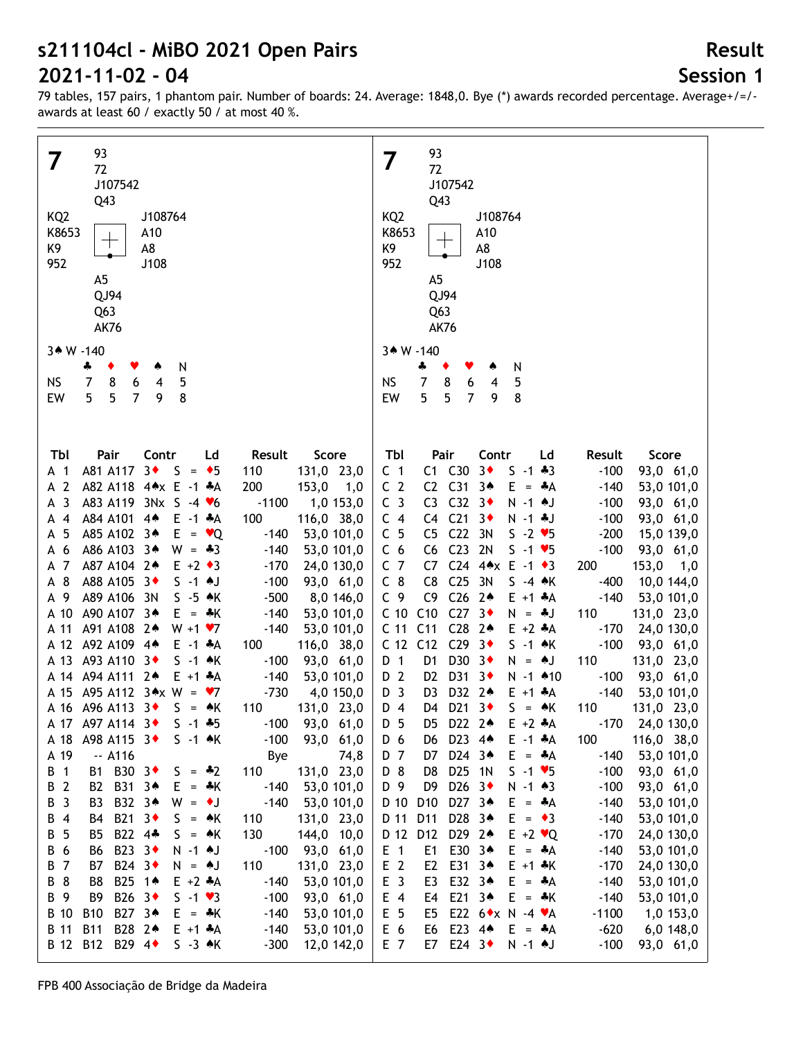# s211104cl - MiBO 2021 Open Pairs

# 2021-11-02 - 04

**Result**

**Session 1**

79 tables, 157 pairs, 1 phantom pair. Number of boards: 24. Average: 1848,0. Bye (*) awards recorded percentage. Average+/=/- awards at least 60 / exactly 50 / at most 40 %.

## 7

North: ♠ 93 ♥ 72 ♦ J107542 ♣ Q43

West: ♠ KQ2 ♥ K8653 ♦ K9 ♣ 952

East: ♠ J108764 ♥ A10 ♦ A8 ♣ J108

South: ♠ A5 ♥ QJ94 ♦ Q63 ♣ AK76

3♠ W -140

| | ♣ | ♦ | ♥ | ♠ | N |
|---|---|---|---|---|---|
| NS | 7 | 8 | 6 | 4 | 5 |
| EW | 5 | 5 | 7 | 9 | 8 |

| Tbl | Pair | | Contr | | | Ld | Result | | Score | |
|---|---|---|---|---|---|---|---|---|---|---|
| A 1 | A81 | A117 | 3♦ | S | = | ♦5 | 110 | | 131,0 | 23,0 |
| A 2 | A82 | A118 | 4♠x | E | -1 | ♣A | 200 | | 153,0 | 1,0 |
| A 3 | A83 | A119 | 3Nx | S | -4 | ♥6 | | -1100 | 1,0 | 153,0 |
| A 4 | A84 | A101 | 4♠ | E | -1 | ♣A | 100 | | 116,0 | 38,0 |
| A 5 | A85 | A102 | 3♠ | E | = | ♥Q | | -140 | 53,0 | 101,0 |
| A 6 | A86 | A103 | 3♠ | W | = | ♣3 | | -140 | 53,0 | 101,0 |
| A 7 | A87 | A104 | 2♠ | E | +2 | ♦3 | | -170 | 24,0 | 130,0 |
| A 8 | A88 | A105 | 3♦ | S | -1 | ♠J | | -100 | 93,0 | 61,0 |
| A 9 | A89 | A106 | 3N | S | -5 | ♠K | | -500 | 8,0 | 146,0 |
| A 10 | A90 | A107 | 3♠ | E | = | ♣K | | -140 | 53,0 | 101,0 |
| A 11 | A91 | A108 | 2♠ | W | +1 | ♥7 | | -140 | 53,0 | 101,0 |
| A 12 | A92 | A109 | 4♠ | E | -1 | ♣A | 100 | | 116,0 | 38,0 |
| A 13 | A93 | A110 | 3♦ | S | -1 | ♠K | | -100 | 93,0 | 61,0 |
| A 14 | A94 | A111 | 2♠ | E | +1 | ♣A | | -140 | 53,0 | 101,0 |
| A 15 | A95 | A112 | 3♠x | W | = | ♥7 | | -730 | 4,0 | 150,0 |
| A 16 | A96 | A113 | 3♦ | S | = | ♠K | 110 | | 131,0 | 23,0 |
| A 17 | A97 | A114 | 3♦ | S | -1 | ♣5 | | -100 | 93,0 | 61,0 |
| A 18 | A98 | A115 | 3♦ | S | -1 | ♠K | | -100 | 93,0 | 61,0 |
| A 19 | -- | A116 | | | | | Bye | | | 74,8 |
| B 1 | B1 | B30 | 3♦ | S | = | ♣2 | 110 | | 131,0 | 23,0 |
| B 2 | B2 | B31 | 3♠ | E | = | ♣K | | -140 | 53,0 | 101,0 |
| B 3 | B3 | B32 | 3♠ | W | = | ♦J | | -140 | 53,0 | 101,0 |
| B 4 | B4 | B21 | 3♦ | S | = | ♠K | 110 | | 131,0 | 23,0 |
| B 5 | B5 | B22 | 4♣ | S | = | ♠K | 130 | | 144,0 | 10,0 |
| B 6 | B6 | B23 | 3♦ | N | -1 | ♠J | | -100 | 93,0 | 61,0 |
| B 7 | B7 | B24 | 3♦ | N | = | ♠J | 110 | | 131,0 | 23,0 |
| B 8 | B8 | B25 | 1♠ | E | +2 | ♣A | | -140 | 53,0 | 101,0 |
| B 9 | B9 | B26 | 3♦ | S | -1 | ♥3 | | -100 | 93,0 | 61,0 |
| B 10 | B10 | B27 | 3♠ | E | = | ♣K | | -140 | 53,0 | 101,0 |
| B 11 | B11 | B28 | 2♠ | E | +1 | ♣A | | -140 | 53,0 | 101,0 |
| B 12 | B12 | B29 | 4♦ | S | -3 | ♠K | | -300 | 12,0 | 142,0 |
| C 1 | C1 | C30 | 3♦ | S | -1 | ♣3 | | -100 | 93,0 | 61,0 |
| C 2 | C2 | C31 | 3♠ | E | = | ♣A | | -140 | 53,0 | 101,0 |
| C 3 | C3 | C32 | 3♦ | N | -1 | ♠J | | -100 | 93,0 | 61,0 |
| C 4 | C4 | C21 | 3♦ | N | -1 | ♣J | | -100 | 93,0 | 61,0 |
| C 5 | C5 | C22 | 3N | S | -2 | ♥5 | | -200 | 15,0 | 139,0 |
| C 6 | C6 | C23 | 2N | S | -1 | ♥5 | | -100 | 93,0 | 61,0 |
| C 7 | C7 | C24 | 4♠x | E | -1 | ♦3 | 200 | | 153,0 | 1,0 |
| C 8 | C8 | C25 | 3N | S | -4 | ♠K | | -400 | 10,0 | 144,0 |
| C 9 | C9 | C26 | 2♠ | E | +1 | ♣A | | -140 | 53,0 | 101,0 |
| C 10 | C10 | C27 | 3♦ | N | = | ♣J | 110 | | 131,0 | 23,0 |
| C 11 | C11 | C28 | 2♠ | E | +2 | ♣A | | -170 | 24,0 | 130,0 |
| C 12 | C12 | C29 | 3♦ | S | -1 | ♠K | | -100 | 93,0 | 61,0 |
| D 1 | D1 | D30 | 3♦ | N | = | ♠J | 110 | | 131,0 | 23,0 |
| D 2 | D2 | D31 | 3♦ | N | -1 | ♠10 | | -100 | 93,0 | 61,0 |
| D 3 | D3 | D32 | 2♠ | E | +1 | ♣A | | -140 | 53,0 | 101,0 |
| D 4 | D4 | D21 | 3♦ | S | = | ♠K | 110 | | 131,0 | 23,0 |
| D 5 | D5 | D22 | 2♠ | E | +2 | ♣A | | -170 | 24,0 | 130,0 |
| D 6 | D6 | D23 | 4♠ | E | -1 | ♣A | 100 | | 116,0 | 38,0 |
| D 7 | D7 | D24 | 3♠ | E | = | ♣A | | -140 | 53,0 | 101,0 |
| D 8 | D8 | D25 | 1N | S | -1 | ♥5 | | -100 | 93,0 | 61,0 |
| D 9 | D9 | D26 | 3♦ | N | -1 | ♠3 | | -100 | 93,0 | 61,0 |
| D 10 | D10 | D27 | 3♠ | E | = | ♣A | | -140 | 53,0 | 101,0 |
| D 11 | D11 | D28 | 3♠ | E | = | ♦3 | | -140 | 53,0 | 101,0 |
| D 12 | D12 | D29 | 2♠ | E | +2 | ♥Q | | -170 | 24,0 | 130,0 |
| E 1 | E1 | E30 | 3♠ | E | = | ♣A | | -140 | 53,0 | 101,0 |
| E 2 | E2 | E31 | 3♠ | E | +1 | ♣K | | -170 | 24,0 | 130,0 |
| E 3 | E3 | E32 | 3♠ | E | = | ♣A | | -140 | 53,0 | 101,0 |
| E 4 | E4 | E21 | 3♠ | E | = | ♣K | | -140 | 53,0 | 101,0 |
| E 5 | E5 | E22 | 6♦x | N | -4 | ♥A | | -1100 | 1,0 | 153,0 |
| E 6 | E6 | E23 | 4♠ | E | = | ♣A | | -620 | 6,0 | 148,0 |
| E 7 | E7 | E24 | 3♦ | N | -1 | ♠J | | -100 | 93,0 | 61,0 |

FPB 400 Associação de Bridge da Madeira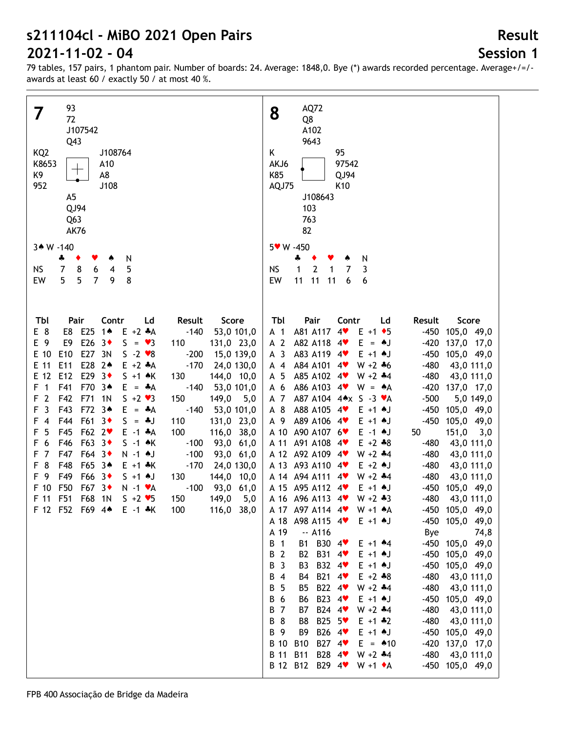# s211104cl - MiBO 2021 Open Pairs

# 2021-11-02 - 04

**Result**

**Session 1**

79 tables, 157 pairs, 1 phantom pair. Number of boards: 24. Average: 1848,0. Bye (*) awards recorded percentage. Average+/=/- awards at least 60 / exactly 50 / at most 40 %.

## Board 7

North: ♠ 93 ♥ 72 ♦ J107542 ♣ Q43

West: ♠ KQ2 ♥ K8653 ♦ K9 ♣ 952

East: ♠ J108764 ♥ A10 ♦ A8 ♣ J108

South: ♠ A5 ♥ QJ94 ♦ Q63 ♣ AK76

3♠ W -140

|  | ♣ | ♦ | ♥ | ♠ | N |
|---|---|---|---|---|---|
| NS | 7 | 8 | 6 | 4 | 5 |
| EW | 5 | 5 | 7 | 9 | 8 |

| Tbl | Pair |  | Contr | | Ld | Result | | Score | |
|---|---|---|---|---|---|---|---|---|---|
| E 8 | E8 | E25 | 1♠ | E +2 | ♣A |  | -140 | 53,0 | 101,0 |
| E 9 | E9 | E26 | 3♦ | S = | ♥3 | 110 |  | 131,0 | 23,0 |
| E 10 | E10 | E27 | 3N | S -2 | ♥8 |  | -200 | 15,0 | 139,0 |
| E 11 | E11 | E28 | 2♠ | E +2 | ♣A |  | -170 | 24,0 | 130,0 |
| E 12 | E12 | E29 | 3♦ | S +1 | ♠K | 130 |  | 144,0 | 10,0 |
| F 1 | F41 | F70 | 3♠ | E = | ♣A |  | -140 | 53,0 | 101,0 |
| F 2 | F42 | F71 | 1N | S +2 | ♥3 | 150 |  | 149,0 | 5,0 |
| F 3 | F43 | F72 | 3♠ | E = | ♣A |  | -140 | 53,0 | 101,0 |
| F 4 | F44 | F61 | 3♦ | S = | ♣J | 110 |  | 131,0 | 23,0 |
| F 5 | F45 | F62 | 2♥ | E -1 | ♣A | 100 |  | 116,0 | 38,0 |
| F 6 | F46 | F63 | 3♦ | S -1 | ♠K |  | -100 | 93,0 | 61,0 |
| F 7 | F47 | F64 | 3♦ | N -1 | ♠J |  | -100 | 93,0 | 61,0 |
| F 8 | F48 | F65 | 3♠ | E +1 | ♣K |  | -170 | 24,0 | 130,0 |
| F 9 | F49 | F66 | 3♦ | S +1 | ♠J | 130 |  | 144,0 | 10,0 |
| F 10 | F50 | F67 | 3♦ | N -1 | ♥A |  | -100 | 93,0 | 61,0 |
| F 11 | F51 | F68 | 1N | S +2 | ♥5 | 150 |  | 149,0 | 5,0 |
| F 12 | F52 | F69 | 4♠ | E -1 | ♣K | 100 |  | 116,0 | 38,0 |

## Board 8

North: ♠ AQ72 ♥ Q8 ♦ A102 ♣ 9643

West: ♠ K ♥ AKJ6 ♦ K85 ♣ AQJ75

East: ♠ 95 ♥ 97542 ♦ QJ94 ♣ K10

South: ♠ J108643 ♥ 103 ♦ 763 ♣ 82

5♥ W -450

|  | ♣ | ♦ | ♥ | ♠ | N |
|---|---|---|---|---|---|
| NS | 1 | 2 | 1 | 7 | 3 |
| EW | 11 | 11 | 11 | 6 | 6 |

| Tbl | Pair |  | Contr | | Ld | Result | | Score | |
|---|---|---|---|---|---|---|---|---|---|
| A 1 | A81 | A117 | 4♥ | E +1 | ♦5 |  | -450 | 105,0 | 49,0 |
| A 2 | A82 | A118 | 4♥ | E = | ♠J |  | -420 | 137,0 | 17,0 |
| A 3 | A83 | A119 | 4♥ | E +1 | ♠J |  | -450 | 105,0 | 49,0 |
| A 4 | A84 | A101 | 4♥ | W +2 | ♣6 |  | -480 | 43,0 | 111,0 |
| A 5 | A85 | A102 | 4♥ | W +2 | ♣4 |  | -480 | 43,0 | 111,0 |
| A 6 | A86 | A103 | 4♥ | W = | ♠A |  | -420 | 137,0 | 17,0 |
| A 7 | A87 | A104 | 4♠x | S -3 | ♥A |  | -500 | 5,0 | 149,0 |
| A 8 | A88 | A105 | 4♥ | E +1 | ♠J |  | -450 | 105,0 | 49,0 |
| A 9 | A89 | A106 | 4♥ | E +1 | ♠J |  | -450 | 105,0 | 49,0 |
| A 10 | A90 | A107 | 6♥ | E -1 | ♠J | 50 |  | 151,0 | 3,0 |
| A 11 | A91 | A108 | 4♥ | E +2 | ♣8 |  | -480 | 43,0 | 111,0 |
| A 12 | A92 | A109 | 4♥ | W +2 | ♣4 |  | -480 | 43,0 | 111,0 |
| A 13 | A93 | A110 | 4♥ | E +2 | ♠J |  | -480 | 43,0 | 111,0 |
| A 14 | A94 | A111 | 4♥ | W +2 | ♣4 |  | -480 | 43,0 | 111,0 |
| A 15 | A95 | A112 | 4♥ | E +1 | ♠J |  | -450 | 105,0 | 49,0 |
| A 16 | A96 | A113 | 4♥ | W +2 | ♣3 |  | -480 | 43,0 | 111,0 |
| A 17 | A97 | A114 | 4♥ | W +1 | ♠A |  | -450 | 105,0 | 49,0 |
| A 18 | A98 | A115 | 4♥ | E +1 | ♠J |  | -450 | 105,0 | 49,0 |
| A 19 | -- | A116 |  |  |  |  | Bye |  | 74,8 |
| B 1 | B1 | B30 | 4♥ | E +1 | ♠4 |  | -450 | 105,0 | 49,0 |
| B 2 | B2 | B31 | 4♥ | E +1 | ♠J |  | -450 | 105,0 | 49,0 |
| B 3 | B3 | B32 | 4♥ | E +1 | ♠J |  | -450 | 105,0 | 49,0 |
| B 4 | B4 | B21 | 4♥ | E +2 | ♣8 |  | -480 | 43,0 | 111,0 |
| B 5 | B5 | B22 | 4♥ | W +2 | ♣4 |  | -480 | 43,0 | 111,0 |
| B 6 | B6 | B23 | 4♥ | E +1 | ♠J |  | -450 | 105,0 | 49,0 |
| B 7 | B7 | B24 | 4♥ | W +2 | ♣4 |  | -480 | 43,0 | 111,0 |
| B 8 | B8 | B25 | 5♥ | E +1 | ♣2 |  | -480 | 43,0 | 111,0 |
| B 9 | B9 | B26 | 4♥ | E +1 | ♠J |  | -450 | 105,0 | 49,0 |
| B 10 | B10 | B27 | 4♥ | E = | ♠10 |  | -420 | 137,0 | 17,0 |
| B 11 | B11 | B28 | 4♥ | W +2 | ♣4 |  | -480 | 43,0 | 111,0 |
| B 12 | B12 | B29 | 4♥ | W +1 | ♦A |  | -450 | 105,0 | 49,0 |

FPB 400 Associação de Bridge da Madeira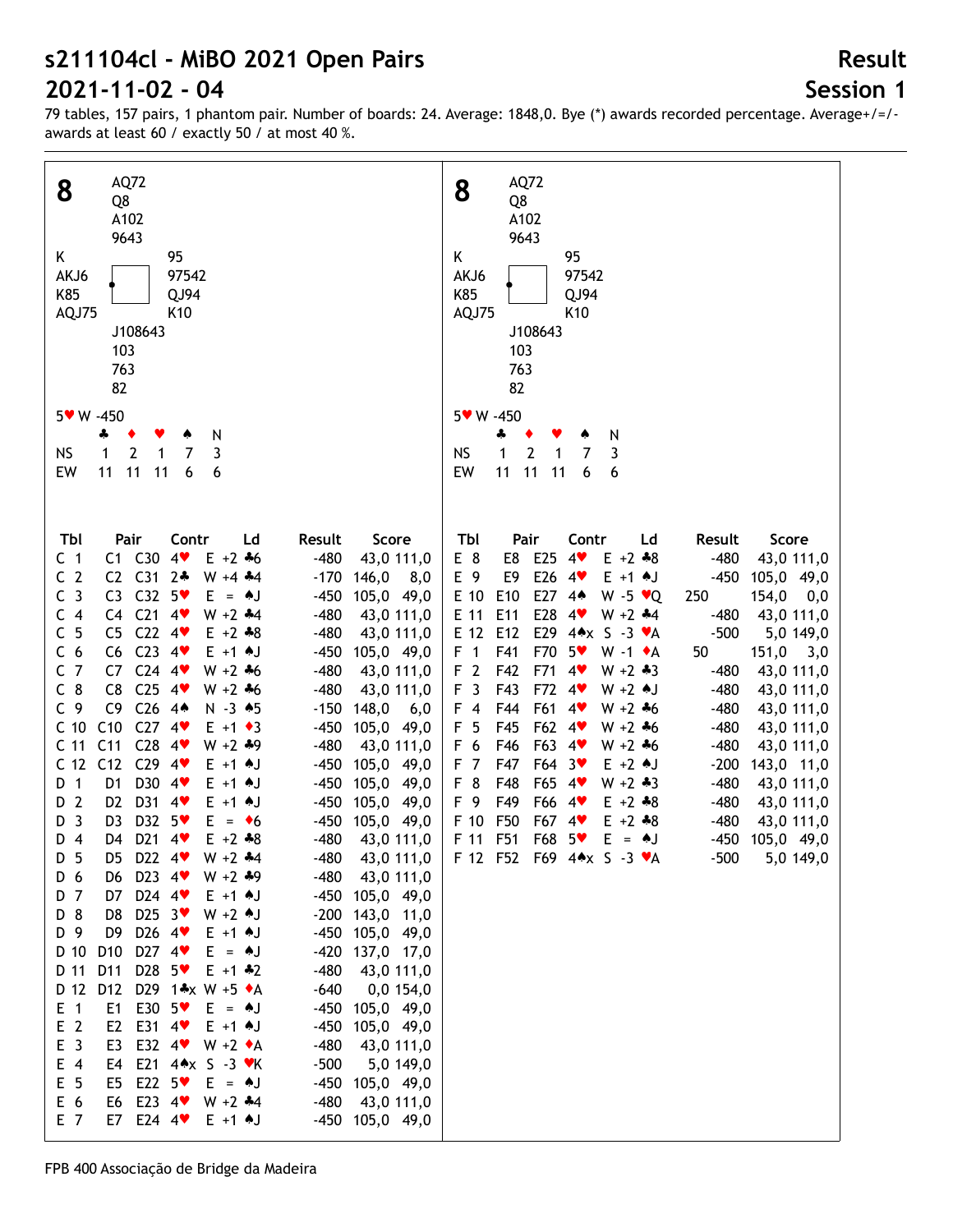# s211104cl - MiBO 2021 Open Pairs

# 2021-11-02 - 04

## Result

## Session 1

79 tables, 157 pairs, 1 phantom pair. Number of boards: 24. Average: 1848,0. Bye (*) awards recorded percentage. Average+/=/- awards at least 60 / exactly 50 / at most 40 %.

**8**

North: ♠ AQ72 ♥ Q8 ♦ A102 ♣ 9643

West: ♠ K ♥ AKJ6 ♦ K85 ♣ AQJ75

East: ♠ 95 ♥ 97542 ♦ QJ94 ♣ K10

South: ♠ J108643 ♥ 103 ♦ 763 ♣ 82

5♥ W -450

| | ♣ | ♦ | ♥ | ♠ | N |
|---|---|---|---|---|---|
| NS | 1 | 2 | 1 | 7 | 3 |
| EW | 11 | 11 | 11 | 6 | 6 |

| Tbl | Pair | | Contr | | Ld | Result | | Score | |
|---|---|---|---|---|---|---|---|---|---|
| C 1 | C1 | C30 | 4♥ | E +2 | ♣6 | | -480 | 43,0 | 111,0 |
| C 2 | C2 | C31 | 2♣ | W +4 | ♣4 | | -170 | 146,0 | 8,0 |
| C 3 | C3 | C32 | 5♥ | E = | ♠J | | -450 | 105,0 | 49,0 |
| C 4 | C4 | C21 | 4♥ | W +2 | ♣4 | | -480 | 43,0 | 111,0 |
| C 5 | C5 | C22 | 4♥ | E +2 | ♣8 | | -480 | 43,0 | 111,0 |
| C 6 | C6 | C23 | 4♥ | E +1 | ♠J | | -450 | 105,0 | 49,0 |
| C 7 | C7 | C24 | 4♥ | W +2 | ♣6 | | -480 | 43,0 | 111,0 |
| C 8 | C8 | C25 | 4♥ | W +2 | ♣6 | | -480 | 43,0 | 111,0 |
| C 9 | C9 | C26 | 4♠ | N -3 | ♠5 | | -150 | 148,0 | 6,0 |
| C 10 | C10 | C27 | 4♥ | E +1 | ♦3 | | -450 | 105,0 | 49,0 |
| C 11 | C11 | C28 | 4♥ | W +2 | ♣9 | | -480 | 43,0 | 111,0 |
| C 12 | C12 | C29 | 4♥ | E +1 | ♠J | | -450 | 105,0 | 49,0 |
| D 1 | D1 | D30 | 4♥ | E +1 | ♠J | | -450 | 105,0 | 49,0 |
| D 2 | D2 | D31 | 4♥ | E +1 | ♠J | | -450 | 105,0 | 49,0 |
| D 3 | D3 | D32 | 5♥ | E = | ♦6 | | -450 | 105,0 | 49,0 |
| D 4 | D4 | D21 | 4♥ | E +2 | ♣8 | | -480 | 43,0 | 111,0 |
| D 5 | D5 | D22 | 4♥ | W +2 | ♣4 | | -480 | 43,0 | 111,0 |
| D 6 | D6 | D23 | 4♥ | W +2 | ♣9 | | -480 | 43,0 | 111,0 |
| D 7 | D7 | D24 | 4♥ | E +1 | ♠J | | -450 | 105,0 | 49,0 |
| D 8 | D8 | D25 | 3♥ | W +2 | ♠J | | -200 | 143,0 | 11,0 |
| D 9 | D9 | D26 | 4♥ | E +1 | ♠J | | -450 | 105,0 | 49,0 |
| D 10 | D10 | D27 | 4♥ | E = | ♠J | | -420 | 137,0 | 17,0 |
| D 11 | D11 | D28 | 5♥ | E +1 | ♣2 | | -480 | 43,0 | 111,0 |
| D 12 | D12 | D29 | 1♣x | W +5 | ♦A | | -640 | 0,0 | 154,0 |
| E 1 | E1 | E30 | 5♥ | E = | ♠J | | -450 | 105,0 | 49,0 |
| E 2 | E2 | E31 | 4♥ | E +1 | ♠J | | -450 | 105,0 | 49,0 |
| E 3 | E3 | E32 | 4♥ | W +2 | ♦A | | -480 | 43,0 | 111,0 |
| E 4 | E4 | E21 | 4♠x | S -3 | ♥K | | -500 | 5,0 | 149,0 |
| E 5 | E5 | E22 | 5♥ | E = | ♠J | | -450 | 105,0 | 49,0 |
| E 6 | E6 | E23 | 4♥ | W +2 | ♣4 | | -480 | 43,0 | 111,0 |
| E 7 | E7 | E24 | 4♥ | E +1 | ♠J | | -450 | 105,0 | 49,0 |
| E 8 | E8 | E25 | 4♥ | E +2 | ♣8 | | -480 | 43,0 | 111,0 |
| E 9 | E9 | E26 | 4♥ | E +1 | ♠J | | -450 | 105,0 | 49,0 |
| E 10 | E10 | E27 | 4♠ | W -5 | ♥Q | 250 | | 154,0 | 0,0 |
| E 11 | E11 | E28 | 4♥ | W +2 | ♣4 | | -480 | 43,0 | 111,0 |
| E 12 | E12 | E29 | 4♠x | S -3 | ♥A | | -500 | 5,0 | 149,0 |
| F 1 | F41 | F70 | 5♥ | W -1 | ♦A | 50 | | 151,0 | 3,0 |
| F 2 | F42 | F71 | 4♥ | W +2 | ♣3 | | -480 | 43,0 | 111,0 |
| F 3 | F43 | F72 | 4♥ | W +2 | ♠J | | -480 | 43,0 | 111,0 |
| F 4 | F44 | F61 | 4♥ | W +2 | ♣6 | | -480 | 43,0 | 111,0 |
| F 5 | F45 | F62 | 4♥ | W +2 | ♣6 | | -480 | 43,0 | 111,0 |
| F 6 | F46 | F63 | 4♥ | W +2 | ♣6 | | -480 | 43,0 | 111,0 |
| F 7 | F47 | F64 | 3♥ | E +2 | ♠J | | -200 | 143,0 | 11,0 |
| F 8 | F48 | F65 | 4♥ | W +2 | ♣3 | | -480 | 43,0 | 111,0 |
| F 9 | F49 | F66 | 4♥ | E +2 | ♣8 | | -480 | 43,0 | 111,0 |
| F 10 | F50 | F67 | 4♥ | E +2 | ♣8 | | -480 | 43,0 | 111,0 |
| F 11 | F51 | F68 | 5♥ | E = | ♠J | | -450 | 105,0 | 49,0 |
| F 12 | F52 | F69 | 4♠x | S -3 | ♥A | | -500 | 5,0 | 149,0 |

FPB 400 Associação de Bridge da Madeira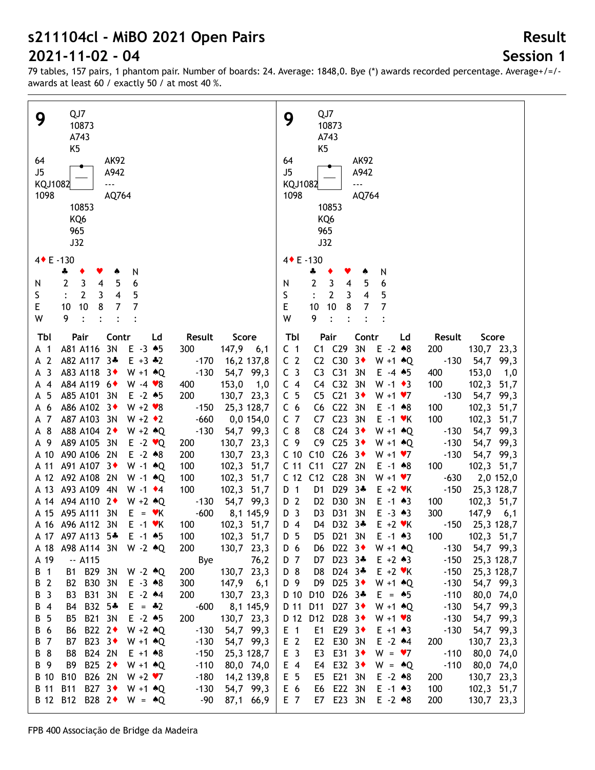# s211104cl - MiBO 2021 Open Pairs

# 2021-11-02 - 04

**Result**

**Session 1**

79 tables, 157 pairs, 1 phantom pair. Number of boards: 24. Average: 1848,0. Bye (*) awards recorded percentage. Average+/=/- awards at least 60 / exactly 50 / at most 40 %.

## 9

North: QJ7 / 10873 / A743 / K5

West: 64 / J5 / KQJ1082 / 1098

East: AK92 / A942 / --- / AQ764

South: 10853 / KQ6 / 965 / J32

4♦ E -130

| | ♣ | ♦ | ♥ | ♠ | N |
|---|---|---|---|---|---|
| N | 2 | 3 | 4 | 5 | 6 |
| S | : | 2 | 3 | 4 | 5 |
| E | 10 | 10 | 8 | 7 | 7 |
| W | 9 | : | : | : | : |

| Tbl | Pair | Contr | Ld | Result | | Score | |
|---|---|---|---|---|---|---|---|
| A 1 | A81 A116 | 3N E -3 | ♠5 | 300 | | 147,9 | 6,1 |
| A 2 | A82 A117 | 3♣ E +3 | ♣2 | | -170 | 16,2 | 137,8 |
| A 3 | A83 A118 | 3♦ W +1 | ♠Q | | -130 | 54,7 | 99,3 |
| A 4 | A84 A119 | 6♦ W -4 | ♥8 | 400 | | 153,0 | 1,0 |
| A 5 | A85 A101 | 3N E -2 | ♠5 | 200 | | 130,7 | 23,3 |
| A 6 | A86 A102 | 3♦ W +2 | ♥8 | | -150 | 25,3 | 128,7 |
| A 7 | A87 A103 | 3N W +2 | ♦2 | | -660 | 0,0 | 154,0 |
| A 8 | A88 A104 | 2♦ W +2 | ♠Q | | -130 | 54,7 | 99,3 |
| A 9 | A89 A105 | 3N E -2 | ♥Q | 200 | | 130,7 | 23,3 |
| A 10 | A90 A106 | 2N E -2 | ♠8 | 200 | | 130,7 | 23,3 |
| A 11 | A91 A107 | 3♦ W -1 | ♠Q | 100 | | 102,3 | 51,7 |
| A 12 | A92 A108 | 2N W -1 | ♠Q | 100 | | 102,3 | 51,7 |
| A 13 | A93 A109 | 4N W -1 | ♦4 | 100 | | 102,3 | 51,7 |
| A 14 | A94 A110 | 2♦ W +2 | ♠Q | | -130 | 54,7 | 99,3 |
| A 15 | A95 A111 | 3N E = | ♥K | | -600 | 8,1 | 145,9 |
| A 16 | A96 A112 | 3N E -1 | ♥K | 100 | | 102,3 | 51,7 |
| A 17 | A97 A113 | 5♣ E -1 | ♠5 | 100 | | 102,3 | 51,7 |
| A 18 | A98 A114 | 3N W -2 | ♠Q | 200 | | 130,7 | 23,3 |
| A 19 | -- A115 | | | Bye | | | 76,2 |
| B 1 | B1 B29 | 3N W -2 | ♠Q | 200 | | 130,7 | 23,3 |
| B 2 | B2 B30 | 3N E -3 | ♠8 | 300 | | 147,9 | 6,1 |
| B 3 | B3 B31 | 3N E -2 | ♠4 | 200 | | 130,7 | 23,3 |
| B 4 | B4 B32 | 5♣ E = | ♣2 | | -600 | 8,1 | 145,9 |
| B 5 | B5 B21 | 3N E -2 | ♠5 | 200 | | 130,7 | 23,3 |
| B 6 | B6 B22 | 2♦ W +2 | ♠Q | | -130 | 54,7 | 99,3 |
| B 7 | B7 B23 | 3♦ W +1 | ♠Q | | -130 | 54,7 | 99,3 |
| B 8 | B8 B24 | 2N E +1 | ♠8 | | -150 | 25,3 | 128,7 |
| B 9 | B9 B25 | 2♦ W +1 | ♠Q | | -110 | 80,0 | 74,0 |
| B 10 | B10 B26 | 2N W +2 | ♥7 | | -180 | 14,2 | 139,8 |
| B 11 | B11 B27 | 3♦ W +1 | ♠Q | | -130 | 54,7 | 99,3 |
| B 12 | B12 B28 | 2♦ W = | ♠Q | | -90 | 87,1 | 66,9 |
| C 1 | C1 C29 | 3N E -2 | ♠8 | 200 | | 130,7 | 23,3 |
| C 2 | C2 C30 | 3♦ W +1 | ♠Q | | -130 | 54,7 | 99,3 |
| C 3 | C3 C31 | 3N E -4 | ♠5 | 400 | | 153,0 | 1,0 |
| C 4 | C4 C32 | 3N W -1 | ♦3 | 100 | | 102,3 | 51,7 |
| C 5 | C5 C21 | 3♦ W +1 | ♥7 | | -130 | 54,7 | 99,3 |
| C 6 | C6 C22 | 3N E -1 | ♠8 | 100 | | 102,3 | 51,7 |
| C 7 | C7 C23 | 3N E -1 | ♥K | 100 | | 102,3 | 51,7 |
| C 8 | C8 C24 | 3♦ W +1 | ♠Q | | -130 | 54,7 | 99,3 |
| C 9 | C9 C25 | 3♦ W +1 | ♠Q | | -130 | 54,7 | 99,3 |
| C 10 | C10 C26 | 3♦ W +1 | ♥7 | | -130 | 54,7 | 99,3 |
| C 11 | C11 C27 | 2N E -1 | ♠8 | 100 | | 102,3 | 51,7 |
| C 12 | C12 C28 | 3N W +1 | ♥7 | | -630 | 2,0 | 152,0 |
| D 1 | D1 D29 | 3♣ E +2 | ♥K | | -150 | 25,3 | 128,7 |
| D 2 | D2 D30 | 3N E -1 | ♠3 | 100 | | 102,3 | 51,7 |
| D 3 | D3 D31 | 3N E -3 | ♠3 | 300 | | 147,9 | 6,1 |
| D 4 | D4 D32 | 3♣ E +2 | ♥K | | -150 | 25,3 | 128,7 |
| D 5 | D5 D21 | 3N E -1 | ♠3 | 100 | | 102,3 | 51,7 |
| D 6 | D6 D22 | 3♦ W +1 | ♠Q | | -130 | 54,7 | 99,3 |
| D 7 | D7 D23 | 3♣ E +2 | ♠3 | | -150 | 25,3 | 128,7 |
| D 8 | D8 D24 | 3♣ E +2 | ♥K | | -150 | 25,3 | 128,7 |
| D 9 | D9 D25 | 3♦ W +1 | ♠Q | | -130 | 54,7 | 99,3 |
| D 10 | D10 D26 | 3♣ E = | ♠5 | | -110 | 80,0 | 74,0 |
| D 11 | D11 D27 | 3♦ W +1 | ♠Q | | -130 | 54,7 | 99,3 |
| D 12 | D12 D28 | 3♦ W +1 | ♥8 | | -130 | 54,7 | 99,3 |
| E 1 | E1 E29 | 3♦ E +1 | ♠3 | | -130 | 54,7 | 99,3 |
| E 2 | E2 E30 | 3N E -2 | ♠4 | 200 | | 130,7 | 23,3 |
| E 3 | E3 E31 | 3♦ W = | ♥7 | | -110 | 80,0 | 74,0 |
| E 4 | E4 E32 | 3♦ W = | ♠Q | | -110 | 80,0 | 74,0 |
| E 5 | E5 E21 | 3N E -2 | ♠8 | 200 | | 130,7 | 23,3 |
| E 6 | E6 E22 | 3N E -1 | ♠3 | 100 | | 102,3 | 51,7 |
| E 7 | E7 E23 | 3N E -2 | ♠8 | 200 | | 130,7 | 23,3 |

FPB 400 Associação de Bridge da Madeira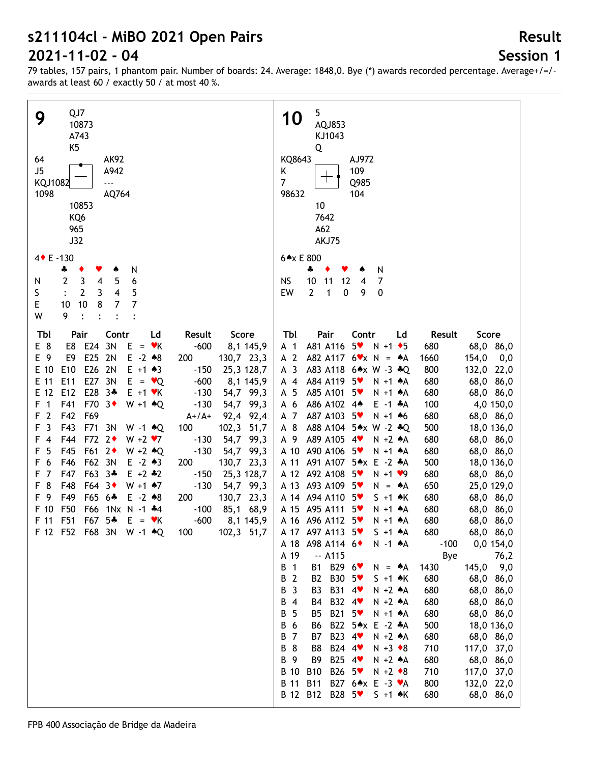# s211104cl - MiBO 2021 Open Pairs

# 2021-11-02 - 04

**Result**
**Session 1**

79 tables, 157 pairs, 1 phantom pair. Number of boards: 24. Average: 1848,0. Bye (*) awards recorded percentage. Average+/=/- awards at least 60 / exactly 50 / at most 40 %.

## Board 9

North: ♠ QJ7 ♥ 10873 ♦ A743 ♣ K5
West: ♠ 64 ♥ J5 ♦ KQJ1082 ♣ 1098
East: ♠ AK92 ♥ A942 ♦ --- ♣ AQ764
South: ♠ 10853 ♥ KQ6 ♦ 965 ♣ J32

Dealer: North. Vulnerability: EW.

4♦ E -130

|   | ♣ | ♦ | ♥ | ♠ | N |
|---|---|---|---|---|---|
| N | 2 | 3 | 4 | 5 | 6 |
| S | : | 2 | 3 | 4 | 5 |
| E | 10 | 10 | 8 | 7 | 7 |
| W | 9 | : | : | : | : |

| Tbl | Pair | | Contr | Ld | Result | | Score | |
|---|---|---|---|---|---|---|---|---|
| E 8 | E8 | E24 | 3N E = | ♥K | | -600 | 8,1 | 145,9 |
| E 9 | E9 | E25 | 2N E -2 | ♠8 | 200 | | 130,7 | 23,3 |
| E 10 | E10 | E26 | 2N E +1 | ♠3 | | -150 | 25,3 | 128,7 |
| E 11 | E11 | E27 | 3N E = | ♥Q | | -600 | 8,1 | 145,9 |
| E 12 | E12 | E28 | 3♣ E +1 | ♥K | | -130 | 54,7 | 99,3 |
| F 1 | F41 | F70 | 3♦ W +1 | ♠Q | | -130 | 54,7 | 99,3 |
| F 2 | F42 | F69 | | | A+/A+ | | 92,4 | 92,4 |
| F 3 | F43 | F71 | 3N W -1 | ♠Q | 100 | | 102,3 | 51,7 |
| F 4 | F44 | F72 | 2♦ W +2 | ♥7 | | -130 | 54,7 | 99,3 |
| F 5 | F45 | F61 | 2♦ W +2 | ♠Q | | -130 | 54,7 | 99,3 |
| F 6 | F46 | F62 | 3N E -2 | ♠3 | 200 | | 130,7 | 23,3 |
| F 7 | F47 | F63 | 3♣ E +2 | ♣2 | | -150 | 25,3 | 128,7 |
| F 8 | F48 | F64 | 3♦ W +1 | ♠7 | | -130 | 54,7 | 99,3 |
| F 9 | F49 | F65 | 6♣ E -2 | ♠8 | 200 | | 130,7 | 23,3 |
| F 10 | F50 | F66 | 1Nx N -1 | ♣4 | | -100 | 85,1 | 68,9 |
| F 11 | F51 | F67 | 5♣ E = | ♥K | | -600 | 8,1 | 145,9 |
| F 12 | F52 | F68 | 3N W -1 | ♠Q | 100 | | 102,3 | 51,7 |

## Board 10

North: ♠ 5 ♥ AQJ853 ♦ KJ1043 ♣ Q
West: ♠ KQ8643 ♥ K ♦ 7 ♣ 98632
East: ♠ AJ972 ♥ 109 ♦ Q985 ♣ 104
South: ♠ 10 ♥ 7642 ♦ A62 ♣ AKJ75

Dealer: East. Vulnerability: All.

6♠x E 800

|   | ♣ | ♦ | ♥ | ♠ | N |
|---|---|---|---|---|---|
| NS | 10 | 11 | 12 | 4 | 7 |
| EW | 2 | 1 | 0 | 9 | 0 |

| Tbl | Pair | | Contr | Ld | Result | | Score | |
|---|---|---|---|---|---|---|---|---|
| A 1 | A81 | A116 | 5♥ N +1 | ♦5 | 680 | | 68,0 | 86,0 |
| A 2 | A82 | A117 | 6♥x N = | ♠A | 1660 | | 154,0 | 0,0 |
| A 3 | A83 | A118 | 6♠x W -3 | ♣Q | 800 | | 132,0 | 22,0 |
| A 4 | A84 | A119 | 5♥ N +1 | ♠A | 680 | | 68,0 | 86,0 |
| A 5 | A85 | A101 | 5♥ N +1 | ♠A | 680 | | 68,0 | 86,0 |
| A 6 | A86 | A102 | 4♠ E -1 | ♣A | 100 | | 4,0 | 150,0 |
| A 7 | A87 | A103 | 5♥ N +1 | ♠6 | 680 | | 68,0 | 86,0 |
| A 8 | A88 | A104 | 5♠x W -2 | ♣Q | 500 | | 18,0 | 136,0 |
| A 9 | A89 | A105 | 4♥ N +2 | ♠A | 680 | | 68,0 | 86,0 |
| A 10 | A90 | A106 | 5♥ N +1 | ♠A | 680 | | 68,0 | 86,0 |
| A 11 | A91 | A107 | 5♠x E -2 | ♣A | 500 | | 18,0 | 136,0 |
| A 12 | A92 | A108 | 5♥ N +1 | ♥9 | 680 | | 68,0 | 86,0 |
| A 13 | A93 | A109 | 5♥ N = | ♠A | 650 | | 25,0 | 129,0 |
| A 14 | A94 | A110 | 5♥ S +1 | ♠K | 680 | | 68,0 | 86,0 |
| A 15 | A95 | A111 | 5♥ N +1 | ♠A | 680 | | 68,0 | 86,0 |
| A 16 | A96 | A112 | 5♥ N +1 | ♠A | 680 | | 68,0 | 86,0 |
| A 17 | A97 | A113 | 5♥ S +1 | ♠A | 680 | | 68,0 | 86,0 |
| A 18 | A98 | A114 | 6♦ N -1 | ♠A | | -100 | 0,0 | 154,0 |
| A 19 | -- | A115 | | | Bye | | | 76,2 |
| B 1 | B1 | B29 | 6♥ N = | ♠A | 1430 | | 145,0 | 9,0 |
| B 2 | B2 | B30 | 5♥ S +1 | ♠K | 680 | | 68,0 | 86,0 |
| B 3 | B3 | B31 | 4♥ N +2 | ♠A | 680 | | 68,0 | 86,0 |
| B 4 | B4 | B32 | 4♥ N +2 | ♠A | 680 | | 68,0 | 86,0 |
| B 5 | B5 | B21 | 5♥ N +1 | ♠A | 680 | | 68,0 | 86,0 |
| B 6 | B6 | B22 | 5♠x E -2 | ♣A | 500 | | 18,0 | 136,0 |
| B 7 | B7 | B23 | 4♥ N +2 | ♠A | 680 | | 68,0 | 86,0 |
| B 8 | B8 | B24 | 4♥ N +3 | ♦8 | 710 | | 117,0 | 37,0 |
| B 9 | B9 | B25 | 4♥ N +2 | ♠A | 680 | | 68,0 | 86,0 |
| B 10 | B10 | B26 | 5♥ N +2 | ♦8 | 710 | | 117,0 | 37,0 |
| B 11 | B11 | B27 | 6♠x E -3 | ♥A | 800 | | 132,0 | 22,0 |
| B 12 | B12 | B28 | 5♥ S +1 | ♠K | 680 | | 68,0 | 86,0 |

FPB 400 Associação de Bridge da Madeira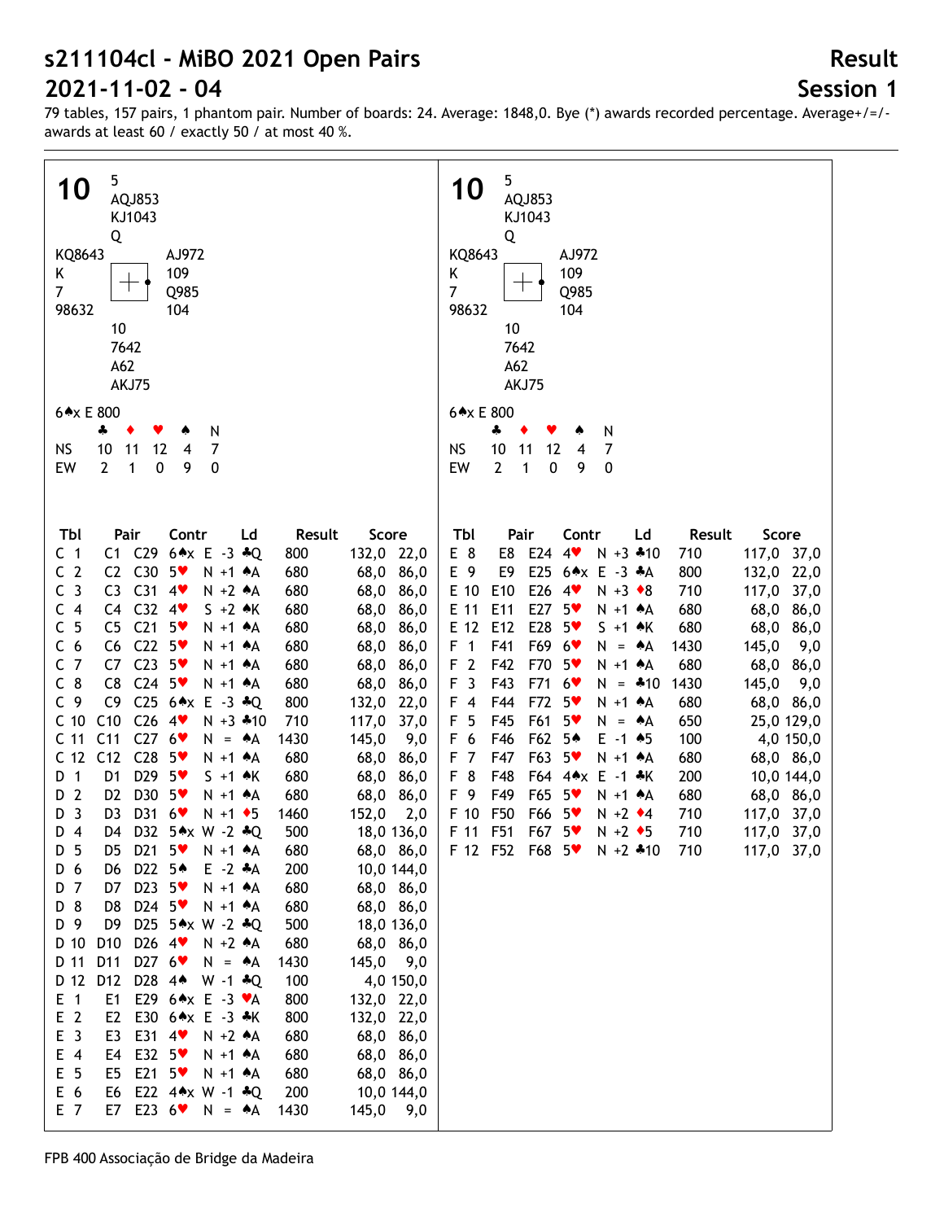# s211104cl - MiBO 2021 Open Pairs

# 2021-11-02 - 04

## Result

## Session 1

79 tables, 157 pairs, 1 phantom pair. Number of boards: 24. Average: 1848,0. Bye (*) awards recorded percentage. Average+/=/- awards at least 60 / exactly 50 / at most 40 %.

**10**

North: ♠ 5 ♥ AQJ853 ♦ KJ1043 ♣ Q

West: ♠ KQ8643 ♥ K ♦ 7 ♣ 98632

East: ♠ AJ972 ♥ 109 ♦ Q985 ♣ 104

South: ♠ 10 ♥ 7642 ♦ A62 ♣ AKJ75

6♠x E 800

| | ♣ | ♦ | ♥ | ♠ | N |
|---|---|---|---|---|---|
| NS | 10 | 11 | 12 | 4 | 7 |
| EW | 2 | 1 | 0 | 9 | 0 |

| Tbl | Pair | | Contr | | Ld | Result | Score | |
|---|---|---|---|---|---|---|---|---|
| C 1 | C1 | C29 | 6♠x | E -3 | ♣Q | 800 | 132,0 | 22,0 |
| C 2 | C2 | C30 | 5♥ | N +1 | ♠A | 680 | 68,0 | 86,0 |
| C 3 | C3 | C31 | 4♥ | N +2 | ♠A | 680 | 68,0 | 86,0 |
| C 4 | C4 | C32 | 4♥ | S +2 | ♠K | 680 | 68,0 | 86,0 |
| C 5 | C5 | C21 | 5♥ | N +1 | ♠A | 680 | 68,0 | 86,0 |
| C 6 | C6 | C22 | 5♥ | N +1 | ♠A | 680 | 68,0 | 86,0 |
| C 7 | C7 | C23 | 5♥ | N +1 | ♠A | 680 | 68,0 | 86,0 |
| C 8 | C8 | C24 | 5♥ | N +1 | ♠A | 680 | 68,0 | 86,0 |
| C 9 | C9 | C25 | 6♠x | E -3 | ♣Q | 800 | 132,0 | 22,0 |
| C 10 | C10 | C26 | 4♥ | N +3 | ♣10 | 710 | 117,0 | 37,0 |
| C 11 | C11 | C27 | 6♥ | N = | ♠A | 1430 | 145,0 | 9,0 |
| C 12 | C12 | C28 | 5♥ | N +1 | ♠A | 680 | 68,0 | 86,0 |
| D 1 | D1 | D29 | 5♥ | S +1 | ♠K | 680 | 68,0 | 86,0 |
| D 2 | D2 | D30 | 5♥ | N +1 | ♠A | 680 | 68,0 | 86,0 |
| D 3 | D3 | D31 | 6♥ | N +1 | ♦5 | 1460 | 152,0 | 2,0 |
| D 4 | D4 | D32 | 5♠x | W -2 | ♣Q | 500 | 18,0 | 136,0 |
| D 5 | D5 | D21 | 5♥ | N +1 | ♠A | 680 | 68,0 | 86,0 |
| D 6 | D6 | D22 | 5♠ | E -2 | ♣A | 200 | 10,0 | 144,0 |
| D 7 | D7 | D23 | 5♥ | N +1 | ♠A | 680 | 68,0 | 86,0 |
| D 8 | D8 | D24 | 5♥ | N +1 | ♠A | 680 | 68,0 | 86,0 |
| D 9 | D9 | D25 | 5♠x | W -2 | ♣Q | 500 | 18,0 | 136,0 |
| D 10 | D10 | D26 | 4♥ | N +2 | ♠A | 680 | 68,0 | 86,0 |
| D 11 | D11 | D27 | 6♥ | N = | ♠A | 1430 | 145,0 | 9,0 |
| D 12 | D12 | D28 | 4♠ | W -1 | ♣Q | 100 | 4,0 | 150,0 |
| E 1 | E1 | E29 | 6♠x | E -3 | ♥A | 800 | 132,0 | 22,0 |
| E 2 | E2 | E30 | 6♠x | E -3 | ♣K | 800 | 132,0 | 22,0 |
| E 3 | E3 | E31 | 4♥ | N +2 | ♠A | 680 | 68,0 | 86,0 |
| E 4 | E4 | E32 | 5♥ | N +1 | ♠A | 680 | 68,0 | 86,0 |
| E 5 | E5 | E21 | 5♥ | N +1 | ♠A | 680 | 68,0 | 86,0 |
| E 6 | E6 | E22 | 4♠x | W -1 | ♣Q | 200 | 10,0 | 144,0 |
| E 7 | E7 | E23 | 6♥ | N = | ♠A | 1430 | 145,0 | 9,0 |
| E 8 | E8 | E24 | 4♥ | N +3 | ♣10 | 710 | 117,0 | 37,0 |
| E 9 | E9 | E25 | 6♠x | E -3 | ♣A | 800 | 132,0 | 22,0 |
| E 10 | E10 | E26 | 4♥ | N +3 | ♦8 | 710 | 117,0 | 37,0 |
| E 11 | E11 | E27 | 5♥ | N +1 | ♠A | 680 | 68,0 | 86,0 |
| E 12 | E12 | E28 | 5♥ | S +1 | ♠K | 680 | 68,0 | 86,0 |
| F 1 | F41 | F69 | 6♥ | N = | ♠A | 1430 | 145,0 | 9,0 |
| F 2 | F42 | F70 | 5♥ | N +1 | ♠A | 680 | 68,0 | 86,0 |
| F 3 | F43 | F71 | 6♥ | N = | ♣10 | 1430 | 145,0 | 9,0 |
| F 4 | F44 | F72 | 5♥ | N +1 | ♠A | 680 | 68,0 | 86,0 |
| F 5 | F45 | F61 | 5♥ | N = | ♠A | 650 | 25,0 | 129,0 |
| F 6 | F46 | F62 | 5♠ | E -1 | ♠5 | 100 | 4,0 | 150,0 |
| F 7 | F47 | F63 | 5♥ | N +1 | ♠A | 680 | 68,0 | 86,0 |
| F 8 | F48 | F64 | 4♠x | E -1 | ♣K | 200 | 10,0 | 144,0 |
| F 9 | F49 | F65 | 5♥ | N +1 | ♠A | 680 | 68,0 | 86,0 |
| F 10 | F50 | F66 | 5♥ | N +2 | ♦4 | 710 | 117,0 | 37,0 |
| F 11 | F51 | F67 | 5♥ | N +2 | ♦5 | 710 | 117,0 | 37,0 |
| F 12 | F52 | F68 | 5♥ | N +2 | ♣10 | 710 | 117,0 | 37,0 |

FPB 400 Associação de Bridge da Madeira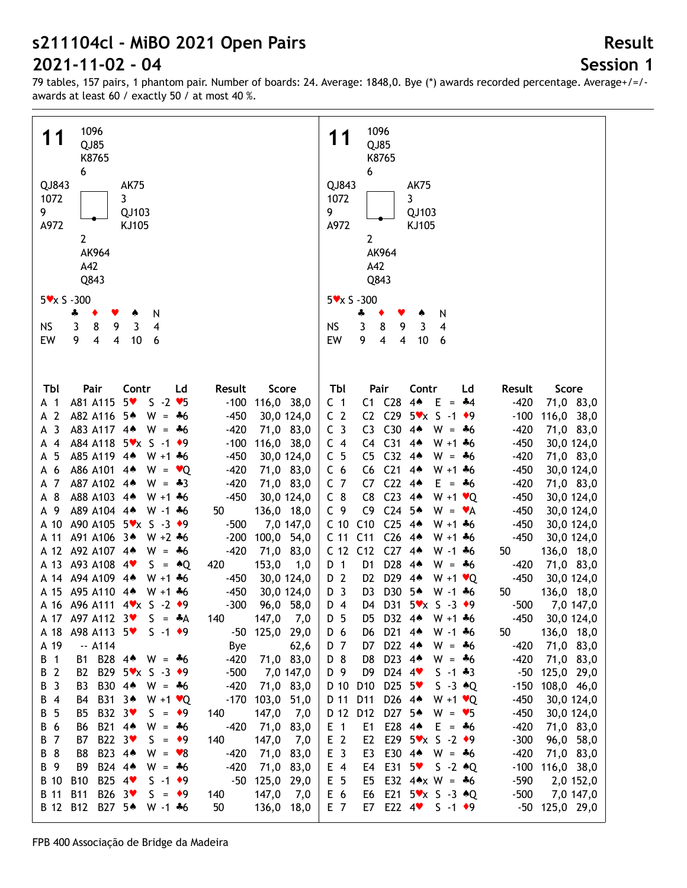# s211104cl - MiBO 2021 Open Pairs

# 2021-11-02 - 04

**Result**

**Session 1**

79 tables, 157 pairs, 1 phantom pair. Number of boards: 24. Average: 1848,0. Bye (*) awards recorded percentage. Average+/=/- awards at least 60 / exactly 50 / at most 40 %.

## 11

North: 1096 / QJ85 / K8765 / 6

West: QJ843 / 1072 / 9 / A972

East: AK75 / 3 / QJ103 / KJ105

South: 2 / AK964 / A42 / Q843

5♥x S -300

| | ♣ | ♦ | ♥ | ♠ | N |
|---|---|---|---|---|---|
| NS | 3 | 8 | 9 | 3 | 4 |
| EW | 9 | 4 | 4 | 10 | 6 |

| Tbl | Pair | Contr | Ld | Result | Score |
|---|---|---|---|---|---|
| A 1 | A81 A115 | 5♥ S -2 | ♥5 | -100 | 116,0 38,0 |
| A 2 | A82 A116 | 5♠ W = | ♣6 | -450 | 30,0 124,0 |
| A 3 | A83 A117 | 4♠ W = | ♣6 | -420 | 71,0 83,0 |
| A 4 | A84 A118 | 5♥x S -1 | ♦9 | -100 | 116,0 38,0 |
| A 5 | A85 A119 | 4♠ W +1 | ♣6 | -450 | 30,0 124,0 |
| A 6 | A86 A101 | 4♠ W = | ♥Q | -420 | 71,0 83,0 |
| A 7 | A87 A102 | 4♠ W = | ♣3 | -420 | 71,0 83,0 |
| A 8 | A88 A103 | 4♠ W +1 | ♣6 | -450 | 30,0 124,0 |
| A 9 | A89 A104 | 4♠ W -1 | ♣6 | 50 | 136,0 18,0 |
| A 10 | A90 A105 | 5♥x S -3 | ♦9 | -500 | 7,0 147,0 |
| A 11 | A91 A106 | 3♠ W +2 | ♣6 | -200 | 100,0 54,0 |
| A 12 | A92 A107 | 4♠ W = | ♣6 | -420 | 71,0 83,0 |
| A 13 | A93 A108 | 4♥ S = | ♠Q | 420 | 153,0 1,0 |
| A 14 | A94 A109 | 4♠ W +1 | ♣6 | -450 | 30,0 124,0 |
| A 15 | A95 A110 | 4♠ W +1 | ♣6 | -450 | 30,0 124,0 |
| A 16 | A96 A111 | 4♥x S -2 | ♦9 | -300 | 96,0 58,0 |
| A 17 | A97 A112 | 3♥ S = | ♣A | 140 | 147,0 7,0 |
| A 18 | A98 A113 | 5♥ S -1 | ♦9 | -50 | 125,0 29,0 |
| A 19 | -- A114 | | | Bye | 62,6 |
| B 1 | B1 B28 | 4♠ W = | ♣6 | -420 | 71,0 83,0 |
| B 2 | B2 B29 | 5♥x S -3 | ♦9 | -500 | 7,0 147,0 |
| B 3 | B3 B30 | 4♠ W = | ♣6 | -420 | 71,0 83,0 |
| B 4 | B4 B31 | 3♠ W +1 | ♥Q | -170 | 103,0 51,0 |
| B 5 | B5 B32 | 3♥ S = | ♦9 | 140 | 147,0 7,0 |
| B 6 | B6 B21 | 4♠ W = | ♣6 | -420 | 71,0 83,0 |
| B 7 | B7 B22 | 3♥ S = | ♦9 | 140 | 147,0 7,0 |
| B 8 | B8 B23 | 4♠ W = | ♥8 | -420 | 71,0 83,0 |
| B 9 | B9 B24 | 4♠ W = | ♣6 | -420 | 71,0 83,0 |
| B 10 | B10 B25 | 4♥ S -1 | ♦9 | -50 | 125,0 29,0 |
| B 11 | B11 B26 | 3♥ S = | ♦9 | 140 | 147,0 7,0 |
| B 12 | B12 B27 | 5♠ W -1 | ♣6 | 50 | 136,0 18,0 |
| C 1 | C1 C28 | 4♠ E = | ♣4 | -420 | 71,0 83,0 |
| C 2 | C2 C29 | 5♥x S -1 | ♦9 | -100 | 116,0 38,0 |
| C 3 | C3 C30 | 4♠ W = | ♣6 | -420 | 71,0 83,0 |
| C 4 | C4 C31 | 4♠ W +1 | ♣6 | -450 | 30,0 124,0 |
| C 5 | C5 C32 | 4♠ W = | ♣6 | -420 | 71,0 83,0 |
| C 6 | C6 C21 | 4♠ W +1 | ♣6 | -450 | 30,0 124,0 |
| C 7 | C7 C22 | 4♠ E = | ♣6 | -420 | 71,0 83,0 |
| C 8 | C8 C23 | 4♠ W +1 | ♥Q | -450 | 30,0 124,0 |
| C 9 | C9 C24 | 5♠ W = | ♥A | -450 | 30,0 124,0 |
| C 10 | C10 C25 | 4♠ W +1 | ♣6 | -450 | 30,0 124,0 |
| C 11 | C11 C26 | 4♠ W +1 | ♣6 | -450 | 30,0 124,0 |
| C 12 | C12 C27 | 4♠ W -1 | ♣6 | 50 | 136,0 18,0 |
| D 1 | D1 D28 | 4♠ W = | ♣6 | -420 | 71,0 83,0 |
| D 2 | D2 D29 | 4♠ W +1 | ♥Q | -450 | 30,0 124,0 |
| D 3 | D3 D30 | 5♠ W -1 | ♣6 | 50 | 136,0 18,0 |
| D 4 | D4 D31 | 5♥x S -3 | ♦9 | -500 | 7,0 147,0 |
| D 5 | D5 D32 | 4♠ W +1 | ♣6 | -450 | 30,0 124,0 |
| D 6 | D6 D21 | 4♠ W -1 | ♣6 | 50 | 136,0 18,0 |
| D 7 | D7 D22 | 4♠ W = | ♣6 | -420 | 71,0 83,0 |
| D 8 | D8 D23 | 4♠ W = | ♣6 | -420 | 71,0 83,0 |
| D 9 | D9 D24 | 4♥ S -1 | ♣3 | -50 | 125,0 29,0 |
| D 10 | D10 D25 | 5♥ S -3 | ♠Q | -150 | 108,0 46,0 |
| D 11 | D11 D26 | 4♠ W +1 | ♥Q | -450 | 30,0 124,0 |
| D 12 | D12 D27 | 5♠ W = | ♥5 | -450 | 30,0 124,0 |
| E 1 | E1 E28 | 4♠ E = | ♣6 | -420 | 71,0 83,0 |
| E 2 | E2 E29 | 5♥x S -2 | ♦9 | -300 | 96,0 58,0 |
| E 3 | E3 E30 | 4♠ W = | ♣6 | -420 | 71,0 83,0 |
| E 4 | E4 E31 | 5♥ S -2 | ♠Q | -100 | 116,0 38,0 |
| E 5 | E5 E32 | 4♠x W = | ♣6 | -590 | 2,0 152,0 |
| E 6 | E6 E21 | 5♥x S -3 | ♠Q | -500 | 7,0 147,0 |
| E 7 | E7 E22 | 4♥ S -1 | ♦9 | -50 | 125,0 29,0 |

FPB 400 Associação de Bridge da Madeira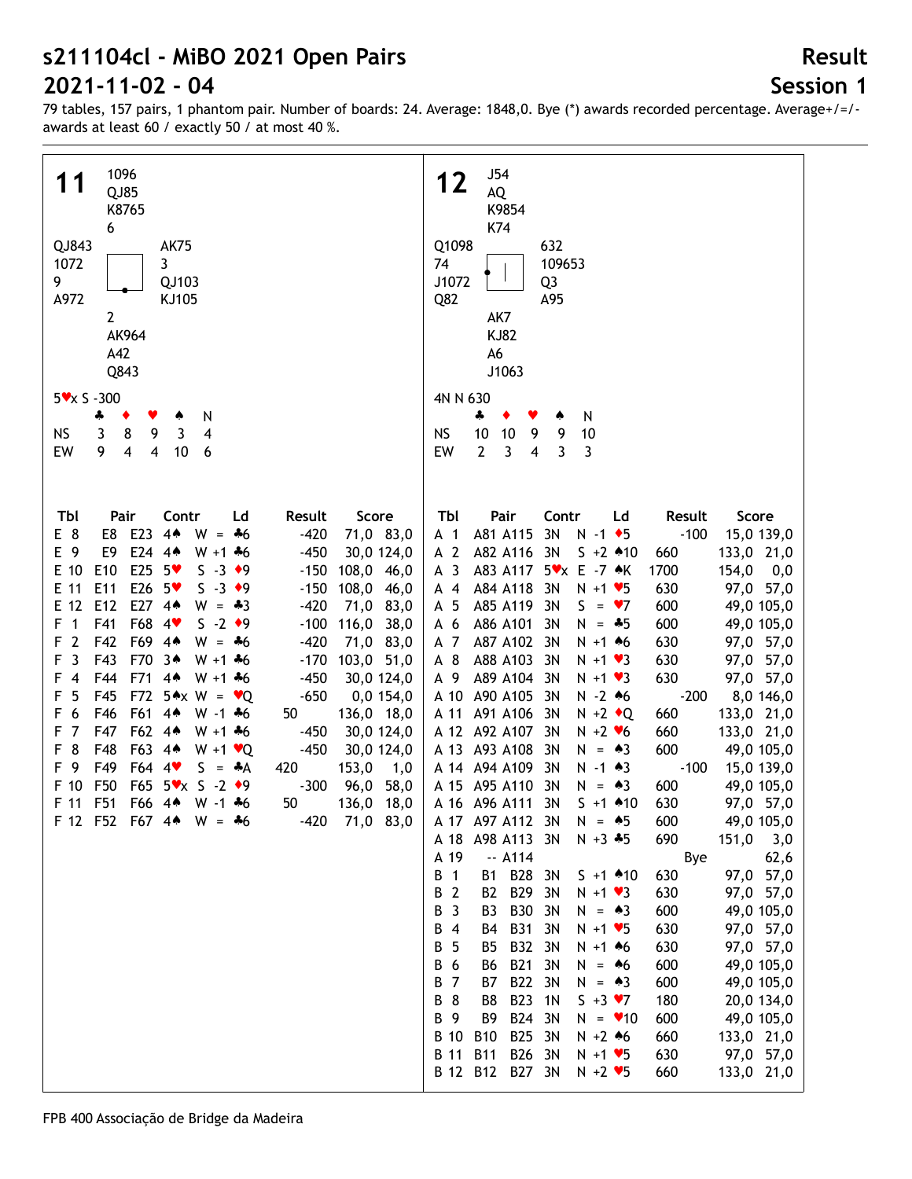# s211104cl - MiBO 2021 Open Pairs

# 2021-11-02 - 04

## Result

## Session 1

79 tables, 157 pairs, 1 phantom pair. Number of boards: 24. Average: 1848,0. Bye (*) awards recorded percentage. Average+/=/- awards at least 60 / exactly 50 / at most 40 %.

### Board 11

North: ♠ 1096 ♥ QJ85 ♦ K8765 ♣ 6

West: ♠ QJ843 ♥ 1072 ♦ 9 ♣ A972

East: ♠ AK75 ♥ 3 ♦ QJ103 ♣ KJ105

South: ♠ 2 ♥ AK964 ♦ A42 ♣ Q843

5♥x S -300

| | ♣ | ♦ | ♥ | ♠ | N |
|---|---|---|---|---|---|
| NS | 3 | 8 | 9 | 3 | 4 |
| EW | 9 | 4 | 4 | 10 | 6 |

| Tbl | Pair | | Contr | | Ld | Result | | Score | |
|---|---|---|---|---|---|---|---|---|---|
| E 8 | E8 | E23 | 4♠ | W = | ♣6 | | -420 | 71,0 | 83,0 |
| E 9 | E9 | E24 | 4♠ | W +1 | ♣6 | | -450 | 30,0 | 124,0 |
| E 10 | E10 | E25 | 5♥ | S -3 | ♦9 | | -150 | 108,0 | 46,0 |
| E 11 | E11 | E26 | 5♥ | S -3 | ♦9 | | -150 | 108,0 | 46,0 |
| E 12 | E12 | E27 | 4♠ | W = | ♣3 | | -420 | 71,0 | 83,0 |
| F 1 | F41 | F68 | 4♥ | S -2 | ♦9 | | -100 | 116,0 | 38,0 |
| F 2 | F42 | F69 | 4♠ | W = | ♣6 | | -420 | 71,0 | 83,0 |
| F 3 | F43 | F70 | 3♠ | W +1 | ♣6 | | -170 | 103,0 | 51,0 |
| F 4 | F44 | F71 | 4♠ | W +1 | ♣6 | | -450 | 30,0 | 124,0 |
| F 5 | F45 | F72 | 5♠x | W = | ♥Q | | -650 | 0,0 | 154,0 |
| F 6 | F46 | F61 | 4♠ | W -1 | ♣6 | 50 | | 136,0 | 18,0 |
| F 7 | F47 | F62 | 4♠ | W +1 | ♣6 | | -450 | 30,0 | 124,0 |
| F 8 | F48 | F63 | 4♠ | W +1 | ♥Q | | -450 | 30,0 | 124,0 |
| F 9 | F49 | F64 | 4♥ | S = | ♣A | 420 | | 153,0 | 1,0 |
| F 10 | F50 | F65 | 5♥x | S -2 | ♦9 | | -300 | 96,0 | 58,0 |
| F 11 | F51 | F66 | 4♠ | W -1 | ♣6 | 50 | | 136,0 | 18,0 |
| F 12 | F52 | F67 | 4♠ | W = | ♣6 | | -420 | 71,0 | 83,0 |

### Board 12

North: ♠ J54 ♥ AQ ♦ K9854 ♣ K74

West: ♠ Q1098 ♥ 74 ♦ J1072 ♣ Q82

East: ♠ 632 ♥ 109653 ♦ Q3 ♣ A95

South: ♠ AK7 ♥ KJ82 ♦ A6 ♣ J1063

4N N 630

| | ♣ | ♦ | ♥ | ♠ | N |
|---|---|---|---|---|---|
| NS | 10 | 10 | 9 | 9 | 10 |
| EW | 2 | 3 | 4 | 3 | 3 |

| Tbl | Pair | | Contr | | Ld | Result | | Score | |
|---|---|---|---|---|---|---|---|---|---|
| A 1 | A81 | A115 | 3N | N -1 | ♦5 | | -100 | 15,0 | 139,0 |
| A 2 | A82 | A116 | 3N | S +2 | ♠10 | 660 | | 133,0 | 21,0 |
| A 3 | A83 | A117 | 5♥x | E -7 | ♠K | 1700 | | 154,0 | 0,0 |
| A 4 | A84 | A118 | 3N | N +1 | ♥5 | 630 | | 97,0 | 57,0 |
| A 5 | A85 | A119 | 3N | S = | ♥7 | 600 | | 49,0 | 105,0 |
| A 6 | A86 | A101 | 3N | N = | ♣5 | 600 | | 49,0 | 105,0 |
| A 7 | A87 | A102 | 3N | N +1 | ♠6 | 630 | | 97,0 | 57,0 |
| A 8 | A88 | A103 | 3N | N +1 | ♥3 | 630 | | 97,0 | 57,0 |
| A 9 | A89 | A104 | 3N | N +1 | ♥3 | 630 | | 97,0 | 57,0 |
| A 10 | A90 | A105 | 3N | N -2 | ♠6 | | -200 | 8,0 | 146,0 |
| A 11 | A91 | A106 | 3N | N +2 | ♦Q | 660 | | 133,0 | 21,0 |
| A 12 | A92 | A107 | 3N | N +2 | ♥6 | 660 | | 133,0 | 21,0 |
| A 13 | A93 | A108 | 3N | N = | ♠3 | 600 | | 49,0 | 105,0 |
| A 14 | A94 | A109 | 3N | N -1 | ♠3 | | -100 | 15,0 | 139,0 |
| A 15 | A95 | A110 | 3N | N = | ♠3 | 600 | | 49,0 | 105,0 |
| A 16 | A96 | A111 | 3N | S +1 | ♠10 | 630 | | 97,0 | 57,0 |
| A 17 | A97 | A112 | 3N | N = | ♠5 | 600 | | 49,0 | 105,0 |
| A 18 | A98 | A113 | 3N | N +3 | ♣5 | 690 | | 151,0 | 3,0 |
| A 19 | -- | A114 | | | | Bye | | | 62,6 |
| B 1 | B1 | B28 | 3N | S +1 | ♠10 | 630 | | 97,0 | 57,0 |
| B 2 | B2 | B29 | 3N | N +1 | ♥3 | 630 | | 97,0 | 57,0 |
| B 3 | B3 | B30 | 3N | N = | ♠3 | 600 | | 49,0 | 105,0 |
| B 4 | B4 | B31 | 3N | N +1 | ♥5 | 630 | | 97,0 | 57,0 |
| B 5 | B5 | B32 | 3N | N +1 | ♠6 | 630 | | 97,0 | 57,0 |
| B 6 | B6 | B21 | 3N | N = | ♠6 | 600 | | 49,0 | 105,0 |
| B 7 | B7 | B22 | 3N | N = | ♠3 | 600 | | 49,0 | 105,0 |
| B 8 | B8 | B23 | 1N | S +3 | ♥7 | 180 | | 20,0 | 134,0 |
| B 9 | B9 | B24 | 3N | N = | ♥10 | 600 | | 49,0 | 105,0 |
| B 10 | B10 | B25 | 3N | N +2 | ♠6 | 660 | | 133,0 | 21,0 |
| B 11 | B11 | B26 | 3N | N +1 | ♥5 | 630 | | 97,0 | 57,0 |
| B 12 | B12 | B27 | 3N | N +2 | ♥5 | 660 | | 133,0 | 21,0 |

FPB 400 Associação de Bridge da Madeira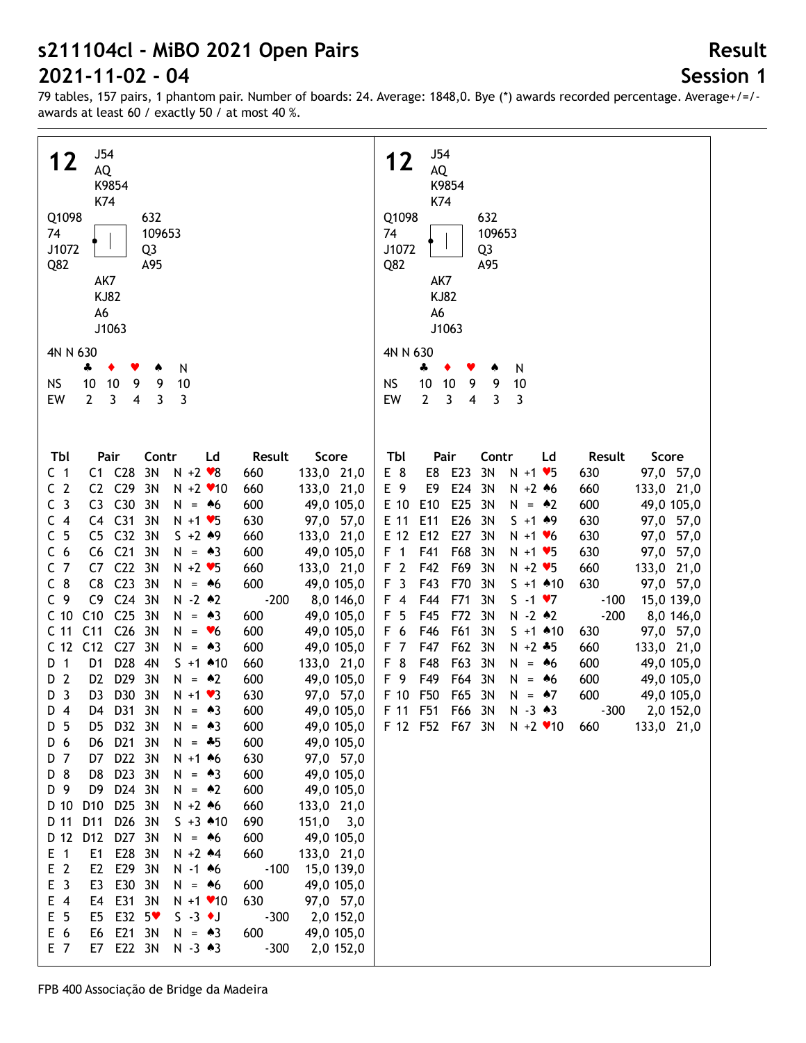# s211104cl - MiBO 2021 Open Pairs

# 2021-11-02 - 04

## Result

## Session 1

79 tables, 157 pairs, 1 phantom pair. Number of boards: 24. Average: 1848,0. Bye (*) awards recorded percentage. Average+/=/- awards at least 60 / exactly 50 / at most 40 %.

**12**

North: ♠ J54 ♥ AQ ♦ K9854 ♣ K74

West: ♠ Q1098 ♥ 74 ♦ J1072 ♣ Q82

East: ♠ 632 ♥ 109653 ♦ Q3 ♣ A95

South: ♠ AK7 ♥ KJ82 ♦ A6 ♣ J1063

4N N 630

| | ♣ | ♦ | ♥ | ♠ | N |
|---|---|---|---|---|---|
| NS | 10 | 10 | 9 | 9 | 10 |
| EW | 2 | 3 | 4 | 3 | 3 |

| Tbl | Pair | | Contr | | Ld | Result | | Score | |
|---|---|---|---|---|---|---|---|---|---|
| C 1 | C1 | C28 | 3N | N +2 | ♥8 | 660 | | 133,0 | 21,0 |
| C 2 | C2 | C29 | 3N | N +2 | ♥10 | 660 | | 133,0 | 21,0 |
| C 3 | C3 | C30 | 3N | N = | ♠6 | 600 | | 49,0 | 105,0 |
| C 4 | C4 | C31 | 3N | N +1 | ♥5 | 630 | | 97,0 | 57,0 |
| C 5 | C5 | C32 | 3N | S +2 | ♠9 | 660 | | 133,0 | 21,0 |
| C 6 | C6 | C21 | 3N | N = | ♠3 | 600 | | 49,0 | 105,0 |
| C 7 | C7 | C22 | 3N | N +2 | ♥5 | 660 | | 133,0 | 21,0 |
| C 8 | C8 | C23 | 3N | N = | ♠6 | 600 | | 49,0 | 105,0 |
| C 9 | C9 | C24 | 3N | N -2 | ♠2 | | -200 | 8,0 | 146,0 |
| C 10 | C10 | C25 | 3N | N = | ♠3 | 600 | | 49,0 | 105,0 |
| C 11 | C11 | C26 | 3N | N = | ♥6 | 600 | | 49,0 | 105,0 |
| C 12 | C12 | C27 | 3N | N = | ♠3 | 600 | | 49,0 | 105,0 |
| D 1 | D1 | D28 | 4N | S +1 | ♠10 | 660 | | 133,0 | 21,0 |
| D 2 | D2 | D29 | 3N | N = | ♠2 | 600 | | 49,0 | 105,0 |
| D 3 | D3 | D30 | 3N | N +1 | ♥3 | 630 | | 97,0 | 57,0 |
| D 4 | D4 | D31 | 3N | N = | ♠3 | 600 | | 49,0 | 105,0 |
| D 5 | D5 | D32 | 3N | N = | ♠3 | 600 | | 49,0 | 105,0 |
| D 6 | D6 | D21 | 3N | N = | ♣5 | 600 | | 49,0 | 105,0 |
| D 7 | D7 | D22 | 3N | N +1 | ♠6 | 630 | | 97,0 | 57,0 |
| D 8 | D8 | D23 | 3N | N = | ♠3 | 600 | | 49,0 | 105,0 |
| D 9 | D9 | D24 | 3N | N = | ♠2 | 600 | | 49,0 | 105,0 |
| D 10 | D10 | D25 | 3N | N +2 | ♠6 | 660 | | 133,0 | 21,0 |
| D 11 | D11 | D26 | 3N | S +3 | ♠10 | 690 | | 151,0 | 3,0 |
| D 12 | D12 | D27 | 3N | N = | ♠6 | 600 | | 49,0 | 105,0 |
| E 1 | E1 | E28 | 3N | N +2 | ♠4 | 660 | | 133,0 | 21,0 |
| E 2 | E2 | E29 | 3N | N -1 | ♠6 | | -100 | 15,0 | 139,0 |
| E 3 | E3 | E30 | 3N | N = | ♠6 | 600 | | 49,0 | 105,0 |
| E 4 | E4 | E31 | 3N | N +1 | ♥10 | 630 | | 97,0 | 57,0 |
| E 5 | E5 | E32 | 5♥ | S -3 | ♦J | | -300 | 2,0 | 152,0 |
| E 6 | E6 | E21 | 3N | N = | ♠3 | 600 | | 49,0 | 105,0 |
| E 7 | E7 | E22 | 3N | N -3 | ♠3 | | -300 | 2,0 | 152,0 |
| E 8 | E8 | E23 | 3N | N +1 | ♥5 | 630 | | 97,0 | 57,0 |
| E 9 | E9 | E24 | 3N | N +2 | ♠6 | 660 | | 133,0 | 21,0 |
| E 10 | E10 | E25 | 3N | N = | ♠2 | 600 | | 49,0 | 105,0 |
| E 11 | E11 | E26 | 3N | S +1 | ♠9 | 630 | | 97,0 | 57,0 |
| E 12 | E12 | E27 | 3N | N +1 | ♥6 | 630 | | 97,0 | 57,0 |
| F 1 | F41 | F68 | 3N | N +1 | ♥5 | 630 | | 97,0 | 57,0 |
| F 2 | F42 | F69 | 3N | N +2 | ♥5 | 660 | | 133,0 | 21,0 |
| F 3 | F43 | F70 | 3N | S +1 | ♠10 | 630 | | 97,0 | 57,0 |
| F 4 | F44 | F71 | 3N | S -1 | ♥7 | | -100 | 15,0 | 139,0 |
| F 5 | F45 | F72 | 3N | N -2 | ♠2 | | -200 | 8,0 | 146,0 |
| F 6 | F46 | F61 | 3N | S +1 | ♠10 | 630 | | 97,0 | 57,0 |
| F 7 | F47 | F62 | 3N | N +2 | ♣5 | 660 | | 133,0 | 21,0 |
| F 8 | F48 | F63 | 3N | N = | ♠6 | 600 | | 49,0 | 105,0 |
| F 9 | F49 | F64 | 3N | N = | ♠6 | 600 | | 49,0 | 105,0 |
| F 10 | F50 | F65 | 3N | N = | ♠7 | 600 | | 49,0 | 105,0 |
| F 11 | F51 | F66 | 3N | N -3 | ♠3 | | -300 | 2,0 | 152,0 |
| F 12 | F52 | F67 | 3N | N +2 | ♥10 | 660 | | 133,0 | 21,0 |

FPB 400 Associação de Bridge da Madeira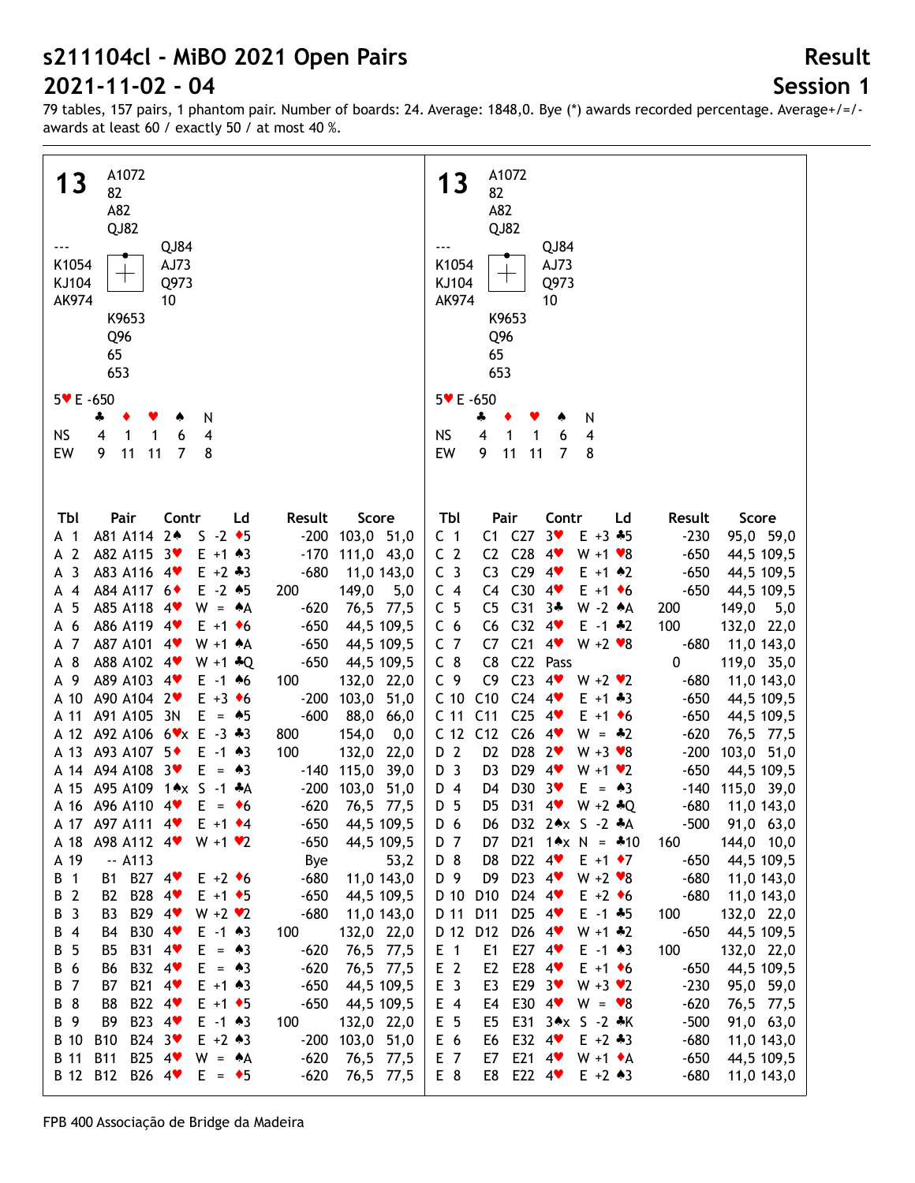# s211104cl - MiBO 2021 Open Pairs
# 2021-11-02 - 04

**Result**
**Session 1**

79 tables, 157 pairs, 1 phantom pair. Number of boards: 24. Average: 1848,0. Bye (*) awards recorded percentage. Average+/=/- awards at least 60 / exactly 50 / at most 40 %.

## 13

North: ♠ A1072 ♥ 82 ♦ A82 ♣ QJ82

West: ♠ --- ♥ K1054 ♦ KJ104 ♣ AK974

East: ♠ QJ84 ♥ AJ73 ♦ Q973 ♣ 10

South: ♠ K9653 ♥ Q96 ♦ 65 ♣ 653

5♥ E -650

| | ♣ | ♦ | ♥ | ♠ | N |
|---|---|---|---|---|---|
| NS | 4 | 1 | 1 | 6 | 4 |
| EW | 9 | 11 | 11 | 7 | 8 |

| Tbl | Pair | | Contr | | Ld | Result | | Score | |
|---|---|---|---|---|---|---|---|---|---|
| A 1 | A81 | A114 | 2♠ | S -2 | ♦5 | | -200 | 103,0 | 51,0 |
| A 2 | A82 | A115 | 3♥ | E +1 | ♠3 | | -170 | 111,0 | 43,0 |
| A 3 | A83 | A116 | 4♥ | E +2 | ♣3 | | -680 | 11,0 | 143,0 |
| A 4 | A84 | A117 | 6♦ | E -2 | ♠5 | 200 | | 149,0 | 5,0 |
| A 5 | A85 | A118 | 4♥ | W = | ♠A | | -620 | 76,5 | 77,5 |
| A 6 | A86 | A119 | 4♥ | E +1 | ♦6 | | -650 | 44,5 | 109,5 |
| A 7 | A87 | A101 | 4♥ | W +1 | ♠A | | -650 | 44,5 | 109,5 |
| A 8 | A88 | A102 | 4♥ | W +1 | ♣Q | | -650 | 44,5 | 109,5 |
| A 9 | A89 | A103 | 4♥ | E -1 | ♠6 | 100 | | 132,0 | 22,0 |
| A 10 | A90 | A104 | 2♥ | E +3 | ♦6 | | -200 | 103,0 | 51,0 |
| A 11 | A91 | A105 | 3N | E = | ♠5 | | -600 | 88,0 | 66,0 |
| A 12 | A92 | A106 | 6♥x | E -3 | ♣3 | 800 | | 154,0 | 0,0 |
| A 13 | A93 | A107 | 5♦ | E -1 | ♠3 | 100 | | 132,0 | 22,0 |
| A 14 | A94 | A108 | 3♥ | E = | ♠3 | | -140 | 115,0 | 39,0 |
| A 15 | A95 | A109 | 1♠x | S -1 | ♣A | | -200 | 103,0 | 51,0 |
| A 16 | A96 | A110 | 4♥ | E = | ♦6 | | -620 | 76,5 | 77,5 |
| A 17 | A97 | A111 | 4♥ | E +1 | ♦4 | | -650 | 44,5 | 109,5 |
| A 18 | A98 | A112 | 4♥ | W +1 | ♥2 | | -650 | 44,5 | 109,5 |
| A 19 | -- | A113 | | | | | Bye | | 53,2 |
| B 1 | B1 | B27 | 4♥ | E +2 | ♦6 | | -680 | 11,0 | 143,0 |
| B 2 | B2 | B28 | 4♥ | E +1 | ♠5 | | -650 | 44,5 | 109,5 |
| B 3 | B3 | B29 | 4♥ | W +2 | ♥2 | | -680 | 11,0 | 143,0 |
| B 4 | B4 | B30 | 4♥ | E -1 | ♠3 | 100 | | 132,0 | 22,0 |
| B 5 | B5 | B31 | 4♥ | E = | ♠3 | | -620 | 76,5 | 77,5 |
| B 6 | B6 | B32 | 4♥ | E = | ♠3 | | -620 | 76,5 | 77,5 |
| B 7 | B7 | B21 | 4♥ | E +1 | ♠3 | | -650 | 44,5 | 109,5 |
| B 8 | B8 | B22 | 4♥ | E +1 | ♠5 | | -650 | 44,5 | 109,5 |
| B 9 | B9 | B23 | 4♥ | E -1 | ♠3 | 100 | | 132,0 | 22,0 |
| B 10 | B10 | B24 | 3♥ | E +2 | ♠3 | | -200 | 103,0 | 51,0 |
| B 11 | B11 | B25 | 4♥ | W = | ♠A | | -620 | 76,5 | 77,5 |
| B 12 | B12 | B26 | 4♥ | E = | ♦5 | | -620 | 76,5 | 77,5 |
| C 1 | C1 | C27 | 3♥ | E +3 | ♣5 | | -230 | 95,0 | 59,0 |
| C 2 | C2 | C28 | 4♥ | W +1 | ♥8 | | -650 | 44,5 | 109,5 |
| C 3 | C3 | C29 | 4♥ | E +1 | ♠2 | | -650 | 44,5 | 109,5 |
| C 4 | C4 | C30 | 4♥ | E +1 | ♦6 | | -650 | 44,5 | 109,5 |
| C 5 | C5 | C31 | 3♣ | W -2 | ♠A | 200 | | 149,0 | 5,0 |
| C 6 | C6 | C32 | 4♥ | E -1 | ♣2 | 100 | | 132,0 | 22,0 |
| C 7 | C7 | C21 | 4♥ | W +2 | ♥8 | | -680 | 11,0 | 143,0 |
| C 8 | C8 | C22 | Pass | | | 0 | | 119,0 | 35,0 |
| C 9 | C9 | C23 | 4♥ | W +2 | ♥2 | | -680 | 11,0 | 143,0 |
| C 10 | C10 | C24 | 4♥ | E +1 | ♣3 | | -650 | 44,5 | 109,5 |
| C 11 | C11 | C25 | 4♥ | E +1 | ♦6 | | -650 | 44,5 | 109,5 |
| C 12 | C12 | C26 | 4♥ | W = | ♣2 | | -620 | 76,5 | 77,5 |
| D 2 | D2 | D28 | 2♥ | W +3 | ♥8 | | -200 | 103,0 | 51,0 |
| D 3 | D3 | D29 | 4♥ | W +1 | ♥2 | | -650 | 44,5 | 109,5 |
| D 4 | D4 | D30 | 3♥ | E = | ♠3 | | -140 | 115,0 | 39,0 |
| D 5 | D5 | D31 | 4♥ | W +2 | ♣Q | | -680 | 11,0 | 143,0 |
| D 6 | D6 | D32 | 2♠x | S -2 | ♣A | | -500 | 91,0 | 63,0 |
| D 7 | D7 | D21 | 1♠x | N = | ♣10 | 160 | | 144,0 | 10,0 |
| D 8 | D8 | D22 | 4♥ | E +1 | ♦7 | | -650 | 44,5 | 109,5 |
| D 9 | D9 | D23 | 4♥ | W +2 | ♥8 | | -680 | 11,0 | 143,0 |
| D 10 | D10 | D24 | 4♥ | E +2 | ♦6 | | -680 | 11,0 | 143,0 |
| D 11 | D11 | D25 | 4♥ | E -1 | ♣5 | 100 | | 132,0 | 22,0 |
| D 12 | D12 | D26 | 4♥ | W +1 | ♣2 | | -650 | 44,5 | 109,5 |
| E 1 | E1 | E27 | 4♥ | E -1 | ♠3 | 100 | | 132,0 | 22,0 |
| E 2 | E2 | E28 | 4♥ | E +1 | ♦6 | | -650 | 44,5 | 109,5 |
| E 3 | E3 | E29 | 3♥ | W +3 | ♥2 | | -230 | 95,0 | 59,0 |
| E 4 | E4 | E30 | 4♥ | W = | ♥8 | | -620 | 76,5 | 77,5 |
| E 5 | E5 | E31 | 3♠x | S -2 | ♣K | | -500 | 91,0 | 63,0 |
| E 6 | E6 | E32 | 4♥ | E +2 | ♣3 | | -680 | 11,0 | 143,0 |
| E 7 | E7 | E21 | 4♥ | W +1 | ♦A | | -650 | 44,5 | 109,5 |
| E 8 | E8 | E22 | 4♥ | E +2 | ♠3 | | -680 | 11,0 | 143,0 |

FPB 400 Associação de Bridge da Madeira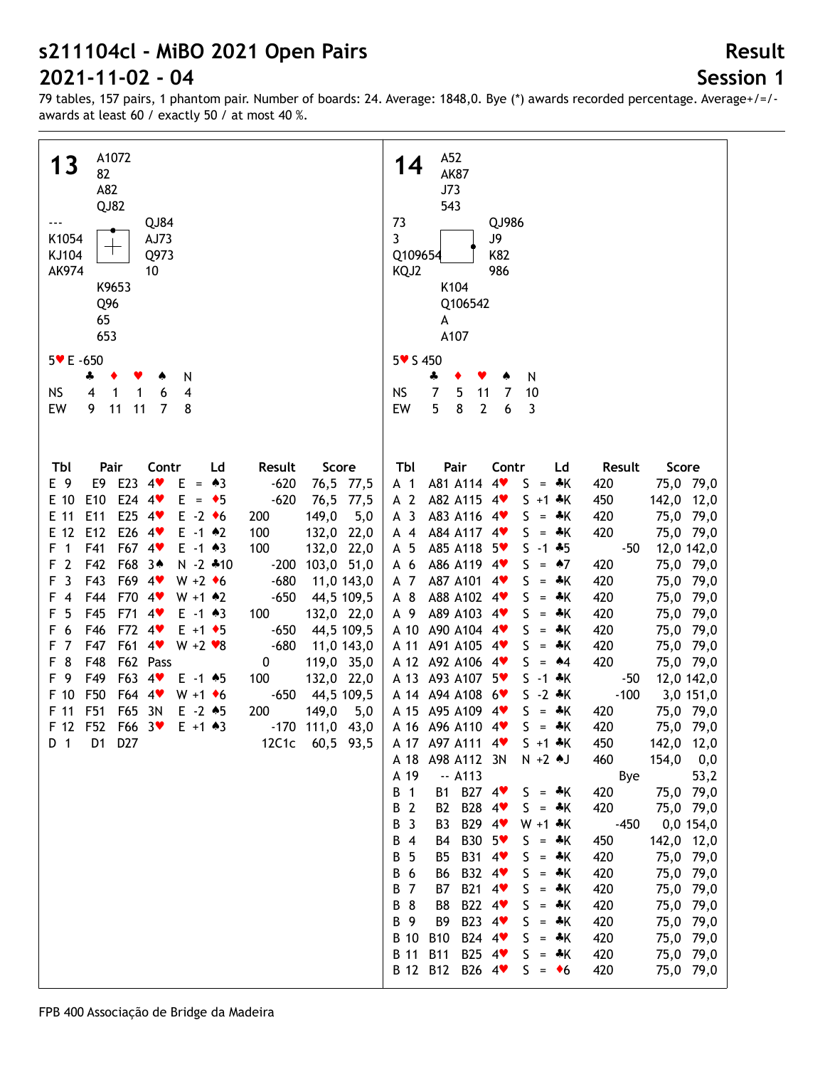# s211104cl - MiBO 2021 Open Pairs
# 2021-11-02 - 04

**Result**
**Session 1**

79 tables, 157 pairs, 1 phantom pair. Number of boards: 24. Average: 1848,0. Bye (*) awards recorded percentage. Average+/=/- awards at least 60 / exactly 50 / at most 40 %.

## 13

North: ♠ A1072 ♥ 82 ♦ A82 ♣ QJ82
West: ♠ --- ♥ K1054 ♦ KJ104 ♣ AK974
East: ♠ QJ84 ♥ AJ73 ♦ Q973 ♣ 10
South: ♠ K9653 ♥ Q96 ♦ 65 ♣ 653

5♥ E -650

| | ♣ | ♦ | ♥ | ♠ | N |
|---|---|---|---|---|---|
| NS | 4 | 1 | 1 | 6 | 4 |
| EW | 9 | 11 | 11 | 7 | 8 |

| Tbl | Pair | | Contr | | | Ld | Result | | Score | |
|---|---|---|---|---|---|---|---|---|---|---|
| E 9 | E9 | E23 | 4♥ | E | = | ♠3 | | -620 | 76,5 | 77,5 |
| E 10 | E10 | E24 | 4♥ | E | = | ♦5 | | -620 | 76,5 | 77,5 |
| E 11 | E11 | E25 | 4♥ | E | -2 | ♦6 | 200 | | 149,0 | 5,0 |
| E 12 | E12 | E26 | 4♥ | E | -1 | ♠2 | 100 | | 132,0 | 22,0 |
| F 1 | F41 | F67 | 4♥ | E | -1 | ♠3 | 100 | | 132,0 | 22,0 |
| F 2 | F42 | F68 | 3♠ | N | -2 | ♣10 | | -200 | 103,0 | 51,0 |
| F 3 | F43 | F69 | 4♥ | W | +2 | ♦6 | | -680 | 11,0 | 143,0 |
| F 4 | F44 | F70 | 4♥ | W | +1 | ♠2 | | -650 | 44,5 | 109,5 |
| F 5 | F45 | F71 | 4♥ | E | -1 | ♠3 | 100 | | 132,0 | 22,0 |
| F 6 | F46 | F72 | 4♥ | E | +1 | ♦5 | | -650 | 44,5 | 109,5 |
| F 7 | F47 | F61 | 4♥ | W | +2 | ♥8 | | -680 | 11,0 | 143,0 |
| F 8 | F48 | F62 | Pass | | | | 0 | | 119,0 | 35,0 |
| F 9 | F49 | F63 | 4♥ | E | -1 | ♠5 | 100 | | 132,0 | 22,0 |
| F 10 | F50 | F64 | 4♥ | W | +1 | ♦6 | | -650 | 44,5 | 109,5 |
| F 11 | F51 | F65 | 3N | E | -2 | ♠5 | 200 | | 149,0 | 5,0 |
| F 12 | F52 | F66 | 3♥ | E | +1 | ♠3 | | -170 | 111,0 | 43,0 |
| D 1 | D1 | D27 | | | | | | 12C1c | 60,5 | 93,5 |

## 14

North: ♠ A52 ♥ AK87 ♦ J73 ♣ 543
West: ♠ 73 ♥ 3 ♦ Q109654 ♣ KQJ2
East: ♠ QJ986 ♥ J9 ♦ K82 ♣ 986
South: ♠ K104 ♥ Q106542 ♦ A ♣ A107

5♥ S 450

| | ♣ | ♦ | ♥ | ♠ | N |
|---|---|---|---|---|---|
| NS | 7 | 5 | 11 | 7 | 10 |
| EW | 5 | 8 | 2 | 6 | 3 |

| Tbl | Pair | | Contr | | | Ld | Result | | Score | |
|---|---|---|---|---|---|---|---|---|---|---|
| A 1 | A81 | A114 | 4♥ | S | = | ♣K | 420 | | 75,0 | 79,0 |
| A 2 | A82 | A115 | 4♥ | S | +1 | ♣K | 450 | | 142,0 | 12,0 |
| A 3 | A83 | A116 | 4♥ | S | = | ♣K | 420 | | 75,0 | 79,0 |
| A 4 | A84 | A117 | 4♥ | S | = | ♣K | 420 | | 75,0 | 79,0 |
| A 5 | A85 | A118 | 5♥ | S | -1 | ♣5 | | -50 | 12,0 | 142,0 |
| A 6 | A86 | A119 | 4♥ | S | = | ♠7 | 420 | | 75,0 | 79,0 |
| A 7 | A87 | A101 | 4♥ | S | = | ♣K | 420 | | 75,0 | 79,0 |
| A 8 | A88 | A102 | 4♥ | S | = | ♣K | 420 | | 75,0 | 79,0 |
| A 9 | A89 | A103 | 4♥ | S | = | ♣K | 420 | | 75,0 | 79,0 |
| A 10 | A90 | A104 | 4♥ | S | = | ♣K | 420 | | 75,0 | 79,0 |
| A 11 | A91 | A105 | 4♥ | S | = | ♣K | 420 | | 75,0 | 79,0 |
| A 12 | A92 | A106 | 4♥ | S | = | ♠4 | 420 | | 75,0 | 79,0 |
| A 13 | A93 | A107 | 5♥ | S | -1 | ♣K | | -50 | 12,0 | 142,0 |
| A 14 | A94 | A108 | 6♥ | S | -2 | ♣K | | -100 | 3,0 | 151,0 |
| A 15 | A95 | A109 | 4♥ | S | = | ♣K | 420 | | 75,0 | 79,0 |
| A 16 | A96 | A110 | 4♥ | S | = | ♣K | 420 | | 75,0 | 79,0 |
| A 17 | A97 | A111 | 4♥ | S | +1 | ♣K | 450 | | 142,0 | 12,0 |
| A 18 | A98 | A112 | 3N | N | +2 | ♠J | 460 | | 154,0 | 0,0 |
| A 19 | -- | A113 | | | | | | Bye | | 53,2 |
| B 1 | B1 | B27 | 4♥ | S | = | ♣K | 420 | | 75,0 | 79,0 |
| B 2 | B2 | B28 | 4♥ | S | = | ♣K | 420 | | 75,0 | 79,0 |
| B 3 | B3 | B29 | 4♥ | W | +1 | ♣K | | -450 | 0,0 | 154,0 |
| B 4 | B4 | B30 | 5♥ | S | = | ♣K | 450 | | 142,0 | 12,0 |
| B 5 | B5 | B31 | 4♥ | S | = | ♣K | 420 | | 75,0 | 79,0 |
| B 6 | B6 | B32 | 4♥ | S | = | ♣K | 420 | | 75,0 | 79,0 |
| B 7 | B7 | B21 | 4♥ | S | = | ♣K | 420 | | 75,0 | 79,0 |
| B 8 | B8 | B22 | 4♥ | S | = | ♣K | 420 | | 75,0 | 79,0 |
| B 9 | B9 | B23 | 4♥ | S | = | ♣K | 420 | | 75,0 | 79,0 |
| B 10 | B10 | B24 | 4♥ | S | = | ♣K | 420 | | 75,0 | 79,0 |
| B 11 | B11 | B25 | 4♥ | S | = | ♣K | 420 | | 75,0 | 79,0 |
| B 12 | B12 | B26 | 4♥ | S | = | ♦6 | 420 | | 75,0 | 79,0 |

FPB 400 Associação de Bridge da Madeira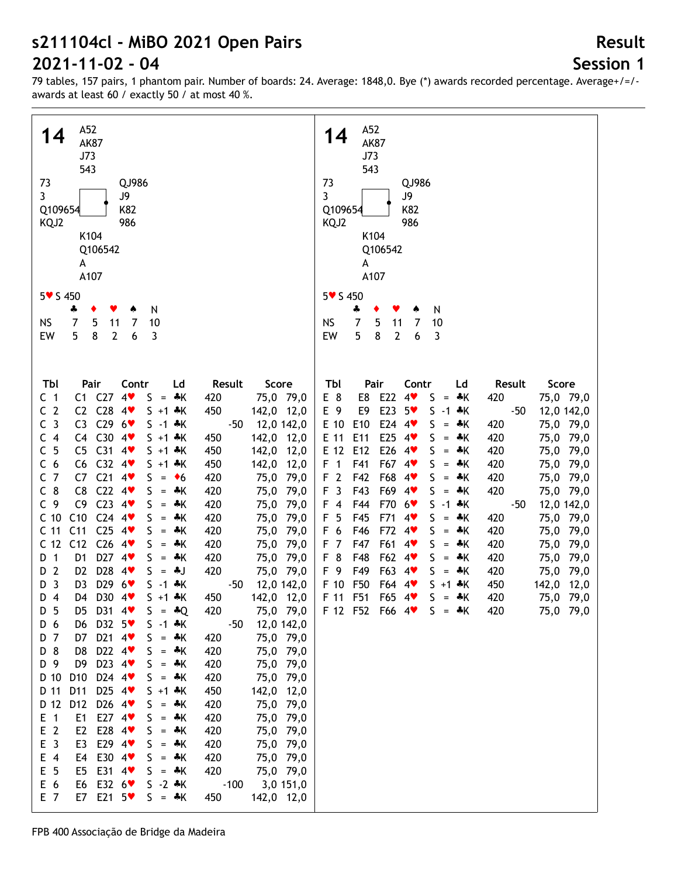# s211104cl - MiBO 2021 Open Pairs

# 2021-11-02 - 04

**Result**

**Session 1**

79 tables, 157 pairs, 1 phantom pair. Number of boards: 24. Average: 1848,0. Bye (*) awards recorded percentage. Average+/=/- awards at least 60 / exactly 50 / at most 40 %.

## 14

| | | |
|---|---|---|
| | A52<br>AK87<br>J73<br>543 | |
| 73<br>3<br>Q109654<br>KQJ2 | | QJ986<br>J9<br>K82<br>986 |
| | K104<br>Q106542<br>A<br>A107 | |

5♥ S 450

| | ♣ | ♦ | ♥ | ♠ | N |
|---|---|---|---|---|---|
| NS | 7 | 5 | 11 | 7 | 10 |
| EW | 5 | 8 | 2 | 6 | 3 |

| Tbl | Pair | | Contr | | | Ld | Result | | Score | |
|---|---|---|---|---|---|---|---|---|---|---|
| C 1 | C1 | C27 | 4♥ | S | = | ♣K | 420 | | 75,0 | 79,0 |
| C 2 | C2 | C28 | 4♥ | S | +1 | ♣K | 450 | | 142,0 | 12,0 |
| C 3 | C3 | C29 | 6♥ | S | -1 | ♣K | | -50 | 12,0 | 142,0 |
| C 4 | C4 | C30 | 4♥ | S | +1 | ♣K | 450 | | 142,0 | 12,0 |
| C 5 | C5 | C31 | 4♥ | S | +1 | ♣K | 450 | | 142,0 | 12,0 |
| C 6 | C6 | C32 | 4♥ | S | +1 | ♣K | 450 | | 142,0 | 12,0 |
| C 7 | C7 | C21 | 4♥ | S | = | ♦6 | 420 | | 75,0 | 79,0 |
| C 8 | C8 | C22 | 4♥ | S | = | ♣K | 420 | | 75,0 | 79,0 |
| C 9 | C9 | C23 | 4♥ | S | = | ♣K | 420 | | 75,0 | 79,0 |
| C 10 | C10 | C24 | 4♥ | S | = | ♣K | 420 | | 75,0 | 79,0 |
| C 11 | C11 | C25 | 4♥ | S | = | ♣K | 420 | | 75,0 | 79,0 |
| C 12 | C12 | C26 | 4♥ | S | = | ♣K | 420 | | 75,0 | 79,0 |
| D 1 | D1 | D27 | 4♥ | S | = | ♣K | 420 | | 75,0 | 79,0 |
| D 2 | D2 | D28 | 4♥ | S | = | ♣J | 420 | | 75,0 | 79,0 |
| D 3 | D3 | D29 | 6♥ | S | -1 | ♣K | | -50 | 12,0 | 142,0 |
| D 4 | D4 | D30 | 4♥ | S | +1 | ♣K | 450 | | 142,0 | 12,0 |
| D 5 | D5 | D31 | 4♥ | S | = | ♣Q | 420 | | 75,0 | 79,0 |
| D 6 | D6 | D32 | 5♥ | S | -1 | ♣K | | -50 | 12,0 | 142,0 |
| D 7 | D7 | D21 | 4♥ | S | = | ♣K | 420 | | 75,0 | 79,0 |
| D 8 | D8 | D22 | 4♥ | S | = | ♣K | 420 | | 75,0 | 79,0 |
| D 9 | D9 | D23 | 4♥ | S | = | ♣K | 420 | | 75,0 | 79,0 |
| D 10 | D10 | D24 | 4♥ | S | = | ♣K | 420 | | 75,0 | 79,0 |
| D 11 | D11 | D25 | 4♥ | S | +1 | ♣K | 450 | | 142,0 | 12,0 |
| D 12 | D12 | D26 | 4♥ | S | = | ♣K | 420 | | 75,0 | 79,0 |
| E 1 | E1 | E27 | 4♥ | S | = | ♣K | 420 | | 75,0 | 79,0 |
| E 2 | E2 | E28 | 4♥ | S | = | ♣K | 420 | | 75,0 | 79,0 |
| E 3 | E3 | E29 | 4♥ | S | = | ♣K | 420 | | 75,0 | 79,0 |
| E 4 | E4 | E30 | 4♥ | S | = | ♣K | 420 | | 75,0 | 79,0 |
| E 5 | E5 | E31 | 4♥ | S | = | ♣K | 420 | | 75,0 | 79,0 |
| E 6 | E6 | E32 | 6♥ | S | -2 | ♣K | | -100 | 3,0 | 151,0 |
| E 7 | E7 | E21 | 5♥ | S | = | ♣K | 450 | | 142,0 | 12,0 |
| E 8 | E8 | E22 | 4♥ | S | = | ♣K | 420 | | 75,0 | 79,0 |
| E 9 | E9 | E23 | 5♥ | S | -1 | ♣K | | -50 | 12,0 | 142,0 |
| E 10 | E10 | E24 | 4♥ | S | = | ♣K | 420 | | 75,0 | 79,0 |
| E 11 | E11 | E25 | 4♥ | S | = | ♣K | 420 | | 75,0 | 79,0 |
| E 12 | E12 | E26 | 4♥ | S | = | ♣K | 420 | | 75,0 | 79,0 |
| F 1 | F41 | F67 | 4♥ | S | = | ♣K | 420 | | 75,0 | 79,0 |
| F 2 | F42 | F68 | 4♥ | S | = | ♣K | 420 | | 75,0 | 79,0 |
| F 3 | F43 | F69 | 4♥ | S | = | ♣K | 420 | | 75,0 | 79,0 |
| F 4 | F44 | F70 | 6♥ | S | -1 | ♣K | | -50 | 12,0 | 142,0 |
| F 5 | F45 | F71 | 4♥ | S | = | ♣K | 420 | | 75,0 | 79,0 |
| F 6 | F46 | F72 | 4♥ | S | = | ♣K | 420 | | 75,0 | 79,0 |
| F 7 | F47 | F61 | 4♥ | S | = | ♣K | 420 | | 75,0 | 79,0 |
| F 8 | F48 | F62 | 4♥ | S | = | ♣K | 420 | | 75,0 | 79,0 |
| F 9 | F49 | F63 | 4♥ | S | = | ♣K | 420 | | 75,0 | 79,0 |
| F 10 | F50 | F64 | 4♥ | S | +1 | ♣K | 450 | | 142,0 | 12,0 |
| F 11 | F51 | F65 | 4♥ | S | = | ♣K | 420 | | 75,0 | 79,0 |
| F 12 | F52 | F66 | 4♥ | S | = | ♣K | 420 | | 75,0 | 79,0 |

FPB 400 Associação de Bridge da Madeira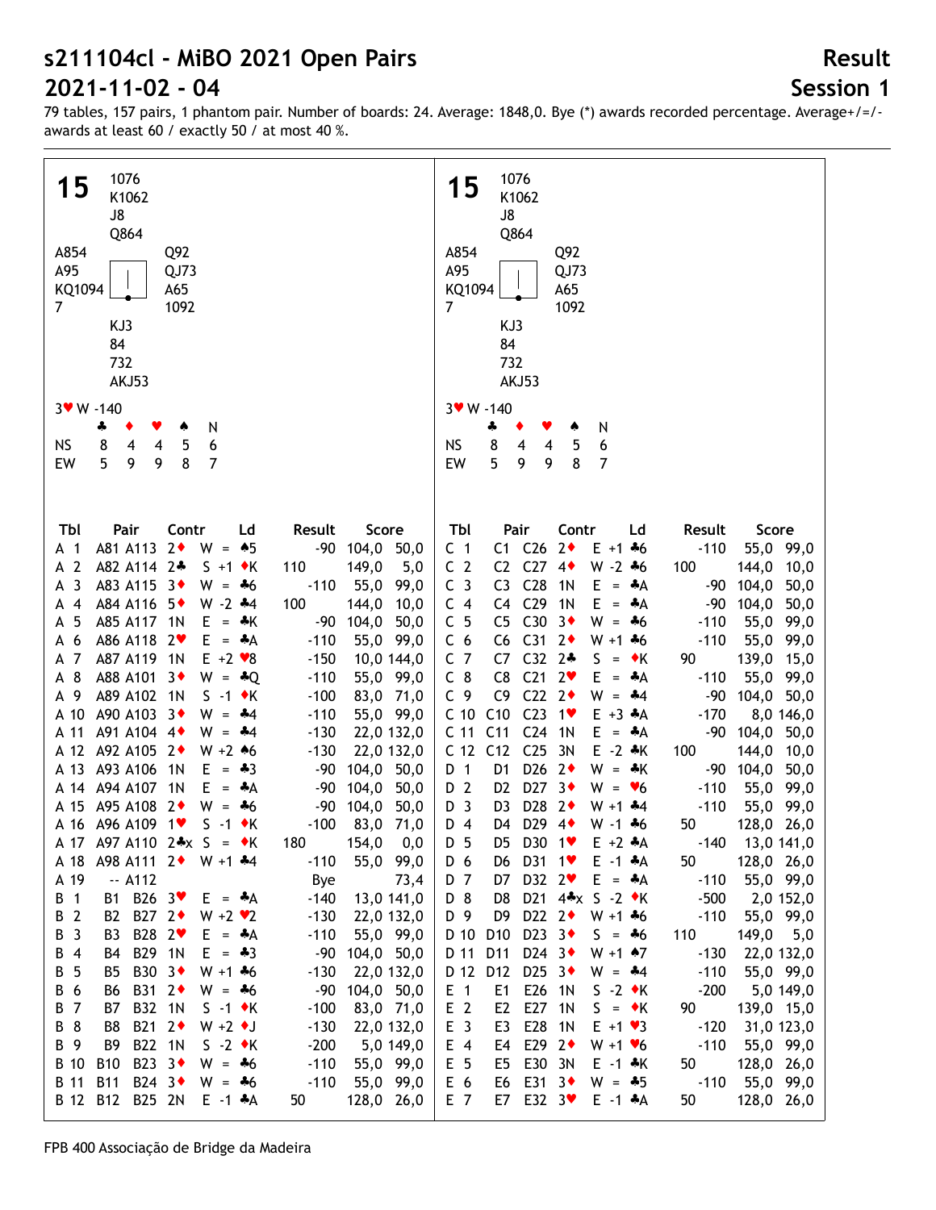# s211104cl - MiBO 2021 Open Pairs

# 2021-11-02 - 04

**Result**

**Session 1**

79 tables, 157 pairs, 1 phantom pair. Number of boards: 24. Average: 1848,0. Bye (*) awards recorded percentage. Average+/=/- awards at least 60 / exactly 50 / at most 40 %.

## 15

| | North | |
|---|---|---|
| | 1076<br>K1062<br>J8<br>Q864 | |
| **West**<br>A854<br>A95<br>KQ1094<br>7 | | **East**<br>Q92<br>QJ73<br>A65<br>1092 |
| | KJ3<br>84<br>732<br>AKJ53 | |
| | South | |

3♥ W -140

| | ♣ | ♦ | ♥ | ♠ | N |
|---|---|---|---|---|---|
| NS | 8 | 4 | 4 | 5 | 6 |
| EW | 5 | 9 | 9 | 8 | 7 |

| Tbl | Pair | Contr | Ld | Result | Score |
|---|---|---|---|---|---|
| A 1 | A81 A113 | 2♦ W = | ♠5 | -90 | 104,0 50,0 |
| A 2 | A82 A114 | 2♣ S +1 | ♦K | 110 | 149,0 5,0 |
| A 3 | A83 A115 | 3♦ W = | ♣6 | -110 | 55,0 99,0 |
| A 4 | A84 A116 | 5♦ W -2 | ♣4 | 100 | 144,0 10,0 |
| A 5 | A85 A117 | 1N E = | ♣K | -90 | 104,0 50,0 |
| A 6 | A86 A118 | 2♥ E = | ♣A | -110 | 55,0 99,0 |
| A 7 | A87 A119 | 1N E +2 | ♥8 | -150 | 10,0 144,0 |
| A 8 | A88 A101 | 3♦ W = | ♣Q | -110 | 55,0 99,0 |
| A 9 | A89 A102 | 1N S -1 | ♦K | -100 | 83,0 71,0 |
| A 10 | A90 A103 | 3♦ W = | ♣4 | -110 | 55,0 99,0 |
| A 11 | A91 A104 | 4♦ W = | ♣4 | -130 | 22,0 132,0 |
| A 12 | A92 A105 | 2♦ W +2 | ♠6 | -130 | 22,0 132,0 |
| A 13 | A93 A106 | 1N E = | ♣3 | -90 | 104,0 50,0 |
| A 14 | A94 A107 | 1N E = | ♣A | -90 | 104,0 50,0 |
| A 15 | A95 A108 | 2♦ W = | ♣6 | -90 | 104,0 50,0 |
| A 16 | A96 A109 | 1♥ S -1 | ♦K | -100 | 83,0 71,0 |
| A 17 | A97 A110 | 2♣x S = | ♦K | 180 | 154,0 0,0 |
| A 18 | A98 A111 | 2♦ W +1 | ♣4 | -110 | 55,0 99,0 |
| A 19 | -- A112 | | | Bye | 73,4 |
| B 1 | B1 B26 | 3♥ E = | ♣A | -140 | 13,0 141,0 |
| B 2 | B2 B27 | 2♦ W +2 | ♥2 | -130 | 22,0 132,0 |
| B 3 | B3 B28 | 2♥ E = | ♣A | -110 | 55,0 99,0 |
| B 4 | B4 B29 | 1N E = | ♣3 | -90 | 104,0 50,0 |
| B 5 | B5 B30 | 3♦ W +1 | ♣6 | -130 | 22,0 132,0 |
| B 6 | B6 B31 | 2♦ W = | ♣6 | -90 | 104,0 50,0 |
| B 7 | B7 B32 | 1N S -1 | ♦K | -100 | 83,0 71,0 |
| B 8 | B8 B21 | 2♦ W +2 | ♦J | -130 | 22,0 132,0 |
| B 9 | B9 B22 | 1N S -2 | ♦K | -200 | 5,0 149,0 |
| B 10 | B10 B23 | 3♦ W = | ♣6 | -110 | 55,0 99,0 |
| B 11 | B11 B24 | 3♦ W = | ♣6 | -110 | 55,0 99,0 |
| B 12 | B12 B25 | 2N E -1 | ♣A | 50 | 128,0 26,0 |
| C 1 | C1 C26 | 2♦ E +1 | ♣6 | -110 | 55,0 99,0 |
| C 2 | C2 C27 | 4♦ W -2 | ♣6 | 100 | 144,0 10,0 |
| C 3 | C3 C28 | 1N E = | ♣A | -90 | 104,0 50,0 |
| C 4 | C4 C29 | 1N E = | ♣A | -90 | 104,0 50,0 |
| C 5 | C5 C30 | 3♦ W = | ♣6 | -110 | 55,0 99,0 |
| C 6 | C6 C31 | 2♦ W +1 | ♣6 | -110 | 55,0 99,0 |
| C 7 | C7 C32 | 2♣ S = | ♦K | 90 | 139,0 15,0 |
| C 8 | C8 C21 | 2♥ E = | ♣A | -110 | 55,0 99,0 |
| C 9 | C9 C22 | 2♦ W = | ♣4 | -90 | 104,0 50,0 |
| C 10 | C10 C23 | 1♥ E +3 | ♣A | -170 | 8,0 146,0 |
| C 11 | C11 C24 | 1N E = | ♣A | -90 | 104,0 50,0 |
| C 12 | C12 C25 | 3N E -2 | ♣K | 100 | 144,0 10,0 |
| D 1 | D1 D26 | 2♦ W = | ♣K | -90 | 104,0 50,0 |
| D 2 | D2 D27 | 3♦ W = | ♥6 | -110 | 55,0 99,0 |
| D 3 | D3 D28 | 2♦ W +1 | ♣4 | -110 | 55,0 99,0 |
| D 4 | D4 D29 | 4♦ W -1 | ♣6 | 50 | 128,0 26,0 |
| D 5 | D5 D30 | 1♥ E +2 | ♣A | -140 | 13,0 141,0 |
| D 6 | D6 D31 | 1♥ E -1 | ♣A | 50 | 128,0 26,0 |
| D 7 | D7 D32 | 2♥ E = | ♣A | -110 | 55,0 99,0 |
| D 8 | D8 D21 | 4♣x S -2 | ♦K | -500 | 2,0 152,0 |
| D 9 | D9 D22 | 2♦ W +1 | ♣6 | -110 | 55,0 99,0 |
| D 10 | D10 D23 | 3♦ S = | ♣6 | 110 | 149,0 5,0 |
| D 11 | D11 D24 | 3♦ W +1 | ♠7 | -130 | 22,0 132,0 |
| D 12 | D12 D25 | 3♦ W = | ♣4 | -110 | 55,0 99,0 |
| E 1 | E1 E26 | 1N S -2 | ♦K | -200 | 5,0 149,0 |
| E 2 | E2 E27 | 1N S = | ♦K | 90 | 139,0 15,0 |
| E 3 | E3 E28 | 1N E +1 | ♥3 | -120 | 31,0 123,0 |
| E 4 | E4 E29 | 2♦ W +1 | ♥6 | -110 | 55,0 99,0 |
| E 5 | E5 E30 | 3N E -1 | ♣K | 50 | 128,0 26,0 |
| E 6 | E6 E31 | 3♦ W = | ♣5 | -110 | 55,0 99,0 |
| E 7 | E7 E32 | 3♥ E -1 | ♣A | 50 | 128,0 26,0 |

FPB 400 Associação de Bridge da Madeira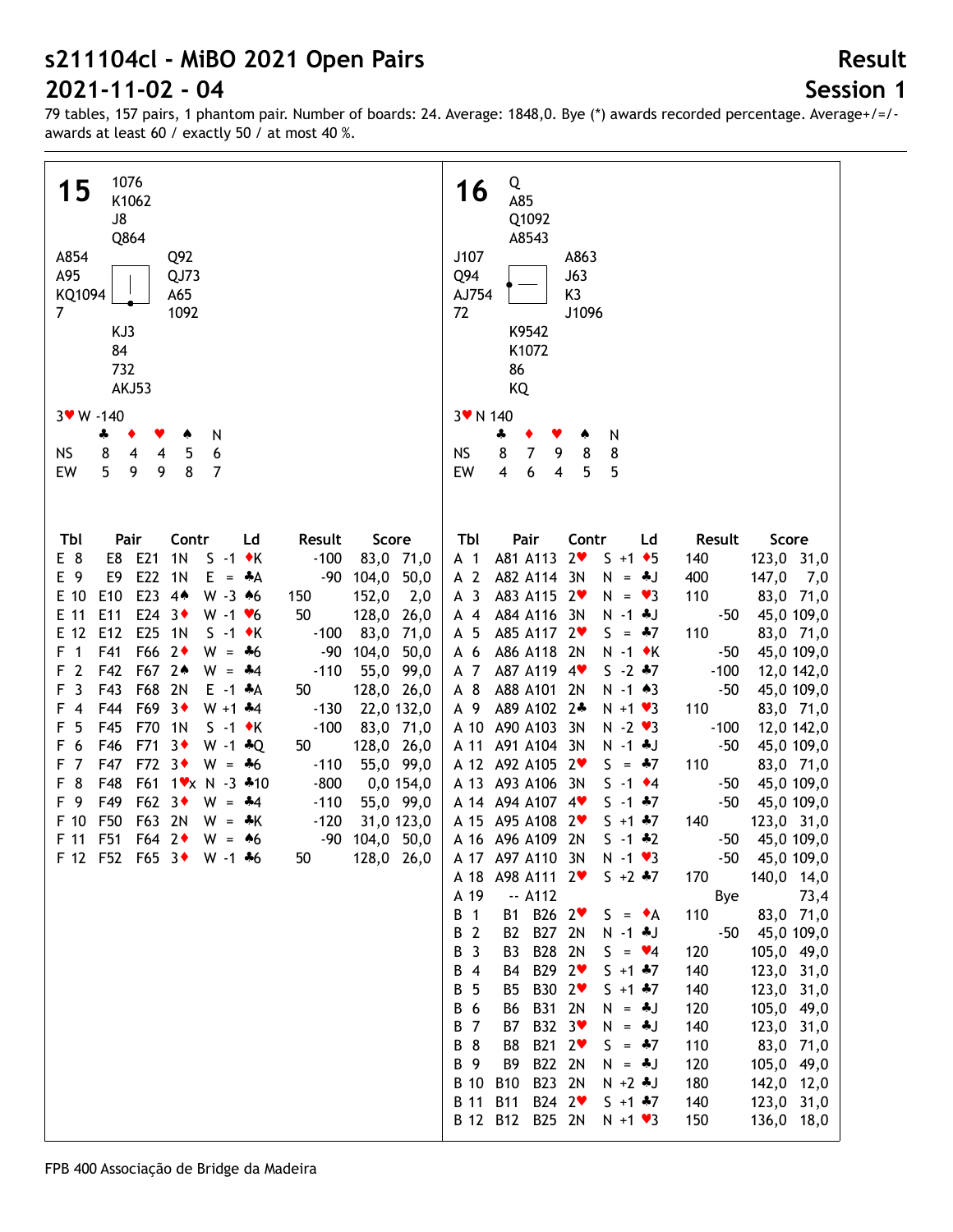# s211104cl - MiBO 2021 Open Pairs

# 2021-11-02 - 04

## Result

## Session 1

79 tables, 157 pairs, 1 phantom pair. Number of boards: 24. Average: 1848,0. Bye (*) awards recorded percentage. Average+/=/- awards at least 60 / exactly 50 / at most 40 %.

### Board 15

North: ♠ 1076 ♥ K1062 ♦ J8 ♣ Q864

West: ♠ A854 ♥ A95 ♦ KQ1094 ♣ 7

East: ♠ Q92 ♥ QJ73 ♦ A65 ♣ 1092

South: ♠ KJ3 ♥ 84 ♦ 732 ♣ AKJ53

3♥ W -140

| | ♣ | ♦ | ♥ | ♠ | N |
|---|---|---|---|---|---|
| NS | 8 | 4 | 4 | 5 | 6 |
| EW | 5 | 9 | 9 | 8 | 7 |

| Tbl | Pair | | Contr | Ld | Result | | Score | |
|---|---|---|---|---|---|---|---|---|
| E 8 | E8 | E21 | 1N | S -1 ♦K | | -100 | 83,0 | 71,0 |
| E 9 | E9 | E22 | 1N | E = ♣A | | -90 | 104,0 | 50,0 |
| E 10 | E10 | E23 | 4♠ | W -3 ♠6 | 150 | | 152,0 | 2,0 |
| E 11 | E11 | E24 | 3♦ | W -1 ♥6 | 50 | | 128,0 | 26,0 |
| E 12 | E12 | E25 | 1N | S -1 ♦K | | -100 | 83,0 | 71,0 |
| F 1 | F41 | F66 | 2♦ | W = ♣6 | | -90 | 104,0 | 50,0 |
| F 2 | F42 | F67 | 2♠ | W = ♣4 | | -110 | 55,0 | 99,0 |
| F 3 | F43 | F68 | 2N | E -1 ♣A | 50 | | 128,0 | 26,0 |
| F 4 | F44 | F69 | 3♦ | W +1 ♣4 | | -130 | 22,0 | 132,0 |
| F 5 | F45 | F70 | 1N | S -1 ♦K | | -100 | 83,0 | 71,0 |
| F 6 | F46 | F71 | 3♦ | W -1 ♣Q | 50 | | 128,0 | 26,0 |
| F 7 | F47 | F72 | 3♦ | W = ♣6 | | -110 | 55,0 | 99,0 |
| F 8 | F48 | F61 | 1♥x | N -3 ♣10 | | -800 | 0,0 | 154,0 |
| F 9 | F49 | F62 | 3♦ | W = ♣4 | | -110 | 55,0 | 99,0 |
| F 10 | F50 | F63 | 2N | W = ♣K | | -120 | 31,0 | 123,0 |
| F 11 | F51 | F64 | 2♦ | W = ♠6 | | -90 | 104,0 | 50,0 |
| F 12 | F52 | F65 | 3♦ | W -1 ♣6 | 50 | | 128,0 | 26,0 |

### Board 16

North: ♠ Q ♥ A85 ♦ Q1092 ♣ A8543

West: ♠ J107 ♥ Q94 ♦ AJ754 ♣ 72

East: ♠ A863 ♥ J63 ♦ K3 ♣ J1096

South: ♠ K9542 ♥ K1072 ♦ 86 ♣ KQ

3♥ N 140

| | ♣ | ♦ | ♥ | ♠ | N |
|---|---|---|---|---|---|
| NS | 8 | 7 | 9 | 8 | 8 |
| EW | 4 | 6 | 4 | 5 | 5 |

| Tbl | Pair | | Contr | Ld | Result | | Score | |
|---|---|---|---|---|---|---|---|---|
| A 1 | A81 | A113 | 2♥ | S +1 ♦5 | 140 | | 123,0 | 31,0 |
| A 2 | A82 | A114 | 3N | N = ♣J | 400 | | 147,0 | 7,0 |
| A 3 | A83 | A115 | 2♥ | N = ♥3 | 110 | | 83,0 | 71,0 |
| A 4 | A84 | A116 | 3N | N -1 ♣J | | -50 | 45,0 | 109,0 |
| A 5 | A85 | A117 | 2♥ | S = ♣7 | 110 | | 83,0 | 71,0 |
| A 6 | A86 | A118 | 2N | N -1 ♦K | | -50 | 45,0 | 109,0 |
| A 7 | A87 | A119 | 4♥ | S -2 ♣7 | | -100 | 12,0 | 142,0 |
| A 8 | A88 | A101 | 2N | N -1 ♠3 | | -50 | 45,0 | 109,0 |
| A 9 | A89 | A102 | 2♣ | N +1 ♥3 | 110 | | 83,0 | 71,0 |
| A 10 | A90 | A103 | 3N | N -2 ♥3 | | -100 | 12,0 | 142,0 |
| A 11 | A91 | A104 | 3N | N -1 ♣J | | -50 | 45,0 | 109,0 |
| A 12 | A92 | A105 | 2♥ | S = ♣7 | 110 | | 83,0 | 71,0 |
| A 13 | A93 | A106 | 3N | S -1 ♦4 | | -50 | 45,0 | 109,0 |
| A 14 | A94 | A107 | 4♥ | S -1 ♣7 | | -50 | 45,0 | 109,0 |
| A 15 | A95 | A108 | 2♥ | S +1 ♣7 | 140 | | 123,0 | 31,0 |
| A 16 | A96 | A109 | 2N | S -1 ♣2 | | -50 | 45,0 | 109,0 |
| A 17 | A97 | A110 | 3N | N -1 ♥3 | | -50 | 45,0 | 109,0 |
| A 18 | A98 | A111 | 2♥ | S +2 ♣7 | 170 | | 140,0 | 14,0 |
| A 19 | -- | A112 | | | | Bye | | 73,4 |
| B 1 | B1 | B26 | 2♥ | S = ♦A | 110 | | 83,0 | 71,0 |
| B 2 | B2 | B27 | 2N | N -1 ♣J | | -50 | 45,0 | 109,0 |
| B 3 | B3 | B28 | 2N | S = ♥4 | 120 | | 105,0 | 49,0 |
| B 4 | B4 | B29 | 2♥ | S +1 ♣7 | 140 | | 123,0 | 31,0 |
| B 5 | B5 | B30 | 2♥ | S +1 ♣7 | 140 | | 123,0 | 31,0 |
| B 6 | B6 | B31 | 2N | N = ♣J | 120 | | 105,0 | 49,0 |
| B 7 | B7 | B32 | 3♥ | N = ♣J | 140 | | 123,0 | 31,0 |
| B 8 | B8 | B21 | 2♥ | S = ♣7 | 110 | | 83,0 | 71,0 |
| B 9 | B9 | B22 | 2N | N = ♣J | 120 | | 105,0 | 49,0 |
| B 10 | B10 | B23 | 2N | N +2 ♣J | 180 | | 142,0 | 12,0 |
| B 11 | B11 | B24 | 2♥ | S +1 ♣7 | 140 | | 123,0 | 31,0 |
| B 12 | B12 | B25 | 2N | N +1 ♥3 | 150 | | 136,0 | 18,0 |

FPB 400 Associação de Bridge da Madeira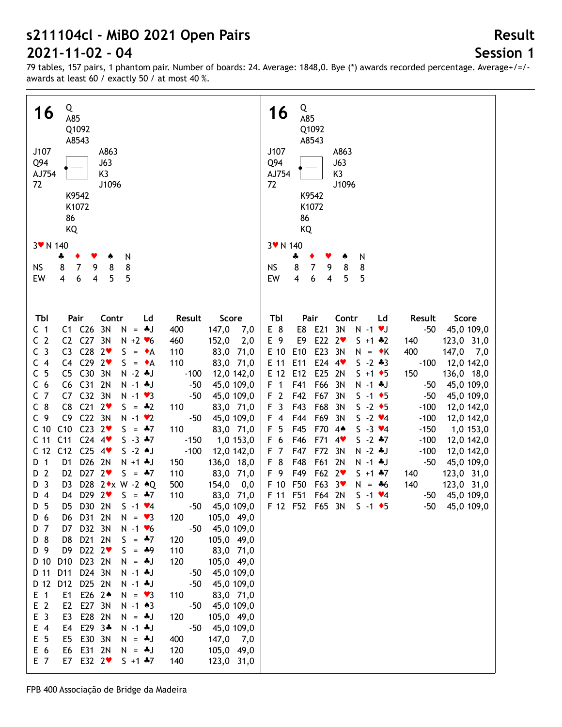# s211104cl - MiBO 2021 Open Pairs

# 2021-11-02 - 04

**Result**

**Session 1**

79 tables, 157 pairs, 1 phantom pair. Number of boards: 24. Average: 1848,0. Bye (*) awards recorded percentage. Average+/=/- awards at least 60 / exactly 50 / at most 40 %.

## 16

```
            Q
            A85
            Q1092
            A8543
J107                    A863
Q94                     J63
AJ754                   K3
72                      J1096
            K9542
            K1072
            86
            KQ
```

3♥ N 140

|    | ♣ | ♦ | ♥ | ♠ | N |
|---|---|---|---|---|---|
| NS | 8 | 7 | 9 | 8 | 8 |
| EW | 4 | 6 | 4 | 5 | 5 |

| Tbl | Pair | | Contr | | Ld | Result | | Score | |
|---|---|---|---|---|---|---|---|---|---|
| C 1 | C1 | C26 | 3N | N = | ♣J | 400 | | 147,0 | 7,0 |
| C 2 | C2 | C27 | 3N | N +2 | ♥6 | 460 | | 152,0 | 2,0 |
| C 3 | C3 | C28 | 2♥ | S = | ♦A | 110 | | 83,0 | 71,0 |
| C 4 | C4 | C29 | 2♥ | S = | ♦A | 110 | | 83,0 | 71,0 |
| C 5 | C5 | C30 | 3N | N -2 | ♣J | | -100 | 12,0 | 142,0 |
| C 6 | C6 | C31 | 2N | N -1 | ♣J | | -50 | 45,0 | 109,0 |
| C 7 | C7 | C32 | 3N | N -1 | ♥3 | | -50 | 45,0 | 109,0 |
| C 8 | C8 | C21 | 2♥ | S = | ♣2 | 110 | | 83,0 | 71,0 |
| C 9 | C9 | C22 | 3N | N -1 | ♥2 | | -50 | 45,0 | 109,0 |
| C 10 | C10 | C23 | 2♥ | S = | ♣7 | 110 | | 83,0 | 71,0 |
| C 11 | C11 | C24 | 4♥ | S -3 | ♣7 | | -150 | 1,0 | 153,0 |
| C 12 | C12 | C25 | 4♥ | S -2 | ♣J | | -100 | 12,0 | 142,0 |
| D 1 | D1 | D26 | 2N | N +1 | ♣J | 150 | | 136,0 | 18,0 |
| D 2 | D2 | D27 | 2♥ | S = | ♣7 | 110 | | 83,0 | 71,0 |
| D 3 | D3 | D28 | 2♦x | W -2 | ♠Q | 500 | | 154,0 | 0,0 |
| D 4 | D4 | D29 | 2♥ | S = | ♣7 | 110 | | 83,0 | 71,0 |
| D 5 | D5 | D30 | 2N | S -1 | ♥4 | | -50 | 45,0 | 109,0 |
| D 6 | D6 | D31 | 2N | N = | ♥3 | 120 | | 105,0 | 49,0 |
| D 7 | D7 | D32 | 3N | N -1 | ♥6 | | -50 | 45,0 | 109,0 |
| D 8 | D8 | D21 | 2N | S = | ♣7 | 120 | | 105,0 | 49,0 |
| D 9 | D9 | D22 | 2♥ | S = | ♣9 | 110 | | 83,0 | 71,0 |
| D 10 | D10 | D23 | 2N | N = | ♣J | 120 | | 105,0 | 49,0 |
| D 11 | D11 | D24 | 3N | N -1 | ♣J | | -50 | 45,0 | 109,0 |
| D 12 | D12 | D25 | 2N | N -1 | ♣J | | -50 | 45,0 | 109,0 |
| E 1 | E1 | E26 | 2♠ | N = | ♥3 | 110 | | 83,0 | 71,0 |
| E 2 | E2 | E27 | 3N | N -1 | ♠3 | | -50 | 45,0 | 109,0 |
| E 3 | E3 | E28 | 2N | N = | ♣J | 120 | | 105,0 | 49,0 |
| E 4 | E4 | E29 | 3♣ | N -1 | ♣J | | -50 | 45,0 | 109,0 |
| E 5 | E5 | E30 | 3N | N = | ♣J | 400 | | 147,0 | 7,0 |
| E 6 | E6 | E31 | 2N | N = | ♣J | 120 | | 105,0 | 49,0 |
| E 7 | E7 | E32 | 2♥ | S +1 | ♣7 | 140 | | 123,0 | 31,0 |
| E 8 | E8 | E21 | 3N | N -1 | ♥J | | -50 | 45,0 | 109,0 |
| E 9 | E9 | E22 | 2♥ | S +1 | ♣2 | 140 | | 123,0 | 31,0 |
| E 10 | E10 | E23 | 3N | N = | ♦K | 400 | | 147,0 | 7,0 |
| E 11 | E11 | E24 | 4♥ | S -2 | ♣3 | | -100 | 12,0 | 142,0 |
| E 12 | E12 | E25 | 2N | S +1 | ♦5 | 150 | | 136,0 | 18,0 |
| F 1 | F41 | F66 | 3N | N -1 | ♣J | | -50 | 45,0 | 109,0 |
| F 2 | F42 | F67 | 3N | S -1 | ♦5 | | -50 | 45,0 | 109,0 |
| F 3 | F43 | F68 | 3N | S -2 | ♦5 | | -100 | 12,0 | 142,0 |
| F 4 | F44 | F69 | 3N | S -2 | ♥4 | | -100 | 12,0 | 142,0 |
| F 5 | F45 | F70 | 4♠ | S -3 | ♥4 | | -150 | 1,0 | 153,0 |
| F 6 | F46 | F71 | 4♥ | S -2 | ♣7 | | -100 | 12,0 | 142,0 |
| F 7 | F47 | F72 | 3N | N -2 | ♣J | | -100 | 12,0 | 142,0 |
| F 8 | F48 | F61 | 2N | N -1 | ♣J | | -50 | 45,0 | 109,0 |
| F 9 | F49 | F62 | 2♥ | S +1 | ♣7 | 140 | | 123,0 | 31,0 |
| F 10 | F50 | F63 | 3♥ | N = | ♣6 | 140 | | 123,0 | 31,0 |
| F 11 | F51 | F64 | 2N | S -1 | ♥4 | | -50 | 45,0 | 109,0 |
| F 12 | F52 | F65 | 3N | S -1 | ♦5 | | -50 | 45,0 | 109,0 |

FPB 400 Associação de Bridge da Madeira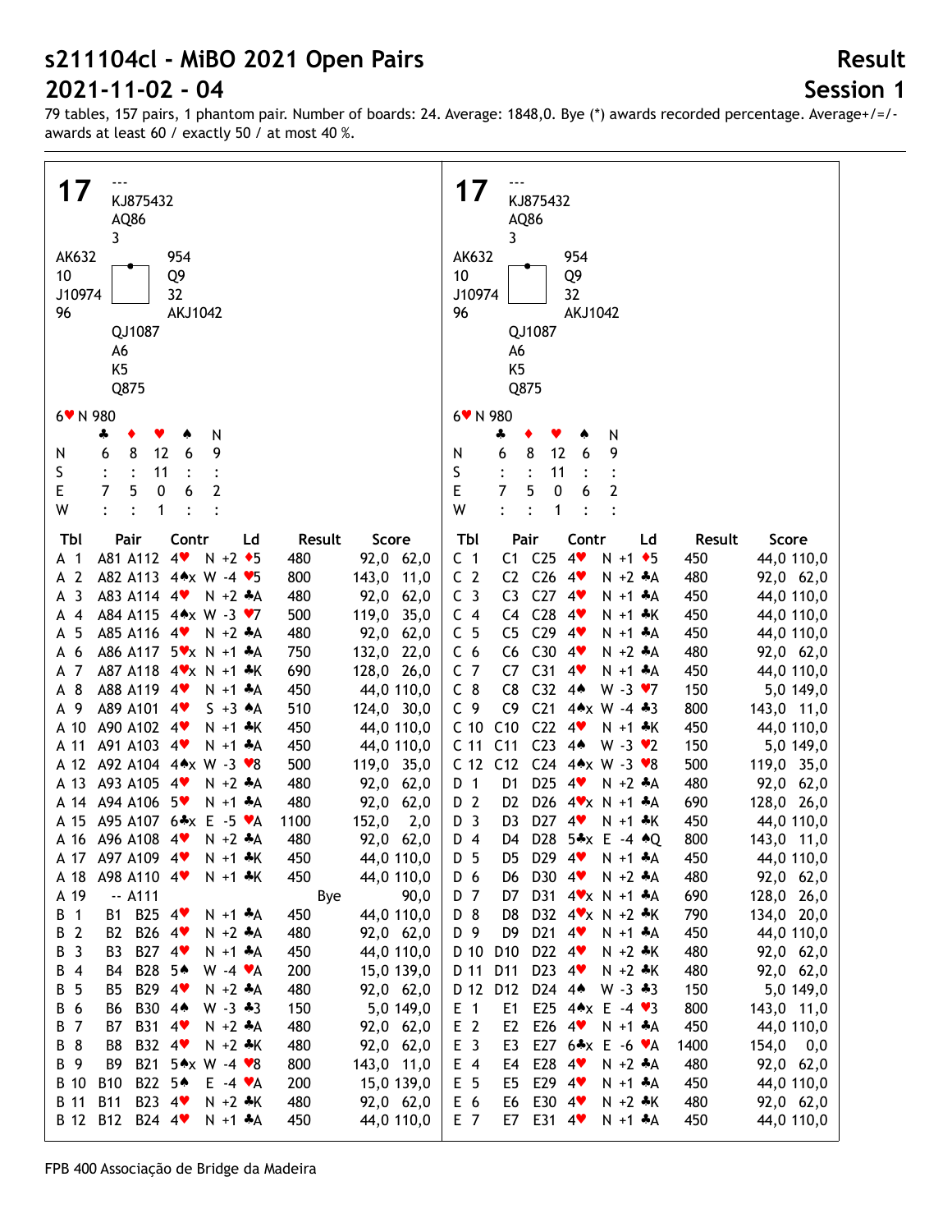# s211104cl - MiBO 2021 Open Pairs

# 2021-11-02 - 04

**Result**

**Session 1**

79 tables, 157 pairs, 1 phantom pair. Number of boards: 24. Average: 1848,0. Bye (*) awards recorded percentage. Average+/=/- awards at least 60 / exactly 50 / at most 40 %.

## 17

```
           ---
           KJ875432
           AQ86
           3
AK632              954
10                 Q9
J10974             32
96                 AKJ1042
           QJ1087
           A6
           K5
           Q875
```

6♥ N 980

|   | ♣ | ♦ | ♥ | ♠ | N |
|---|---|---|---|---|---|
| N | 6 | 8 | 12 | 6 | 9 |
| S | : | : | 11 | : | : |
| E | 7 | 5 | 0 | 6 | 2 |
| W | : | : | 1 | : | : |

| Tbl | Pair | Contr | Ld | Result | Score |
|---|---|---|---|---|---|
| A 1 | A81 A112 | 4♥ N +2 | ♦5 | 480 | 92,0 62,0 |
| A 2 | A82 A113 | 4♠x W -4 | ♥5 | 800 | 143,0 11,0 |
| A 3 | A83 A114 | 4♥ N +2 | ♣A | 480 | 92,0 62,0 |
| A 4 | A84 A115 | 4♠x W -3 | ♥7 | 500 | 119,0 35,0 |
| A 5 | A85 A116 | 4♥ N +2 | ♣A | 480 | 92,0 62,0 |
| A 6 | A86 A117 | 5♥x N +1 | ♣A | 750 | 132,0 22,0 |
| A 7 | A87 A118 | 4♥x N +1 | ♣K | 690 | 128,0 26,0 |
| A 8 | A88 A119 | 4♥ N +1 | ♣A | 450 | 44,0 110,0 |
| A 9 | A89 A101 | 4♥ S +3 | ♠A | 510 | 124,0 30,0 |
| A 10 | A90 A102 | 4♥ N +1 | ♣K | 450 | 44,0 110,0 |
| A 11 | A91 A103 | 4♥ N +1 | ♣A | 450 | 44,0 110,0 |
| A 12 | A92 A104 | 4♠x W -3 | ♥8 | 500 | 119,0 35,0 |
| A 13 | A93 A105 | 4♥ N +2 | ♣A | 480 | 92,0 62,0 |
| A 14 | A94 A106 | 5♥ N +1 | ♣A | 480 | 92,0 62,0 |
| A 15 | A95 A107 | 6♣x E -5 | ♥A | 1100 | 152,0 2,0 |
| A 16 | A96 A108 | 4♥ N +2 | ♣A | 480 | 92,0 62,0 |
| A 17 | A97 A109 | 4♥ N +1 | ♣K | 450 | 44,0 110,0 |
| A 18 | A98 A110 | 4♥ N +1 | ♣K | 450 | 44,0 110,0 |
| A 19 | -- A111 | | | Bye | 90,0 |
| B 1 | B1 B25 | 4♥ N +1 | ♣A | 450 | 44,0 110,0 |
| B 2 | B2 B26 | 4♥ N +2 | ♣A | 480 | 92,0 62,0 |
| B 3 | B3 B27 | 4♥ N +1 | ♣A | 450 | 44,0 110,0 |
| B 4 | B4 B28 | 5♠ W -4 | ♥A | 200 | 15,0 139,0 |
| B 5 | B5 B29 | 4♥ N +2 | ♣A | 480 | 92,0 62,0 |
| B 6 | B6 B30 | 4♠ W -3 | ♣3 | 150 | 5,0 149,0 |
| B 7 | B7 B31 | 4♥ N +2 | ♣A | 480 | 92,0 62,0 |
| B 8 | B8 B32 | 4♥ N +2 | ♣K | 480 | 92,0 62,0 |
| B 9 | B9 B21 | 5♠x W -4 | ♥8 | 800 | 143,0 11,0 |
| B 10 | B10 B22 | 5♠ E -4 | ♥A | 200 | 15,0 139,0 |
| B 11 | B11 B23 | 4♥ N +2 | ♣K | 480 | 92,0 62,0 |
| B 12 | B12 B24 | 4♥ N +1 | ♣A | 450 | 44,0 110,0 |
| C 1 | C1 C25 | 4♥ N +1 | ♦5 | 450 | 44,0 110,0 |
| C 2 | C2 C26 | 4♥ N +2 | ♣A | 480 | 92,0 62,0 |
| C 3 | C3 C27 | 4♥ N +1 | ♣A | 450 | 44,0 110,0 |
| C 4 | C4 C28 | 4♥ N +1 | ♣K | 450 | 44,0 110,0 |
| C 5 | C5 C29 | 4♥ N +1 | ♣A | 450 | 44,0 110,0 |
| C 6 | C6 C30 | 4♥ N +2 | ♣A | 480 | 92,0 62,0 |
| C 7 | C7 C31 | 4♥ N +1 | ♣A | 450 | 44,0 110,0 |
| C 8 | C8 C32 | 4♠ W -3 | ♥7 | 150 | 5,0 149,0 |
| C 9 | C9 C21 | 4♠x W -4 | ♣3 | 800 | 143,0 11,0 |
| C 10 | C10 C22 | 4♥ N +1 | ♣K | 450 | 44,0 110,0 |
| C 11 | C11 C23 | 4♠ W -3 | ♥2 | 150 | 5,0 149,0 |
| C 12 | C12 C24 | 4♠x W -3 | ♥8 | 500 | 119,0 35,0 |
| D 1 | D1 D25 | 4♥ N +2 | ♣A | 480 | 92,0 62,0 |
| D 2 | D2 D26 | 4♥x N +1 | ♣A | 690 | 128,0 26,0 |
| D 3 | D3 D27 | 4♥ N +1 | ♣K | 450 | 44,0 110,0 |
| D 4 | D4 D28 | 5♣x E -4 | ♠Q | 800 | 143,0 11,0 |
| D 5 | D5 D29 | 4♥ N +1 | ♣A | 450 | 44,0 110,0 |
| D 6 | D6 D30 | 4♥ N +2 | ♣A | 480 | 92,0 62,0 |
| D 7 | D7 D31 | 4♥x N +1 | ♣A | 690 | 128,0 26,0 |
| D 8 | D8 D32 | 4♥x N +2 | ♣K | 790 | 134,0 20,0 |
| D 9 | D9 D21 | 4♥ N +1 | ♣A | 450 | 44,0 110,0 |
| D 10 | D10 D22 | 4♥ N +2 | ♣K | 480 | 92,0 62,0 |
| D 11 | D11 D23 | 4♥ N +2 | ♣K | 480 | 92,0 62,0 |
| D 12 | D12 D24 | 4♠ W -3 | ♣3 | 150 | 5,0 149,0 |
| E 1 | E1 E25 | 4♠x E -4 | ♥3 | 800 | 143,0 11,0 |
| E 2 | E2 E26 | 4♥ N +1 | ♣A | 450 | 44,0 110,0 |
| E 3 | E3 E27 | 6♣x E -6 | ♥A | 1400 | 154,0 0,0 |
| E 4 | E4 E28 | 4♥ N +2 | ♣A | 480 | 92,0 62,0 |
| E 5 | E5 E29 | 4♥ N +1 | ♣A | 450 | 44,0 110,0 |
| E 6 | E6 E30 | 4♥ N +2 | ♣K | 480 | 92,0 62,0 |
| E 7 | E7 E31 | 4♥ N +1 | ♣A | 450 | 44,0 110,0 |

FPB 400 Associação de Bridge da Madeira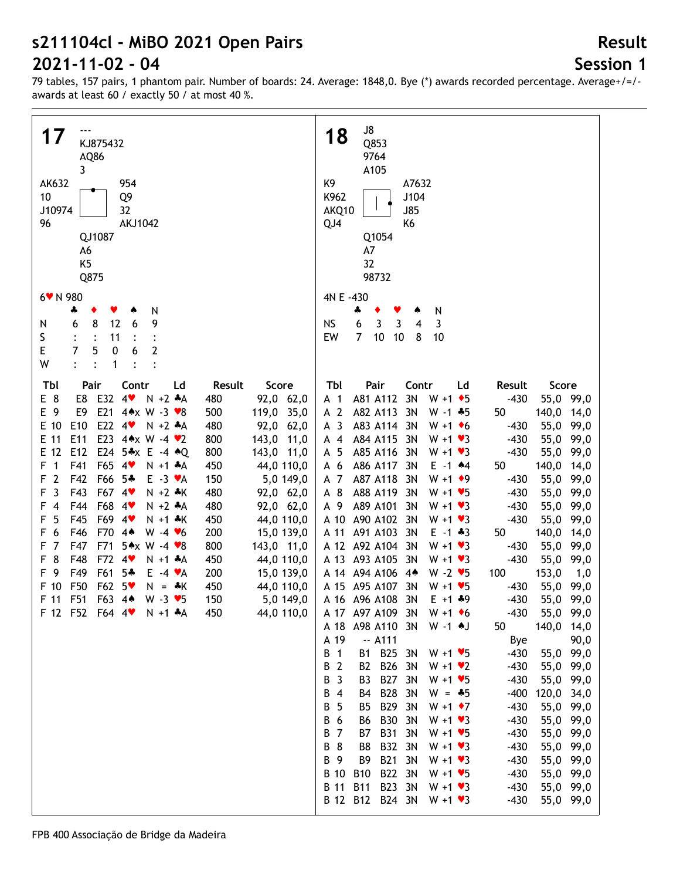# s211104cl - MiBO 2021 Open Pairs

# 2021-11-02 - 04

## Result
## Session 1

79 tables, 157 pairs, 1 phantom pair. Number of boards: 24. Average: 1848,0. Bye (*) awards recorded percentage. Average+/=/- awards at least 60 / exactly 50 / at most 40 %.

### Board 17

North: ♠ --- ♥ KJ875432 ♦ AQ86 ♣ 3

West: ♠ AK632 ♥ 10 ♦ J10974 ♣ 96

East: ♠ 954 ♥ Q9 ♦ 32 ♣ AKJ1042

South: ♠ QJ1087 ♥ A6 ♦ K5 ♣ Q875

6♥ N 980

| | ♣ | ♦ | ♥ | ♠ | N |
|---|---|---|---|---|---|
| N | 6 | 8 | 12 | 6 | 9 |
| S | : | : | 11 | : | : |
| E | 7 | 5 | 0 | 6 | 2 |
| W | : | : | 1 | : | : |

| Tbl | Pair | | Contr | | Ld | Result | Score | |
|---|---|---|---|---|---|---|---|---|
| E 8 | E8 | E32 | 4♥ | N +2 | ♣A | 480 | 92,0 | 62,0 |
| E 9 | E9 | E21 | 4♠x | W -3 | ♥8 | 500 | 119,0 | 35,0 |
| E 10 | E10 | E22 | 4♥ | N +2 | ♣A | 480 | 92,0 | 62,0 |
| E 11 | E11 | E23 | 4♠x | W -4 | ♥2 | 800 | 143,0 | 11,0 |
| E 12 | E12 | E24 | 5♣x | E -4 | ♠Q | 800 | 143,0 | 11,0 |
| F 1 | F41 | F65 | 4♥ | N +1 | ♣A | 450 | 44,0 | 110,0 |
| F 2 | F42 | F66 | 5♣ | E -3 | ♥A | 150 | 5,0 | 149,0 |
| F 3 | F43 | F67 | 4♥ | N +2 | ♣K | 480 | 92,0 | 62,0 |
| F 4 | F44 | F68 | 4♥ | N +2 | ♣A | 480 | 92,0 | 62,0 |
| F 5 | F45 | F69 | 4♥ | N +1 | ♣K | 450 | 44,0 | 110,0 |
| F 6 | F46 | F70 | 4♠ | W -4 | ♥6 | 200 | 15,0 | 139,0 |
| F 7 | F47 | F71 | 5♠x | W -4 | ♥8 | 800 | 143,0 | 11,0 |
| F 8 | F48 | F72 | 4♥ | N +1 | ♣A | 450 | 44,0 | 110,0 |
| F 9 | F49 | F61 | 5♣ | E -4 | ♥A | 200 | 15,0 | 139,0 |
| F 10 | F50 | F62 | 5♥ | N = | ♣K | 450 | 44,0 | 110,0 |
| F 11 | F51 | F63 | 4♠ | W -3 | ♥5 | 150 | 5,0 | 149,0 |
| F 12 | F52 | F64 | 4♥ | N +1 | ♣A | 450 | 44,0 | 110,0 |

### Board 18

North: ♠ J8 ♥ Q853 ♦ 9764 ♣ A105

West: ♠ K9 ♥ K962 ♦ AKQ10 ♣ QJ4

East: ♠ A7632 ♥ J104 ♦ J85 ♣ K6

South: ♠ Q1054 ♥ A7 ♦ 32 ♣ 98732

4N E -430

| | ♣ | ♦ | ♥ | ♠ | N |
|---|---|---|---|---|---|
| NS | 6 | 3 | 3 | 4 | 3 |
| EW | 7 | 10 | 10 | 8 | 10 |

| Tbl | Pair | | Contr | | Ld | Result | Score | |
|---|---|---|---|---|---|---|---|---|
| A 1 | A81 | A112 | 3N | W +1 | ♦5 | -430 | 55,0 | 99,0 |
| A 2 | A82 | A113 | 3N | W -1 | ♣5 | 50 | 140,0 | 14,0 |
| A 3 | A83 | A114 | 3N | W +1 | ♦6 | -430 | 55,0 | 99,0 |
| A 4 | A84 | A115 | 3N | W +1 | ♥3 | -430 | 55,0 | 99,0 |
| A 5 | A85 | A116 | 3N | W +1 | ♥3 | -430 | 55,0 | 99,0 |
| A 6 | A86 | A117 | 3N | E -1 | ♠4 | 50 | 140,0 | 14,0 |
| A 7 | A87 | A118 | 3N | W +1 | ♦9 | -430 | 55,0 | 99,0 |
| A 8 | A88 | A119 | 3N | W +1 | ♥5 | -430 | 55,0 | 99,0 |
| A 9 | A89 | A101 | 3N | W +1 | ♥3 | -430 | 55,0 | 99,0 |
| A 10 | A90 | A102 | 3N | W +1 | ♥3 | -430 | 55,0 | 99,0 |
| A 11 | A91 | A103 | 3N | E -1 | ♣3 | 50 | 140,0 | 14,0 |
| A 12 | A92 | A104 | 3N | W +1 | ♥3 | -430 | 55,0 | 99,0 |
| A 13 | A93 | A105 | 3N | W +1 | ♥3 | -430 | 55,0 | 99,0 |
| A 14 | A94 | A106 | 4♠ | W -2 | ♥5 | 100 | 153,0 | 1,0 |
| A 15 | A95 | A107 | 3N | W +1 | ♥5 | -430 | 55,0 | 99,0 |
| A 16 | A96 | A108 | 3N | E +1 | ♣9 | -430 | 55,0 | 99,0 |
| A 17 | A97 | A109 | 3N | W +1 | ♦6 | -430 | 55,0 | 99,0 |
| A 18 | A98 | A110 | 3N | W -1 | ♠J | 50 | 140,0 | 14,0 |
| A 19 | -- | A111 | | | | Bye | | 90,0 |
| B 1 | B1 | B25 | 3N | W +1 | ♥5 | -430 | 55,0 | 99,0 |
| B 2 | B2 | B26 | 3N | W +1 | ♥2 | -430 | 55,0 | 99,0 |
| B 3 | B3 | B27 | 3N | W +1 | ♥5 | -430 | 55,0 | 99,0 |
| B 4 | B4 | B28 | 3N | W = | ♣5 | -400 | 120,0 | 34,0 |
| B 5 | B5 | B29 | 3N | W +1 | ♦7 | -430 | 55,0 | 99,0 |
| B 6 | B6 | B30 | 3N | W +1 | ♥3 | -430 | 55,0 | 99,0 |
| B 7 | B7 | B31 | 3N | W +1 | ♥5 | -430 | 55,0 | 99,0 |
| B 8 | B8 | B32 | 3N | W +1 | ♥3 | -430 | 55,0 | 99,0 |
| B 9 | B9 | B21 | 3N | W +1 | ♥3 | -430 | 55,0 | 99,0 |
| B 10 | B10 | B22 | 3N | W +1 | ♥5 | -430 | 55,0 | 99,0 |
| B 11 | B11 | B23 | 3N | W +1 | ♥3 | -430 | 55,0 | 99,0 |
| B 12 | B12 | B24 | 3N | W +1 | ♥3 | -430 | 55,0 | 99,0 |

FPB 400 Associação de Bridge da Madeira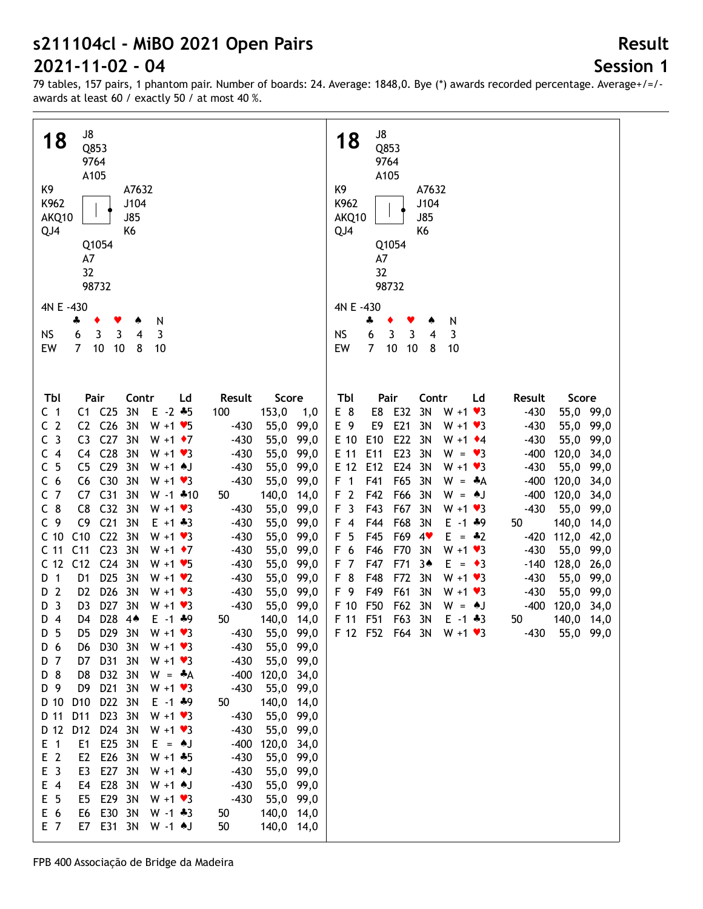# s211104cl - MiBO 2021 Open Pairs

# 2021-11-02 - 04

**Result**

**Session 1**

79 tables, 157 pairs, 1 phantom pair. Number of boards: 24. Average: 1848,0. Bye (*) awards recorded percentage. Average+/=/- awards at least 60 / exactly 50 / at most 40 %.

## 18

```
          J8
          Q853
          9764
          A105
K9                  A7632
K962                J104
AKQ10               J85
QJ4                 K6
          Q1054
          A7
          32
          98732
```

4N E -430

|    | ♣ | ♦ | ♥ | ♠ | N |
|---|---|---|---|---|---|
| NS | 6 | 3 | 3 | 4 | 3 |
| EW | 7 | 10 | 10 | 8 | 10 |

| Tbl | Pair | | Contr | | Ld | Result | | Score | |
|---|---|---|---|---|---|---|---|---|---|
| C 1 | C1 | C25 | 3N | E -2 | ♣5 | 100 | | 153,0 | 1,0 |
| C 2 | C2 | C26 | 3N | W +1 | ♥5 | | -430 | 55,0 | 99,0 |
| C 3 | C3 | C27 | 3N | W +1 | ♦7 | | -430 | 55,0 | 99,0 |
| C 4 | C4 | C28 | 3N | W +1 | ♥3 | | -430 | 55,0 | 99,0 |
| C 5 | C5 | C29 | 3N | W +1 | ♠J | | -430 | 55,0 | 99,0 |
| C 6 | C6 | C30 | 3N | W +1 | ♥3 | | -430 | 55,0 | 99,0 |
| C 7 | C7 | C31 | 3N | W -1 | ♣10 | 50 | | 140,0 | 14,0 |
| C 8 | C8 | C32 | 3N | W +1 | ♥3 | | -430 | 55,0 | 99,0 |
| C 9 | C9 | C21 | 3N | E +1 | ♣3 | | -430 | 55,0 | 99,0 |
| C 10 | C10 | C22 | 3N | W +1 | ♥3 | | -430 | 55,0 | 99,0 |
| C 11 | C11 | C23 | 3N | W +1 | ♦7 | | -430 | 55,0 | 99,0 |
| C 12 | C12 | C24 | 3N | W +1 | ♥5 | | -430 | 55,0 | 99,0 |
| D 1 | D1 | D25 | 3N | W +1 | ♥2 | | -430 | 55,0 | 99,0 |
| D 2 | D2 | D26 | 3N | W +1 | ♥3 | | -430 | 55,0 | 99,0 |
| D 3 | D3 | D27 | 3N | W +1 | ♥3 | | -430 | 55,0 | 99,0 |
| D 4 | D4 | D28 | 4♠ | E -1 | ♣9 | 50 | | 140,0 | 14,0 |
| D 5 | D5 | D29 | 3N | W +1 | ♥3 | | -430 | 55,0 | 99,0 |
| D 6 | D6 | D30 | 3N | W +1 | ♥3 | | -430 | 55,0 | 99,0 |
| D 7 | D7 | D31 | 3N | W +1 | ♥3 | | -430 | 55,0 | 99,0 |
| D 8 | D8 | D32 | 3N | W = | ♣A | | -400 | 120,0 | 34,0 |
| D 9 | D9 | D21 | 3N | W +1 | ♥3 | | -430 | 55,0 | 99,0 |
| D 10 | D10 | D22 | 3N | E -1 | ♣9 | 50 | | 140,0 | 14,0 |
| D 11 | D11 | D23 | 3N | W +1 | ♥3 | | -430 | 55,0 | 99,0 |
| D 12 | D12 | D24 | 3N | W +1 | ♥3 | | -430 | 55,0 | 99,0 |
| E 1 | E1 | E25 | 3N | E = | ♠J | | -400 | 120,0 | 34,0 |
| E 2 | E2 | E26 | 3N | W +1 | ♣5 | | -430 | 55,0 | 99,0 |
| E 3 | E3 | E27 | 3N | W +1 | ♠J | | -430 | 55,0 | 99,0 |
| E 4 | E4 | E28 | 3N | W +1 | ♠J | | -430 | 55,0 | 99,0 |
| E 5 | E5 | E29 | 3N | W +1 | ♥3 | | -430 | 55,0 | 99,0 |
| E 6 | E6 | E30 | 3N | W -1 | ♣3 | 50 | | 140,0 | 14,0 |
| E 7 | E7 | E31 | 3N | W -1 | ♠J | 50 | | 140,0 | 14,0 |
| E 8 | E8 | E32 | 3N | W +1 | ♥3 | | -430 | 55,0 | 99,0 |
| E 9 | E9 | E21 | 3N | W +1 | ♥3 | | -430 | 55,0 | 99,0 |
| E 10 | E10 | E22 | 3N | W +1 | ♦4 | | -430 | 55,0 | 99,0 |
| E 11 | E11 | E23 | 3N | W = | ♥3 | | -400 | 120,0 | 34,0 |
| E 12 | E12 | E24 | 3N | W +1 | ♥3 | | -430 | 55,0 | 99,0 |
| F 1 | F41 | F65 | 3N | W = | ♣A | | -400 | 120,0 | 34,0 |
| F 2 | F42 | F66 | 3N | W = | ♠J | | -400 | 120,0 | 34,0 |
| F 3 | F43 | F67 | 3N | W +1 | ♥3 | | -430 | 55,0 | 99,0 |
| F 4 | F44 | F68 | 3N | E -1 | ♣9 | 50 | | 140,0 | 14,0 |
| F 5 | F45 | F69 | 4♥ | E = | ♣2 | | -420 | 112,0 | 42,0 |
| F 6 | F46 | F70 | 3N | W +1 | ♥3 | | -430 | 55,0 | 99,0 |
| F 7 | F47 | F71 | 3♠ | E = | ♦3 | | -140 | 128,0 | 26,0 |
| F 8 | F48 | F72 | 3N | W +1 | ♥3 | | -430 | 55,0 | 99,0 |
| F 9 | F49 | F61 | 3N | W +1 | ♥3 | | -430 | 55,0 | 99,0 |
| F 10 | F50 | F62 | 3N | W = | ♠J | | -400 | 120,0 | 34,0 |
| F 11 | F51 | F63 | 3N | E -1 | ♣3 | 50 | | 140,0 | 14,0 |
| F 12 | F52 | F64 | 3N | W +1 | ♥3 | | -430 | 55,0 | 99,0 |

FPB 400 Associação de Bridge da Madeira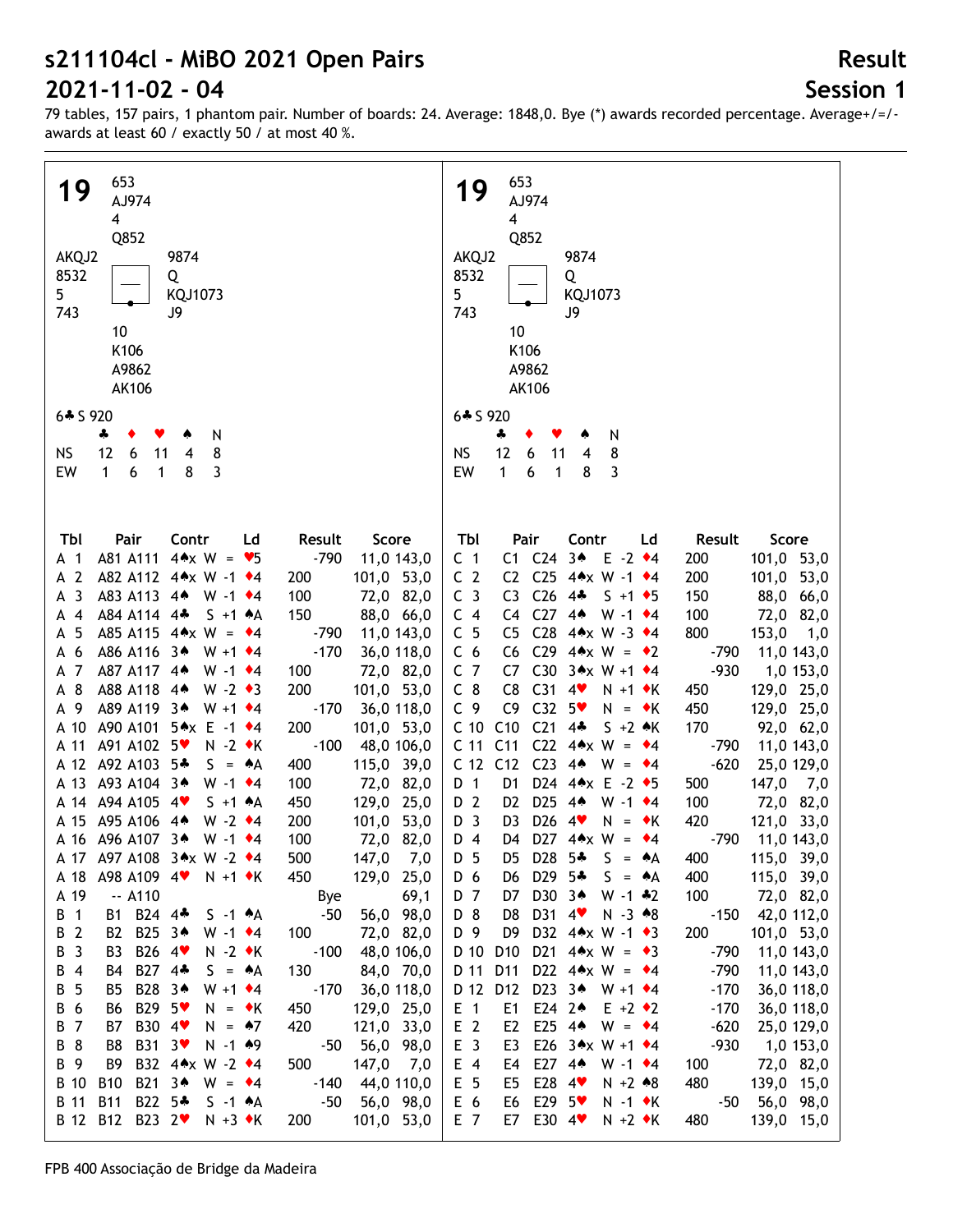# s211104cl - MiBO 2021 Open Pairs

# 2021-11-02 - 04

**Result**

**Session 1**

79 tables, 157 pairs, 1 phantom pair. Number of boards: 24. Average: 1848,0. Bye (*) awards recorded percentage. Average+/=/- awards at least 60 / exactly 50 / at most 40 %.

## 19

```
        653
        AJ974
        4
        Q852
AKQJ2           9874
8532            Q
5               KQJ1073
743             J9
        10
        K106
        A9862
        AK106
```

6♣ S 920

|  | ♣ | ♦ | ♥ | ♠ | N |
|---|---|---|---|---|---|
| NS | 12 | 6 | 11 | 4 | 8 |
| EW | 1 | 6 | 1 | 8 | 3 |

| Tbl | Pair | | Contr | | Ld | Result | | Score | |
|---|---|---|---|---|---|---|---|---|---|
| A 1 | A81 | A111 | 4♠x | W = | ♥5 | | -790 | 11,0 | 143,0 |
| A 2 | A82 | A112 | 4♠x | W -1 | ♦4 | 200 | | 101,0 | 53,0 |
| A 3 | A83 | A113 | 4♠ | W -1 | ♦4 | 100 | | 72,0 | 82,0 |
| A 4 | A84 | A114 | 4♣ | S +1 | ♠A | 150 | | 88,0 | 66,0 |
| A 5 | A85 | A115 | 4♠x | W = | ♦4 | | -790 | 11,0 | 143,0 |
| A 6 | A86 | A116 | 3♠ | W +1 | ♦4 | | -170 | 36,0 | 118,0 |
| A 7 | A87 | A117 | 4♠ | W -1 | ♦4 | 100 | | 72,0 | 82,0 |
| A 8 | A88 | A118 | 4♠ | W -2 | ♦3 | 200 | | 101,0 | 53,0 |
| A 9 | A89 | A119 | 3♠ | W +1 | ♦4 | | -170 | 36,0 | 118,0 |
| A 10 | A90 | A101 | 5♠x | E -1 | ♦4 | 200 | | 101,0 | 53,0 |
| A 11 | A91 | A102 | 5♥ | N -2 | ♦K | | -100 | 48,0 | 106,0 |
| A 12 | A92 | A103 | 5♣ | S = | ♠A | 400 | | 115,0 | 39,0 |
| A 13 | A93 | A104 | 3♠ | W -1 | ♦4 | 100 | | 72,0 | 82,0 |
| A 14 | A94 | A105 | 4♥ | S +1 | ♠A | 450 | | 129,0 | 25,0 |
| A 15 | A95 | A106 | 4♠ | W -2 | ♦4 | 200 | | 101,0 | 53,0 |
| A 16 | A96 | A107 | 3♠ | W -1 | ♦4 | 100 | | 72,0 | 82,0 |
| A 17 | A97 | A108 | 3♠x | W -2 | ♦4 | 500 | | 147,0 | 7,0 |
| A 18 | A98 | A109 | 4♥ | N +1 | ♦K | 450 | | 129,0 | 25,0 |
| A 19 | -- | A110 | | | | Bye | | | 69,1 |
| B 1 | B1 | B24 | 4♣ | S -1 | ♠A | | -50 | 56,0 | 98,0 |
| B 2 | B2 | B25 | 3♠ | W -1 | ♦4 | 100 | | 72,0 | 82,0 |
| B 3 | B3 | B26 | 4♥ | N -2 | ♦K | | -100 | 48,0 | 106,0 |
| B 4 | B4 | B27 | 4♣ | S = | ♠A | 130 | | 84,0 | 70,0 |
| B 5 | B5 | B28 | 3♠ | W +1 | ♦4 | | -170 | 36,0 | 118,0 |
| B 6 | B6 | B29 | 5♥ | N = | ♦K | 450 | | 129,0 | 25,0 |
| B 7 | B7 | B30 | 4♥ | N = | ♠7 | 420 | | 121,0 | 33,0 |
| B 8 | B8 | B31 | 3♥ | N -1 | ♠9 | | -50 | 56,0 | 98,0 |
| B 9 | B9 | B32 | 4♠x | W -2 | ♦4 | 500 | | 147,0 | 7,0 |
| B 10 | B10 | B21 | 3♠ | W = | ♦4 | | -140 | 44,0 | 110,0 |
| B 11 | B11 | B22 | 5♣ | S -1 | ♠A | | -50 | 56,0 | 98,0 |
| B 12 | B12 | B23 | 2♥ | N +3 | ♦K | 200 | | 101,0 | 53,0 |
| C 1 | C1 | C24 | 3♠ | E -2 | ♦4 | 200 | | 101,0 | 53,0 |
| C 2 | C2 | C25 | 4♠x | W -1 | ♦4 | 200 | | 101,0 | 53,0 |
| C 3 | C3 | C26 | 4♣ | S +1 | ♦5 | 150 | | 88,0 | 66,0 |
| C 4 | C4 | C27 | 4♠ | W -1 | ♦4 | 100 | | 72,0 | 82,0 |
| C 5 | C5 | C28 | 4♠x | W -3 | ♦4 | 800 | | 153,0 | 1,0 |
| C 6 | C6 | C29 | 4♠x | W = | ♦2 | | -790 | 11,0 | 143,0 |
| C 7 | C7 | C30 | 3♠x | W +1 | ♦4 | | -930 | 1,0 | 153,0 |
| C 8 | C8 | C31 | 4♥ | N +1 | ♦K | 450 | | 129,0 | 25,0 |
| C 9 | C9 | C32 | 5♥ | N = | ♦K | 450 | | 129,0 | 25,0 |
| C 10 | C10 | C21 | 4♣ | S +2 | ♠K | 170 | | 92,0 | 62,0 |
| C 11 | C11 | C22 | 4♠x | W = | ♦4 | | -790 | 11,0 | 143,0 |
| C 12 | C12 | C23 | 4♠ | W = | ♦4 | | -620 | 25,0 | 129,0 |
| D 1 | D1 | D24 | 4♠x | E -2 | ♦5 | 500 | | 147,0 | 7,0 |
| D 2 | D2 | D25 | 4♠ | W -1 | ♦4 | 100 | | 72,0 | 82,0 |
| D 3 | D3 | D26 | 4♥ | N = | ♦K | 420 | | 121,0 | 33,0 |
| D 4 | D4 | D27 | 4♠x | W = | ♦4 | | -790 | 11,0 | 143,0 |
| D 5 | D5 | D28 | 5♣ | S = | ♠A | 400 | | 115,0 | 39,0 |
| D 6 | D6 | D29 | 5♣ | S = | ♠A | 400 | | 115,0 | 39,0 |
| D 7 | D7 | D30 | 3♠ | W -1 | ♣2 | 100 | | 72,0 | 82,0 |
| D 8 | D8 | D31 | 4♥ | N -3 | ♠8 | | -150 | 42,0 | 112,0 |
| D 9 | D9 | D32 | 4♠x | W -1 | ♦3 | 200 | | 101,0 | 53,0 |
| D 10 | D10 | D21 | 4♠x | W = | ♦3 | | -790 | 11,0 | 143,0 |
| D 11 | D11 | D22 | 4♠x | W = | ♦4 | | -790 | 11,0 | 143,0 |
| D 12 | D12 | D23 | 3♠ | W +1 | ♦4 | | -170 | 36,0 | 118,0 |
| E 1 | E1 | E24 | 2♠ | E +2 | ♦2 | | -170 | 36,0 | 118,0 |
| E 2 | E2 | E25 | 4♠ | W = | ♦4 | | -620 | 25,0 | 129,0 |
| E 3 | E3 | E26 | 3♠x | W +1 | ♦4 | | -930 | 1,0 | 153,0 |
| E 4 | E4 | E27 | 4♠ | W -1 | ♦4 | 100 | | 72,0 | 82,0 |
| E 5 | E5 | E28 | 4♥ | N +2 | ♠8 | 480 | | 139,0 | 15,0 |
| E 6 | E6 | E29 | 5♥ | N -1 | ♦K | | -50 | 56,0 | 98,0 |
| E 7 | E7 | E30 | 4♥ | N +2 | ♦K | 480 | | 139,0 | 15,0 |

FPB 400 Associação de Bridge da Madeira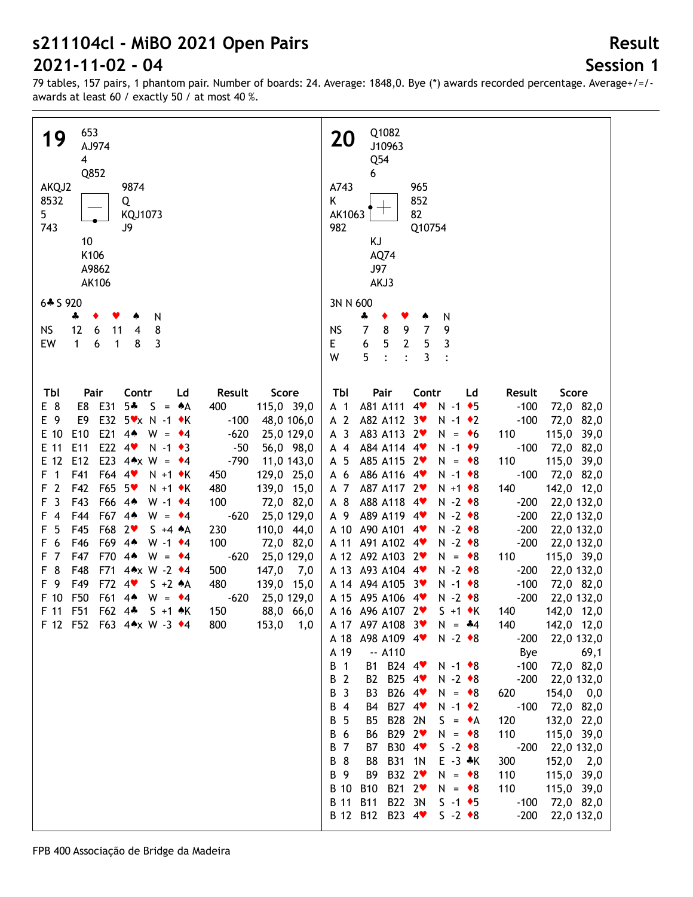# s211104cl - MiBO 2021 Open Pairs

# 2021-11-02 - 04

**Result**

**Session 1**

79 tables, 157 pairs, 1 phantom pair. Number of boards: 24. Average: 1848,0. Bye (*) awards recorded percentage. Average+/=/- awards at least 60 / exactly 50 / at most 40 %.

## 19

North: ♠653 ♥AJ974 ♦4 ♣Q852

West: ♠AKQJ2 ♥8532 ♦5 ♣743

East: ♠9874 ♥Q ♦KQJ1073 ♣J9

South: ♠10 ♥K106 ♦A9862 ♣AK106

6♣ S 920

|  | ♣ | ♦ | ♥ | ♠ | N |
|---|---|---|---|---|---|
| NS | 12 | 6 | 11 | 4 | 8 |
| EW | 1 | 6 | 1 | 8 | 3 |

| Tbl | Pair | | Contr | | Ld | Result | | Score | |
|---|---|---|---|---|---|---|---|---|---|
| E 8 | E8 | E31 | 5♣ | S = | ♠A | 400 | | 115,0 | 39,0 |
| E 9 | E9 | E32 | 5♥x | N -1 | ♦K | | -100 | 48,0 | 106,0 |
| E 10 | E10 | E21 | 4♠ | W = | ♦4 | | -620 | 25,0 | 129,0 |
| E 11 | E11 | E22 | 4♥ | N -1 | ♦3 | | -50 | 56,0 | 98,0 |
| E 12 | E12 | E23 | 4♠x | W = | ♦4 | | -790 | 11,0 | 143,0 |
| F 1 | F41 | F64 | 4♥ | N +1 | ♦K | 450 | | 129,0 | 25,0 |
| F 2 | F42 | F65 | 5♥ | N +1 | ♦K | 480 | | 139,0 | 15,0 |
| F 3 | F43 | F66 | 4♠ | W -1 | ♦4 | 100 | | 72,0 | 82,0 |
| F 4 | F44 | F67 | 4♠ | W = | ♦4 | | -620 | 25,0 | 129,0 |
| F 5 | F45 | F68 | 2♥ | S +4 | ♠A | 230 | | 110,0 | 44,0 |
| F 6 | F46 | F69 | 4♠ | W -1 | ♦4 | 100 | | 72,0 | 82,0 |
| F 7 | F47 | F70 | 4♠ | W = | ♦4 | | -620 | 25,0 | 129,0 |
| F 8 | F48 | F71 | 4♠x | W -2 | ♦4 | 500 | | 147,0 | 7,0 |
| F 9 | F49 | F72 | 4♥ | S +2 | ♠A | 480 | | 139,0 | 15,0 |
| F 10 | F50 | F61 | 4♠ | W = | ♦4 | | -620 | 25,0 | 129,0 |
| F 11 | F51 | F62 | 4♣ | S +1 | ♠K | 150 | | 88,0 | 66,0 |
| F 12 | F52 | F63 | 4♠x | W -3 | ♦4 | 800 | | 153,0 | 1,0 |

## 20

North: ♠Q1082 ♥J10963 ♦Q54 ♣6

West: ♠A743 ♥K ♦AK1063 ♣982

East: ♠965 ♥852 ♦82 ♣Q10754

South: ♠KJ ♥AQ74 ♦J97 ♣AKJ3

3N N 600

|  | ♣ | ♦ | ♥ | ♠ | N |
|---|---|---|---|---|---|
| NS | 7 | 8 | 9 | 7 | 9 |
| E | 6 | 5 | 2 | 5 | 3 |
| W | 5 | : | : | 3 | : |

| Tbl | Pair | | Contr | | Ld | Result | | Score | |
|---|---|---|---|---|---|---|---|---|---|
| A 1 | A81 | A111 | 4♥ | N -1 | ♦5 | | -100 | 72,0 | 82,0 |
| A 2 | A82 | A112 | 3♥ | N -1 | ♦2 | | -100 | 72,0 | 82,0 |
| A 3 | A83 | A113 | 2♥ | N = | ♦6 | 110 | | 115,0 | 39,0 |
| A 4 | A84 | A114 | 4♥ | N -1 | ♦9 | | -100 | 72,0 | 82,0 |
| A 5 | A85 | A115 | 2♥ | N = | ♦8 | 110 | | 115,0 | 39,0 |
| A 6 | A86 | A116 | 4♥ | N -1 | ♦8 | | -100 | 72,0 | 82,0 |
| A 7 | A87 | A117 | 2♥ | N +1 | ♦8 | 140 | | 142,0 | 12,0 |
| A 8 | A88 | A118 | 4♥ | N -2 | ♦8 | | -200 | 22,0 | 132,0 |
| A 9 | A89 | A119 | 4♥ | N -2 | ♦8 | | -200 | 22,0 | 132,0 |
| A 10 | A90 | A101 | 4♥ | N -2 | ♦8 | | -200 | 22,0 | 132,0 |
| A 11 | A91 | A102 | 4♥ | N -2 | ♦8 | | -200 | 22,0 | 132,0 |
| A 12 | A92 | A103 | 2♥ | N = | ♦8 | 110 | | 115,0 | 39,0 |
| A 13 | A93 | A104 | 4♥ | N -2 | ♦8 | | -200 | 22,0 | 132,0 |
| A 14 | A94 | A105 | 3♥ | N -1 | ♦8 | | -100 | 72,0 | 82,0 |
| A 15 | A95 | A106 | 4♥ | N -2 | ♦8 | | -200 | 22,0 | 132,0 |
| A 16 | A96 | A107 | 2♥ | S +1 | ♦K | 140 | | 142,0 | 12,0 |
| A 17 | A97 | A108 | 3♥ | N = | ♣4 | 140 | | 142,0 | 12,0 |
| A 18 | A98 | A109 | 4♥ | N -2 | ♦8 | | -200 | 22,0 | 132,0 |
| A 19 | -- | A110 | | | | Bye | | | 69,1 |
| B 1 | B1 | B24 | 4♥ | N -1 | ♦8 | | -100 | 72,0 | 82,0 |
| B 2 | B2 | B25 | 4♥ | N -2 | ♦8 | | -200 | 22,0 | 132,0 |
| B 3 | B3 | B26 | 4♥ | N = | ♦8 | 620 | | 154,0 | 0,0 |
| B 4 | B4 | B27 | 4♥ | N -1 | ♦2 | | -100 | 72,0 | 82,0 |
| B 5 | B5 | B28 | 2N | S = | ♦A | 120 | | 132,0 | 22,0 |
| B 6 | B6 | B29 | 2♥ | N = | ♦8 | 110 | | 115,0 | 39,0 |
| B 7 | B7 | B30 | 4♥ | S -2 | ♦8 | | -200 | 22,0 | 132,0 |
| B 8 | B8 | B31 | 1N | E -3 | ♣K | 300 | | 152,0 | 2,0 |
| B 9 | B9 | B32 | 2♥ | N = | ♦8 | 110 | | 115,0 | 39,0 |
| B 10 | B10 | B21 | 2♥ | N = | ♦8 | 110 | | 115,0 | 39,0 |
| B 11 | B11 | B22 | 3N | S -1 | ♦5 | | -100 | 72,0 | 82,0 |
| B 12 | B12 | B23 | 4♥ | S -2 | ♦8 | | -200 | 22,0 | 132,0 |

FPB 400 Associação de Bridge da Madeira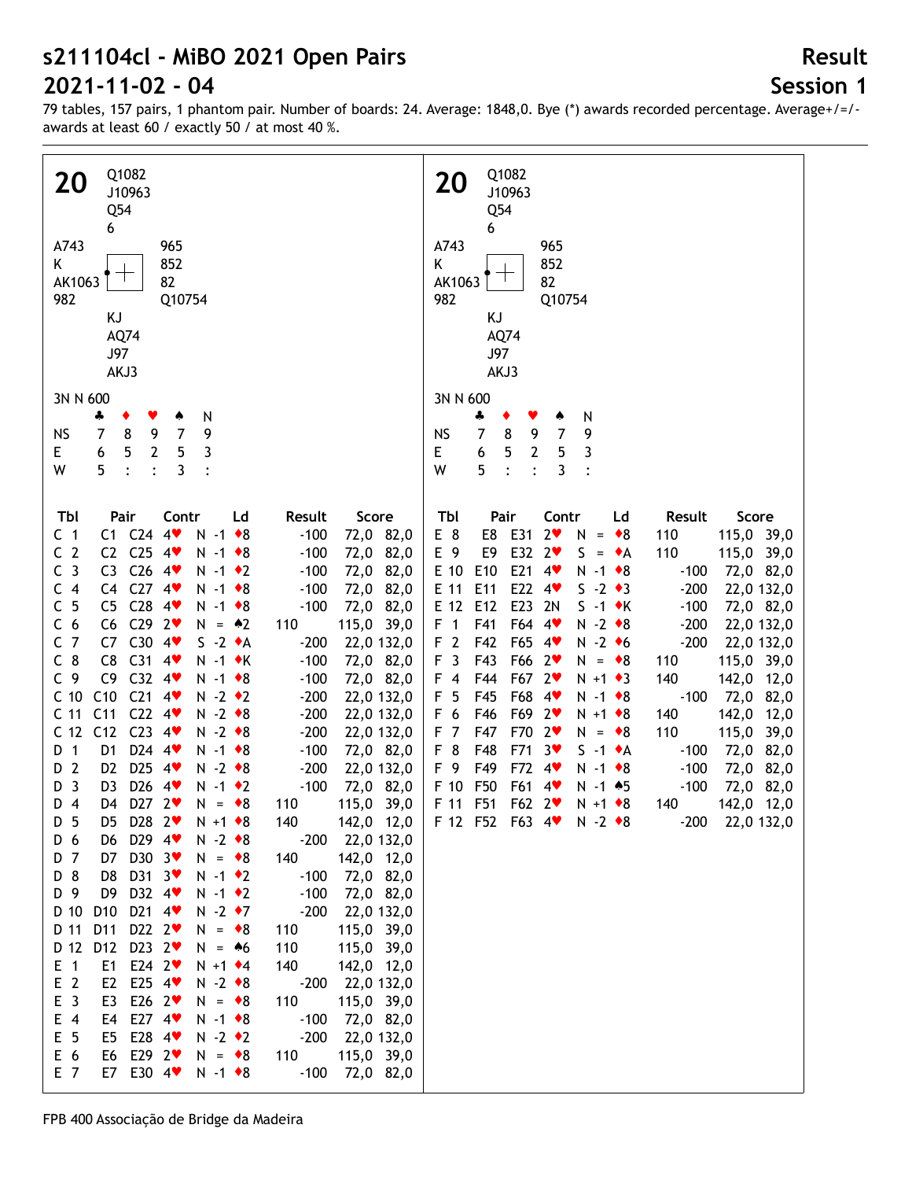# s211104cl - MiBO 2021 Open Pairs

# 2021-11-02 - 04

**Result**

**Session 1**

79 tables, 157 pairs, 1 phantom pair. Number of boards: 24. Average: 1848,0. Bye (*) awards recorded percentage. Average+/=/- awards at least 60 / exactly 50 / at most 40 %.

## 20

```
            Q1082
            J10963
            Q54
            6
A743                    965
K                       852
AK1063                  82
982                     Q10754
            KJ
            AQ74
            J97
            AKJ3
```

3N N 600

|  | ♣ | ♦ | ♥ | ♠ | N |
|---|---|---|---|---|---|
| NS | 7 | 8 | 9 | 7 | 9 |
| E | 6 | 5 | 2 | 5 | 3 |
| W | 5 | : | : | 3 | : |

| Tbl | Pair | | Contr | | Ld | Result | | Score | |
|---|---|---|---|---|---|---|---|---|---|
| C 1 | C1 | C24 | 4♥ | N -1 | ♦8 | | -100 | 72,0 | 82,0 |
| C 2 | C2 | C25 | 4♥ | N -1 | ♦8 | | -100 | 72,0 | 82,0 |
| C 3 | C3 | C26 | 4♥ | N -1 | ♦2 | | -100 | 72,0 | 82,0 |
| C 4 | C4 | C27 | 4♥ | N -1 | ♦8 | | -100 | 72,0 | 82,0 |
| C 5 | C5 | C28 | 4♥ | N -1 | ♦8 | | -100 | 72,0 | 82,0 |
| C 6 | C6 | C29 | 2♥ | N = | ♠2 | 110 | | 115,0 | 39,0 |
| C 7 | C7 | C30 | 4♥ | S -2 | ♦A | | -200 | 22,0 | 132,0 |
| C 8 | C8 | C31 | 4♥ | N -1 | ♦K | | -100 | 72,0 | 82,0 |
| C 9 | C9 | C32 | 4♥ | N -1 | ♦8 | | -100 | 72,0 | 82,0 |
| C 10 | C10 | C21 | 4♥ | N -2 | ♦2 | | -200 | 22,0 | 132,0 |
| C 11 | C11 | C22 | 4♥ | N -2 | ♦8 | | -200 | 22,0 | 132,0 |
| C 12 | C12 | C23 | 4♥ | N -2 | ♦8 | | -200 | 22,0 | 132,0 |
| D 1 | D1 | D24 | 4♥ | N -1 | ♦8 | | -100 | 72,0 | 82,0 |
| D 2 | D2 | D25 | 4♥ | N -2 | ♦8 | | -200 | 22,0 | 132,0 |
| D 3 | D3 | D26 | 4♥ | N -1 | ♦2 | | -100 | 72,0 | 82,0 |
| D 4 | D4 | D27 | 2♥ | N = | ♦8 | 110 | | 115,0 | 39,0 |
| D 5 | D5 | D28 | 2♥ | N +1 | ♦8 | 140 | | 142,0 | 12,0 |
| D 6 | D6 | D29 | 4♥ | N -2 | ♦8 | | -200 | 22,0 | 132,0 |
| D 7 | D7 | D30 | 3♥ | N = | ♦8 | 140 | | 142,0 | 12,0 |
| D 8 | D8 | D31 | 3♥ | N -1 | ♦2 | | -100 | 72,0 | 82,0 |
| D 9 | D9 | D32 | 4♥ | N -1 | ♦2 | | -100 | 72,0 | 82,0 |
| D 10 | D10 | D21 | 4♥ | N -2 | ♦7 | | -200 | 22,0 | 132,0 |
| D 11 | D11 | D22 | 2♥ | N = | ♦8 | 110 | | 115,0 | 39,0 |
| D 12 | D12 | D23 | 2♥ | N = | ♠6 | 110 | | 115,0 | 39,0 |
| E 1 | E1 | E24 | 2♥ | N +1 | ♦4 | 140 | | 142,0 | 12,0 |
| E 2 | E2 | E25 | 4♥ | N -2 | ♦8 | | -200 | 22,0 | 132,0 |
| E 3 | E3 | E26 | 2♥ | N = | ♦8 | 110 | | 115,0 | 39,0 |
| E 4 | E4 | E27 | 4♥ | N -1 | ♦8 | | -100 | 72,0 | 82,0 |
| E 5 | E5 | E28 | 4♥ | N -2 | ♦2 | | -200 | 22,0 | 132,0 |
| E 6 | E6 | E29 | 2♥ | N = | ♦8 | 110 | | 115,0 | 39,0 |
| E 7 | E7 | E30 | 4♥ | N -1 | ♦8 | | -100 | 72,0 | 82,0 |
| E 8 | E8 | E31 | 2♥ | N = | ♦8 | 110 | | 115,0 | 39,0 |
| E 9 | E9 | E32 | 2♥ | S = | ♦A | 110 | | 115,0 | 39,0 |
| E 10 | E10 | E21 | 4♥ | N -1 | ♦8 | | -100 | 72,0 | 82,0 |
| E 11 | E11 | E22 | 4♥ | S -2 | ♦3 | | -200 | 22,0 | 132,0 |
| E 12 | E12 | E23 | 2N | S -1 | ♦K | | -100 | 72,0 | 82,0 |
| F 1 | F41 | F64 | 4♥ | N -2 | ♦8 | | -200 | 22,0 | 132,0 |
| F 2 | F42 | F65 | 4♥ | N -2 | ♦6 | | -200 | 22,0 | 132,0 |
| F 3 | F43 | F66 | 2♥ | N = | ♦8 | 110 | | 115,0 | 39,0 |
| F 4 | F44 | F67 | 2♥ | N +1 | ♦3 | 140 | | 142,0 | 12,0 |
| F 5 | F45 | F68 | 4♥ | N -1 | ♦8 | | -100 | 72,0 | 82,0 |
| F 6 | F46 | F69 | 2♥ | N +1 | ♦8 | 140 | | 142,0 | 12,0 |
| F 7 | F47 | F70 | 2♥ | N = | ♦8 | 110 | | 115,0 | 39,0 |
| F 8 | F48 | F71 | 3♥ | S -1 | ♦A | | -100 | 72,0 | 82,0 |
| F 9 | F49 | F72 | 4♥ | N -1 | ♦8 | | -100 | 72,0 | 82,0 |
| F 10 | F50 | F61 | 4♥ | N -1 | ♠5 | | -100 | 72,0 | 82,0 |
| F 11 | F51 | F62 | 2♥ | N +1 | ♦8 | 140 | | 142,0 | 12,0 |
| F 12 | F52 | F63 | 4♥ | N -2 | ♦8 | | -200 | 22,0 | 132,0 |

FPB 400 Associação de Bridge da Madeira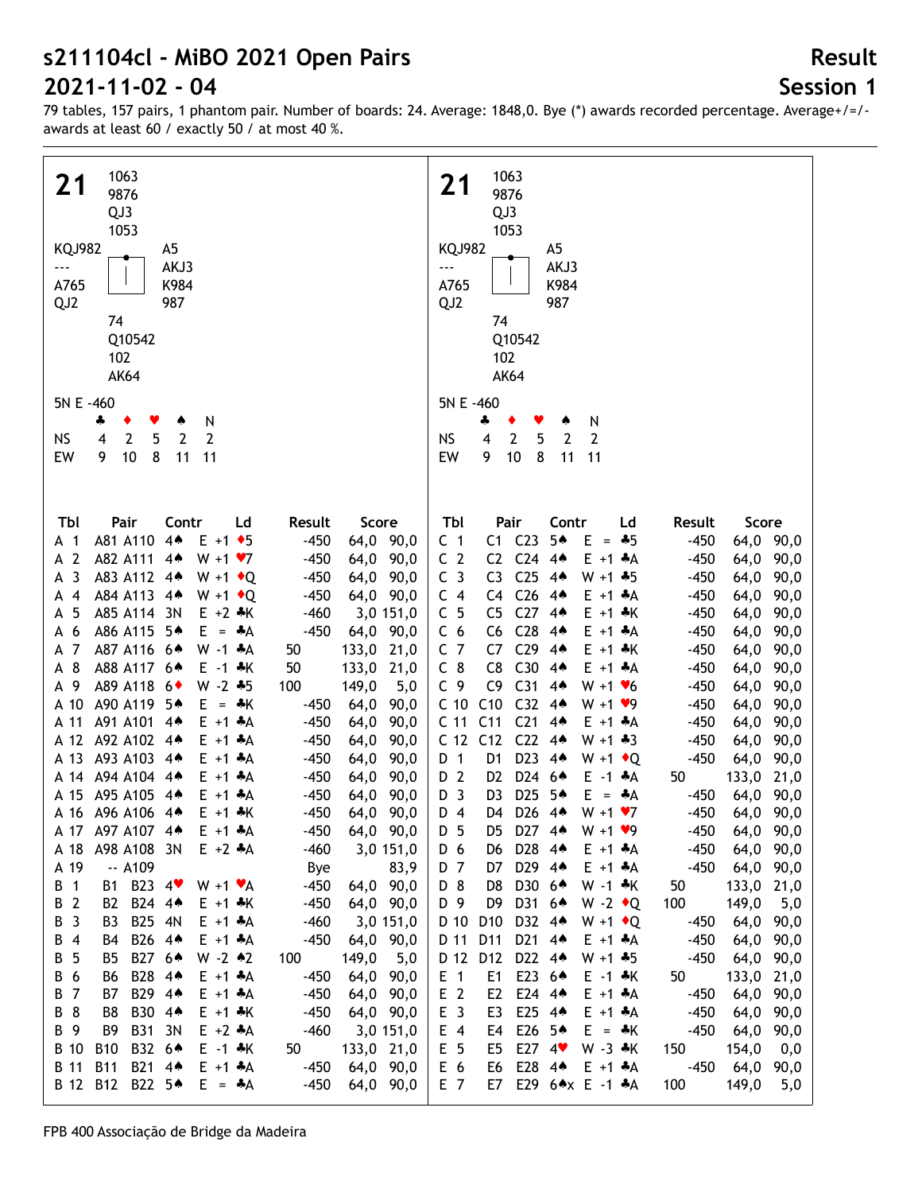# s211104cl - MiBO 2021 Open Pairs

# 2021-11-02 - 04

**Result**

**Session 1**

79 tables, 157 pairs, 1 phantom pair. Number of boards: 24. Average: 1848,0. Bye (*) awards recorded percentage. Average+/=/- awards at least 60 / exactly 50 / at most 40 %.

## 21

```
            1063
            9876
            QJ3
            1053
KQJ982              A5
---                 AKJ3
A765                K984
QJ2                 987
            74
            Q10542
            102
            AK64
```

5N E -460

|  | ♣ | ♦ | ♥ | ♠ | N |
|---|---|---|---|---|---|
| NS | 4 | 2 | 5 | 2 | 2 |
| EW | 9 | 10 | 8 | 11 | 11 |

| Tbl | Pair | | Contr | | Ld | Result | | Score | |
|---|---|---|---|---|---|---|---|---|---|
| A 1 | A81 | A110 | 4♠ | E +1 | ♦5 | | -450 | 64,0 | 90,0 |
| A 2 | A82 | A111 | 4♠ | W +1 | ♥7 | | -450 | 64,0 | 90,0 |
| A 3 | A83 | A112 | 4♠ | W +1 | ♦Q | | -450 | 64,0 | 90,0 |
| A 4 | A84 | A113 | 4♠ | W +1 | ♦Q | | -450 | 64,0 | 90,0 |
| A 5 | A85 | A114 | 3N | E +2 | ♣K | | -460 | 3,0 | 151,0 |
| A 6 | A86 | A115 | 5♠ | E = | ♣A | | -450 | 64,0 | 90,0 |
| A 7 | A87 | A116 | 6♠ | W -1 | ♣A | 50 | | 133,0 | 21,0 |
| A 8 | A88 | A117 | 6♠ | E -1 | ♣K | 50 | | 133,0 | 21,0 |
| A 9 | A89 | A118 | 6♦ | W -2 | ♣5 | 100 | | 149,0 | 5,0 |
| A 10 | A90 | A119 | 5♠ | E = | ♣K | | -450 | 64,0 | 90,0 |
| A 11 | A91 | A101 | 4♠ | E +1 | ♣A | | -450 | 64,0 | 90,0 |
| A 12 | A92 | A102 | 4♠ | E +1 | ♣A | | -450 | 64,0 | 90,0 |
| A 13 | A93 | A103 | 4♠ | E +1 | ♣A | | -450 | 64,0 | 90,0 |
| A 14 | A94 | A104 | 4♠ | E +1 | ♣A | | -450 | 64,0 | 90,0 |
| A 15 | A95 | A105 | 4♠ | E +1 | ♣A | | -450 | 64,0 | 90,0 |
| A 16 | A96 | A106 | 4♠ | E +1 | ♣K | | -450 | 64,0 | 90,0 |
| A 17 | A97 | A107 | 4♠ | E +1 | ♣A | | -450 | 64,0 | 90,0 |
| A 18 | A98 | A108 | 3N | E +2 | ♣A | | -460 | 3,0 | 151,0 |
| A 19 | -- | A109 | | | | Bye | | | 83,9 |
| B 1 | B1 | B23 | 4♥ | W +1 | ♥A | | -450 | 64,0 | 90,0 |
| B 2 | B2 | B24 | 4♠ | E +1 | ♣K | | -450 | 64,0 | 90,0 |
| B 3 | B3 | B25 | 4N | E +1 | ♣A | | -460 | 3,0 | 151,0 |
| B 4 | B4 | B26 | 4♠ | E +1 | ♣A | | -450 | 64,0 | 90,0 |
| B 5 | B5 | B27 | 6♠ | W -2 | ♠2 | 100 | | 149,0 | 5,0 |
| B 6 | B6 | B28 | 4♠ | E +1 | ♣A | | -450 | 64,0 | 90,0 |
| B 7 | B7 | B29 | 4♠ | E +1 | ♣A | | -450 | 64,0 | 90,0 |
| B 8 | B8 | B30 | 4♠ | E +1 | ♣K | | -450 | 64,0 | 90,0 |
| B 9 | B9 | B31 | 3N | E +2 | ♣A | | -460 | 3,0 | 151,0 |
| B 10 | B10 | B32 | 6♠ | E -1 | ♣K | 50 | | 133,0 | 21,0 |
| B 11 | B11 | B21 | 4♠ | E +1 | ♣A | | -450 | 64,0 | 90,0 |
| B 12 | B12 | B22 | 5♠ | E = | ♣A | | -450 | 64,0 | 90,0 |
| C 1 | C1 | C23 | 5♠ | E = | ♣5 | | -450 | 64,0 | 90,0 |
| C 2 | C2 | C24 | 4♠ | E +1 | ♣A | | -450 | 64,0 | 90,0 |
| C 3 | C3 | C25 | 4♠ | W +1 | ♣5 | | -450 | 64,0 | 90,0 |
| C 4 | C4 | C26 | 4♠ | E +1 | ♣A | | -450 | 64,0 | 90,0 |
| C 5 | C5 | C27 | 4♠ | E +1 | ♣K | | -450 | 64,0 | 90,0 |
| C 6 | C6 | C28 | 4♠ | E +1 | ♣A | | -450 | 64,0 | 90,0 |
| C 7 | C7 | C29 | 4♠ | E +1 | ♣K | | -450 | 64,0 | 90,0 |
| C 8 | C8 | C30 | 4♠ | E +1 | ♣A | | -450 | 64,0 | 90,0 |
| C 9 | C9 | C31 | 4♠ | W +1 | ♥6 | | -450 | 64,0 | 90,0 |
| C 10 | C10 | C32 | 4♠ | W +1 | ♥9 | | -450 | 64,0 | 90,0 |
| C 11 | C11 | C21 | 4♠ | E +1 | ♣A | | -450 | 64,0 | 90,0 |
| C 12 | C12 | C22 | 4♠ | W +1 | ♣3 | | -450 | 64,0 | 90,0 |
| D 1 | D1 | D23 | 4♠ | W +1 | ♦Q | | -450 | 64,0 | 90,0 |
| D 2 | D2 | D24 | 6♠ | E -1 | ♣A | 50 | | 133,0 | 21,0 |
| D 3 | D3 | D25 | 5♠ | E = | ♣A | | -450 | 64,0 | 90,0 |
| D 4 | D4 | D26 | 4♠ | W +1 | ♥7 | | -450 | 64,0 | 90,0 |
| D 5 | D5 | D27 | 4♠ | W +1 | ♥9 | | -450 | 64,0 | 90,0 |
| D 6 | D6 | D28 | 4♠ | E +1 | ♣A | | -450 | 64,0 | 90,0 |
| D 7 | D7 | D29 | 4♠ | E +1 | ♣A | | -450 | 64,0 | 90,0 |
| D 8 | D8 | D30 | 6♠ | W -1 | ♣K | 50 | | 133,0 | 21,0 |
| D 9 | D9 | D31 | 6♠ | W -2 | ♦Q | 100 | | 149,0 | 5,0 |
| D 10 | D10 | D32 | 4♠ | W +1 | ♦Q | | -450 | 64,0 | 90,0 |
| D 11 | D11 | D21 | 4♠ | E +1 | ♣A | | -450 | 64,0 | 90,0 |
| D 12 | D12 | D22 | 4♠ | W +1 | ♣5 | | -450 | 64,0 | 90,0 |
| E 1 | E1 | E23 | 6♠ | E -1 | ♣K | 50 | | 133,0 | 21,0 |
| E 2 | E2 | E24 | 4♠ | E +1 | ♣A | | -450 | 64,0 | 90,0 |
| E 3 | E3 | E25 | 4♠ | E +1 | ♣A | | -450 | 64,0 | 90,0 |
| E 4 | E4 | E26 | 5♠ | E = | ♣K | | -450 | 64,0 | 90,0 |
| E 5 | E5 | E27 | 4♥ | W -3 | ♣K | 150 | | 154,0 | 0,0 |
| E 6 | E6 | E28 | 4♠ | E +1 | ♣A | | -450 | 64,0 | 90,0 |
| E 7 | E7 | E29 | 6♠x | E -1 | ♣A | 100 | | 149,0 | 5,0 |

FPB 400 Associação de Bridge da Madeira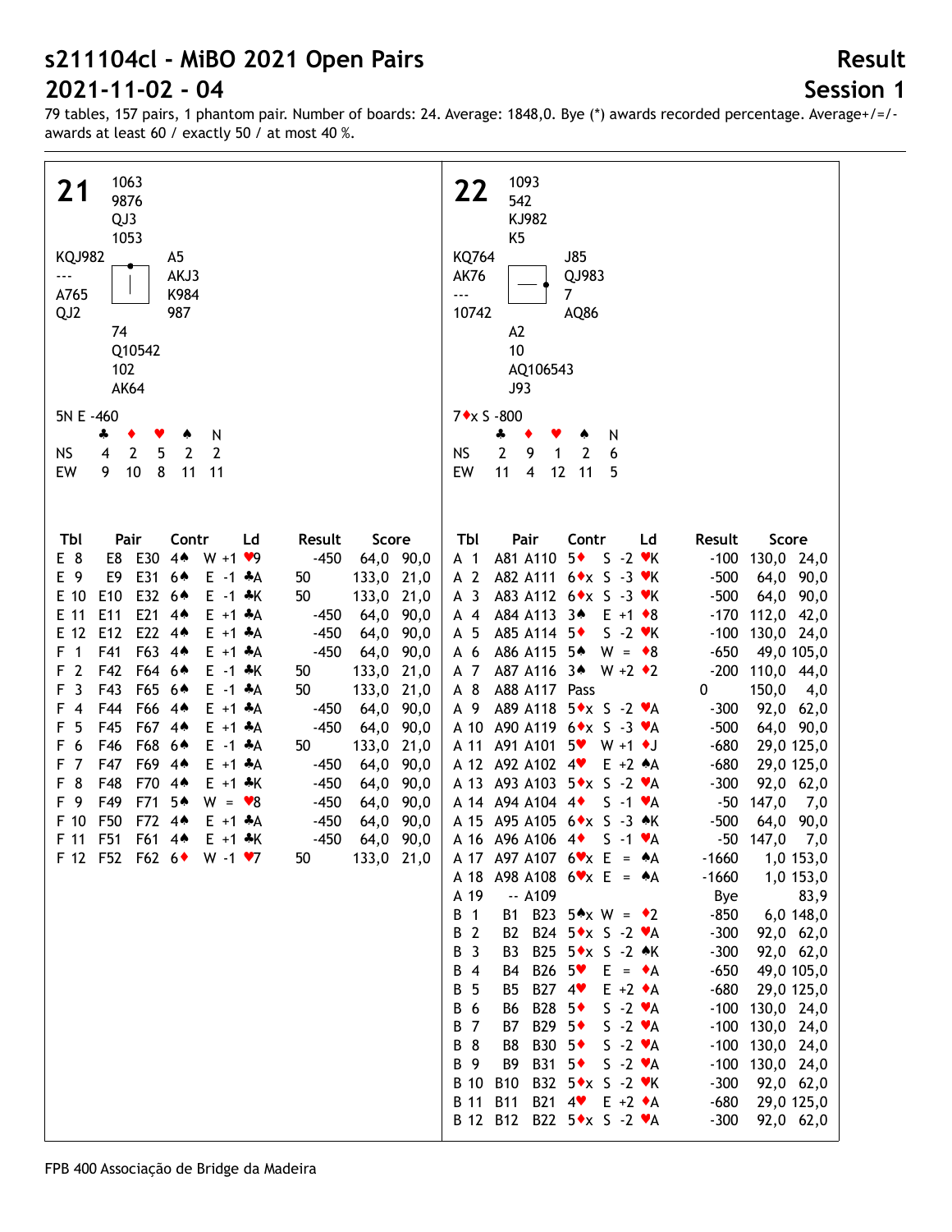# s211104cl - MiBO 2021 Open Pairs

# 2021-11-02 - 04

## Result

## Session 1

79 tables, 157 pairs, 1 phantom pair. Number of boards: 24. Average: 1848,0. Bye (*) awards recorded percentage. Average+/=/- awards at least 60 / exactly 50 / at most 40 %.

### 21

North: ♠ 1063 ♥ 9876 ♦ QJ3 ♣ 1053

West: ♠ KQJ982 ♥ --- ♦ A765 ♣ QJ2

East: ♠ A5 ♥ AKJ3 ♦ K984 ♣ 987

South: ♠ 74 ♥ Q10542 ♦ 102 ♣ AK64

5N E -460

| | ♣ | ♦ | ♥ | ♠ | N |
|---|---|---|---|---|---|
| NS | 4 | 2 | 5 | 2 | 2 |
| EW | 9 | 10 | 8 | 11 | 11 |

| Tbl | Pair | | Contr | | Ld | Result | | Score | |
|---|---|---|---|---|---|---|---|---|---|
| E 8 | E8 | E30 | 4♠ | W +1 | ♥9 | | -450 | 64,0 | 90,0 |
| E 9 | E9 | E31 | 6♠ | E -1 | ♣A | 50 | | 133,0 | 21,0 |
| E 10 | E10 | E32 | 6♠ | E -1 | ♣K | 50 | | 133,0 | 21,0 |
| E 11 | E11 | E21 | 4♠ | E +1 | ♣A | | -450 | 64,0 | 90,0 |
| E 12 | E12 | E22 | 4♠ | E +1 | ♣A | | -450 | 64,0 | 90,0 |
| F 1 | F41 | F63 | 4♠ | E +1 | ♣A | | -450 | 64,0 | 90,0 |
| F 2 | F42 | F64 | 6♠ | E -1 | ♣K | 50 | | 133,0 | 21,0 |
| F 3 | F43 | F65 | 6♠ | E -1 | ♣A | 50 | | 133,0 | 21,0 |
| F 4 | F44 | F66 | 4♠ | E +1 | ♣A | | -450 | 64,0 | 90,0 |
| F 5 | F45 | F67 | 4♠ | E +1 | ♣A | | -450 | 64,0 | 90,0 |
| F 6 | F46 | F68 | 6♠ | E -1 | ♣A | 50 | | 133,0 | 21,0 |
| F 7 | F47 | F69 | 4♠ | E +1 | ♣A | | -450 | 64,0 | 90,0 |
| F 8 | F48 | F70 | 4♠ | E +1 | ♣K | | -450 | 64,0 | 90,0 |
| F 9 | F49 | F71 | 5♠ | W = | ♥8 | | -450 | 64,0 | 90,0 |
| F 10 | F50 | F72 | 4♠ | E +1 | ♣A | | -450 | 64,0 | 90,0 |
| F 11 | F51 | F61 | 4♠ | E +1 | ♣K | | -450 | 64,0 | 90,0 |
| F 12 | F52 | F62 | 6♦ | W -1 | ♥7 | 50 | | 133,0 | 21,0 |

### 22

North: ♠ 1093 ♥ 542 ♦ KJ982 ♣ K5

West: ♠ KQ764 ♥ AK76 ♦ --- ♣ 10742

East: ♠ J85 ♥ QJ983 ♦ 7 ♣ AQ86

South: ♠ A2 ♥ 10 ♦ AQ106543 ♣ J93

7♦x S -800

| | ♣ | ♦ | ♥ | ♠ | N |
|---|---|---|---|---|---|
| NS | 2 | 9 | 1 | 2 | 6 |
| EW | 11 | 4 | 12 | 11 | 5 |

| Tbl | Pair | | Contr | | Ld | Result | | Score | |
|---|---|---|---|---|---|---|---|---|---|
| A 1 | A81 | A110 | 5♦ | S -2 | ♥K | | -100 | 130,0 | 24,0 |
| A 2 | A82 | A111 | 6♦x | S -3 | ♥K | | -500 | 64,0 | 90,0 |
| A 3 | A83 | A112 | 6♦x | S -3 | ♥K | | -500 | 64,0 | 90,0 |
| A 4 | A84 | A113 | 3♠ | E +1 | ♦8 | | -170 | 112,0 | 42,0 |
| A 5 | A85 | A114 | 5♦ | S -2 | ♥K | | -100 | 130,0 | 24,0 |
| A 6 | A86 | A115 | 5♠ | W = | ♦8 | | -650 | 49,0 | 105,0 |
| A 7 | A87 | A116 | 3♠ | W +2 | ♦2 | | -200 | 110,0 | 44,0 |
| A 8 | A88 | A117 | Pass | | | 0 | | 150,0 | 4,0 |
| A 9 | A89 | A118 | 5♦x | S -2 | ♥A | | -300 | 92,0 | 62,0 |
| A 10 | A90 | A119 | 6♦x | S -3 | ♥A | | -500 | 64,0 | 90,0 |
| A 11 | A91 | A101 | 5♥ | W +1 | ♦J | | -680 | 29,0 | 125,0 |
| A 12 | A92 | A102 | 4♥ | E +2 | ♠A | | -680 | 29,0 | 125,0 |
| A 13 | A93 | A103 | 5♦x | S -2 | ♥A | | -300 | 92,0 | 62,0 |
| A 14 | A94 | A104 | 4♦ | S -1 | ♥A | | -50 | 147,0 | 7,0 |
| A 15 | A95 | A105 | 6♦x | S -3 | ♠K | | -500 | 64,0 | 90,0 |
| A 16 | A96 | A106 | 4♦ | S -1 | ♥A | | -50 | 147,0 | 7,0 |
| A 17 | A97 | A107 | 6♥x | E = | ♠A | | -1660 | 1,0 | 153,0 |
| A 18 | A98 | A108 | 6♥x | E = | ♠A | | -1660 | 1,0 | 153,0 |
| A 19 | -- | A109 | | | | | Bye | | 83,9 |
| B 1 | B1 | B23 | 5♠x | W = | ♦2 | | -850 | 6,0 | 148,0 |
| B 2 | B2 | B24 | 5♦x | S -2 | ♥A | | -300 | 92,0 | 62,0 |
| B 3 | B3 | B25 | 5♦x | S -2 | ♠K | | -300 | 92,0 | 62,0 |
| B 4 | B4 | B26 | 5♥ | E = | ♦A | | -650 | 49,0 | 105,0 |
| B 5 | B5 | B27 | 4♥ | E +2 | ♦A | | -680 | 29,0 | 125,0 |
| B 6 | B6 | B28 | 5♦ | S -2 | ♥A | | -100 | 130,0 | 24,0 |
| B 7 | B7 | B29 | 5♦ | S -2 | ♥A | | -100 | 130,0 | 24,0 |
| B 8 | B8 | B30 | 5♦ | S -2 | ♥A | | -100 | 130,0 | 24,0 |
| B 9 | B9 | B31 | 5♦ | S -2 | ♥A | | -100 | 130,0 | 24,0 |
| B 10 | B10 | B32 | 5♦x | S -2 | ♥K | | -300 | 92,0 | 62,0 |
| B 11 | B11 | B21 | 4♥ | E +2 | ♦A | | -680 | 29,0 | 125,0 |
| B 12 | B12 | B22 | 5♦x | S -2 | ♥A | | -300 | 92,0 | 62,0 |

FPB 400 Associação de Bridge da Madeira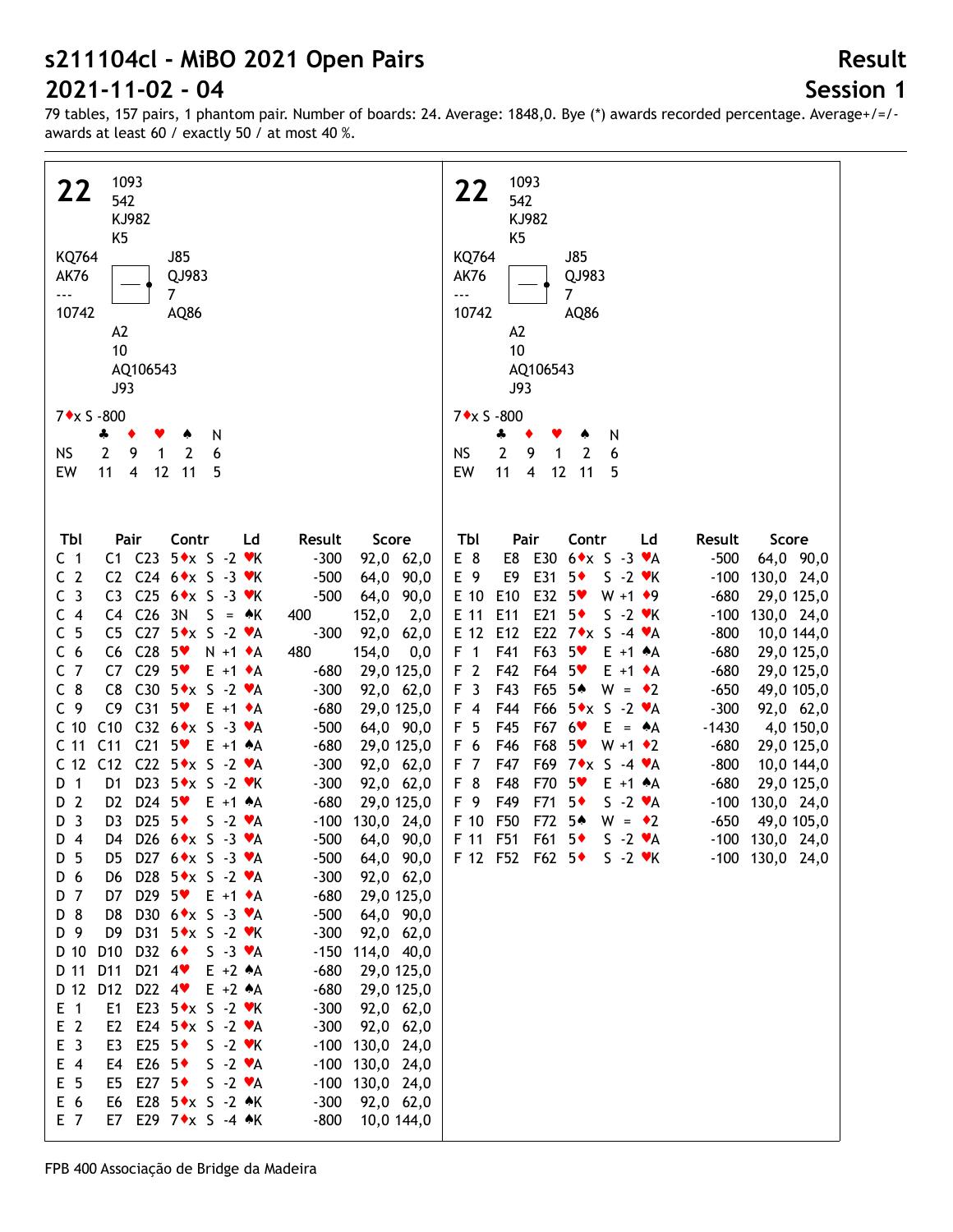# s211104cl - MiBO 2021 Open Pairs

# 2021-11-02 - 04

**Result**
**Session 1**

79 tables, 157 pairs, 1 phantom pair. Number of boards: 24. Average: 1848,0. Bye (*) awards recorded percentage. Average+/=/- awards at least 60 / exactly 50 / at most 40 %.

## 22

North: ♠ 1093 ♥ 542 ♦ KJ982 ♣ K5

West: ♠ KQ764 ♥ AK76 ♦ --- ♣ 10742

East: ♠ J85 ♥ QJ983 ♦ 7 ♣ AQ86

South: ♠ A2 ♥ 10 ♦ AQ106543 ♣ J93

7♦x S -800

| | ♣ | ♦ | ♥ | ♠ | N |
|---|---|---|---|---|---|
| NS | 2 | 9 | 1 | 2 | 6 |
| EW | 11 | 4 | 12 | 11 | 5 |

| Tbl | Pair | | Contr | | Ld | Result | | Score | |
|---|---|---|---|---|---|---|---|---|---|
| C 1 | C1 | C23 | 5♦x | S -2 | ♥K | | -300 | 92,0 | 62,0 |
| C 2 | C2 | C24 | 6♦x | S -3 | ♥K | | -500 | 64,0 | 90,0 |
| C 3 | C3 | C25 | 6♦x | S -3 | ♥K | | -500 | 64,0 | 90,0 |
| C 4 | C4 | C26 | 3N | S = | ♠K | 400 | | 152,0 | 2,0 |
| C 5 | C5 | C27 | 5♦x | S -2 | ♥A | | -300 | 92,0 | 62,0 |
| C 6 | C6 | C28 | 5♥ | N +1 | ♦A | 480 | | 154,0 | 0,0 |
| C 7 | C7 | C29 | 5♥ | E +1 | ♦A | | -680 | 29,0 | 125,0 |
| C 8 | C8 | C30 | 5♦x | S -2 | ♥A | | -300 | 92,0 | 62,0 |
| C 9 | C9 | C31 | 5♥ | E +1 | ♦A | | -680 | 29,0 | 125,0 |
| C 10 | C10 | C32 | 6♦x | S -3 | ♥A | | -500 | 64,0 | 90,0 |
| C 11 | C11 | C21 | 5♥ | E +1 | ♠A | | -680 | 29,0 | 125,0 |
| C 12 | C12 | C22 | 5♦x | S -2 | ♥A | | -300 | 92,0 | 62,0 |
| D 1 | D1 | D23 | 5♦x | S -2 | ♥K | | -300 | 92,0 | 62,0 |
| D 2 | D2 | D24 | 5♥ | E +1 | ♠A | | -680 | 29,0 | 125,0 |
| D 3 | D3 | D25 | 5♦ | S -2 | ♥A | | -100 | 130,0 | 24,0 |
| D 4 | D4 | D26 | 6♦x | S -3 | ♥A | | -500 | 64,0 | 90,0 |
| D 5 | D5 | D27 | 6♦x | S -3 | ♥A | | -500 | 64,0 | 90,0 |
| D 6 | D6 | D28 | 5♦x | S -2 | ♥A | | -300 | 92,0 | 62,0 |
| D 7 | D7 | D29 | 5♥ | E +1 | ♦A | | -680 | 29,0 | 125,0 |
| D 8 | D8 | D30 | 6♦x | S -3 | ♥A | | -500 | 64,0 | 90,0 |
| D 9 | D9 | D31 | 5♦x | S -2 | ♥K | | -300 | 92,0 | 62,0 |
| D 10 | D10 | D32 | 6♦ | S -3 | ♥A | | -150 | 114,0 | 40,0 |
| D 11 | D11 | D21 | 4♥ | E +2 | ♠A | | -680 | 29,0 | 125,0 |
| D 12 | D12 | D22 | 4♥ | E +2 | ♠A | | -680 | 29,0 | 125,0 |
| E 1 | E1 | E23 | 5♦x | S -2 | ♥K | | -300 | 92,0 | 62,0 |
| E 2 | E2 | E24 | 5♦x | S -2 | ♥A | | -300 | 92,0 | 62,0 |
| E 3 | E3 | E25 | 5♦ | S -2 | ♥K | | -100 | 130,0 | 24,0 |
| E 4 | E4 | E26 | 5♦ | S -2 | ♥A | | -100 | 130,0 | 24,0 |
| E 5 | E5 | E27 | 5♦ | S -2 | ♥A | | -100 | 130,0 | 24,0 |
| E 6 | E6 | E28 | 5♦x | S -2 | ♠K | | -300 | 92,0 | 62,0 |
| E 7 | E7 | E29 | 7♦x | S -4 | ♠K | | -800 | 10,0 | 144,0 |
| E 8 | E8 | E30 | 6♦x | S -3 | ♥A | | -500 | 64,0 | 90,0 |
| E 9 | E9 | E31 | 5♦ | S -2 | ♥K | | -100 | 130,0 | 24,0 |
| E 10 | E10 | E32 | 5♥ | W +1 | ♦9 | | -680 | 29,0 | 125,0 |
| E 11 | E11 | E21 | 5♦ | S -2 | ♥K | | -100 | 130,0 | 24,0 |
| E 12 | E12 | E22 | 7♦x | S -4 | ♥A | | -800 | 10,0 | 144,0 |
| F 1 | F41 | F63 | 5♥ | E +1 | ♠A | | -680 | 29,0 | 125,0 |
| F 2 | F42 | F64 | 5♥ | E +1 | ♦A | | -680 | 29,0 | 125,0 |
| F 3 | F43 | F65 | 5♠ | W = | ♦2 | | -650 | 49,0 | 105,0 |
| F 4 | F44 | F66 | 5♦x | S -2 | ♥A | | -300 | 92,0 | 62,0 |
| F 5 | F45 | F67 | 6♥ | E = | ♠A | | -1430 | 4,0 | 150,0 |
| F 6 | F46 | F68 | 5♥ | W +1 | ♦2 | | -680 | 29,0 | 125,0 |
| F 7 | F47 | F69 | 7♦x | S -4 | ♥A | | -800 | 10,0 | 144,0 |
| F 8 | F48 | F70 | 5♥ | E +1 | ♠A | | -680 | 29,0 | 125,0 |
| F 9 | F49 | F71 | 5♦ | S -2 | ♥A | | -100 | 130,0 | 24,0 |
| F 10 | F50 | F72 | 5♠ | W = | ♦2 | | -650 | 49,0 | 105,0 |
| F 11 | F51 | F61 | 5♦ | S -2 | ♥A | | -100 | 130,0 | 24,0 |
| F 12 | F52 | F62 | 5♦ | S -2 | ♥K | | -100 | 130,0 | 24,0 |

FPB 400 Associação de Bridge da Madeira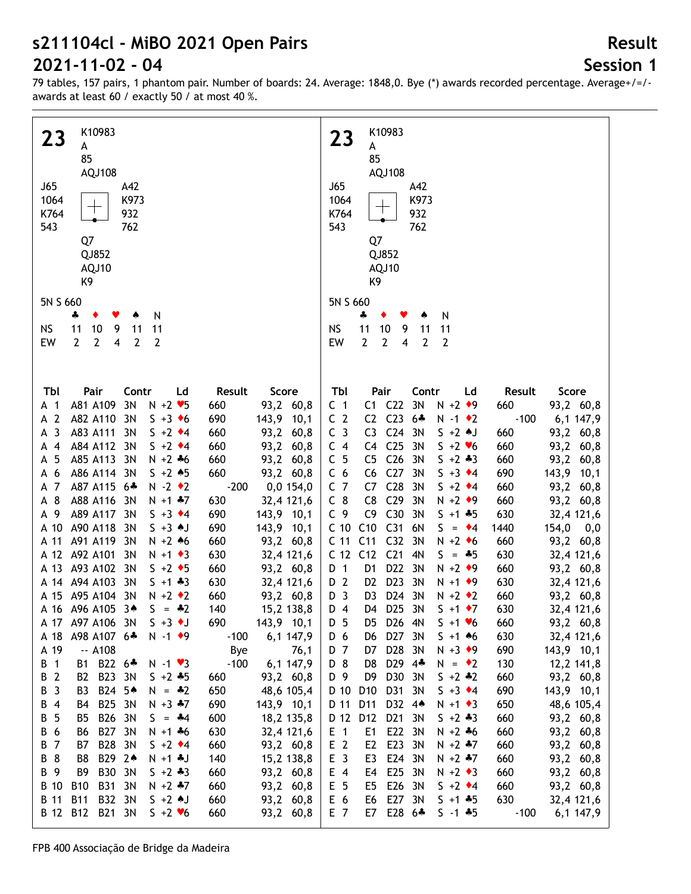# s211104cl - MiBO 2021 Open Pairs

# 2021-11-02 - 04

**Result**

**Session 1**

79 tables, 157 pairs, 1 phantom pair. Number of boards: 24. Average: 1848,0. Bye (*) awards recorded percentage. Average+/=/- awards at least 60 / exactly 50 / at most 40 %.

## 23

| | North | |
|---|---|---|
| | K10983 | |
| | A | |
| | 85 | |
| | AQJ108 | |
| **West** | | **East** |
| J65 | | A42 |
| 1064 | | K973 |
| K764 | | 932 |
| 543 | | 762 |
| | **South** | |
| | Q7 | |
| | QJ852 | |
| | AQJ10 | |
| | K9 | |

5N S 660

| | ♣ | ♦ | ♥ | ♠ | N |
|---|---|---|---|---|---|
| NS | 11 | 10 | 9 | 11 | 11 |
| EW | 2 | 2 | 4 | 2 | 2 |

| Tbl | Pair | | Contr | Ld | | Result | | Score | |
|---|---|---|---|---|---|---|---|---|---|
| A 1 | A81 | A109 | 3N | N +2 | ♥5 | 660 | | 93,2 | 60,8 |
| A 2 | A82 | A110 | 3N | S +3 | ♦6 | 690 | | 143,9 | 10,1 |
| A 3 | A83 | A111 | 3N | S +2 | ♦4 | 660 | | 93,2 | 60,8 |
| A 4 | A84 | A112 | 3N | S +2 | ♦4 | 660 | | 93,2 | 60,8 |
| A 5 | A85 | A113 | 3N | N +2 | ♣6 | 660 | | 93,2 | 60,8 |
| A 6 | A86 | A114 | 3N | S +2 | ♠5 | 660 | | 93,2 | 60,8 |
| A 7 | A87 | A115 | 6♣ | N -2 | ♦2 | | -200 | 0,0 | 154,0 |
| A 8 | A88 | A116 | 3N | N +1 | ♣7 | 630 | | 32,4 | 121,6 |
| A 9 | A89 | A117 | 3N | S +3 | ♦4 | 690 | | 143,9 | 10,1 |
| A 10 | A90 | A118 | 3N | S +3 | ♠J | 690 | | 143,9 | 10,1 |
| A 11 | A91 | A119 | 3N | N +2 | ♠6 | 660 | | 93,2 | 60,8 |
| A 12 | A92 | A101 | 3N | N +1 | ♦3 | 630 | | 32,4 | 121,6 |
| A 13 | A93 | A102 | 3N | S +2 | ♦5 | 660 | | 93,2 | 60,8 |
| A 14 | A94 | A103 | 3N | S +1 | ♣3 | 630 | | 32,4 | 121,6 |
| A 15 | A95 | A104 | 3N | N +2 | ♦2 | 660 | | 93,2 | 60,8 |
| A 16 | A96 | A105 | 3♠ | S = | ♣2 | 140 | | 15,2 | 138,8 |
| A 17 | A97 | A106 | 3N | S +3 | ♦J | 690 | | 143,9 | 10,1 |
| A 18 | A98 | A107 | 6♣ | N -1 | ♦9 | | -100 | 6,1 | 147,9 |
| A 19 | -- | A108 | | | | Bye | | | 76,1 |
| B 1 | B1 | B22 | 6♣ | N -1 | ♥3 | | -100 | 6,1 | 147,9 |
| B 2 | B2 | B23 | 3N | S +2 | ♣5 | 660 | | 93,2 | 60,8 |
| B 3 | B3 | B24 | 5♠ | N = | ♣2 | 650 | | 48,6 | 105,4 |
| B 4 | B4 | B25 | 3N | N +3 | ♣7 | 690 | | 143,9 | 10,1 |
| B 5 | B5 | B26 | 3N | S = | ♣4 | 600 | | 18,2 | 135,8 |
| B 6 | B6 | B27 | 3N | N +1 | ♣6 | 630 | | 32,4 | 121,6 |
| B 7 | B7 | B28 | 3N | S +2 | ♦4 | 660 | | 93,2 | 60,8 |
| B 8 | B8 | B29 | 2♠ | N +1 | ♣J | 140 | | 15,2 | 138,8 |
| B 9 | B9 | B30 | 3N | S +2 | ♣3 | 660 | | 93,2 | 60,8 |
| B 10 | B10 | B31 | 3N | N +2 | ♣7 | 660 | | 93,2 | 60,8 |
| B 11 | B11 | B32 | 3N | S +2 | ♠J | 660 | | 93,2 | 60,8 |
| B 12 | B12 | B21 | 3N | S +2 | ♥6 | 660 | | 93,2 | 60,8 |
| C 1 | C1 | C22 | 3N | N +2 | ♦9 | 660 | | 93,2 | 60,8 |
| C 2 | C2 | C23 | 6♣ | N -1 | ♦2 | | -100 | 6,1 | 147,9 |
| C 3 | C3 | C24 | 3N | S +2 | ♠J | 660 | | 93,2 | 60,8 |
| C 4 | C4 | C25 | 3N | S +2 | ♥6 | 660 | | 93,2 | 60,8 |
| C 5 | C5 | C26 | 3N | S +2 | ♣3 | 660 | | 93,2 | 60,8 |
| C 6 | C6 | C27 | 3N | S +3 | ♦4 | 690 | | 143,9 | 10,1 |
| C 7 | C7 | C28 | 3N | S +2 | ♦4 | 660 | | 93,2 | 60,8 |
| C 8 | C8 | C29 | 3N | N +2 | ♦9 | 660 | | 93,2 | 60,8 |
| C 9 | C9 | C30 | 3N | S +1 | ♣5 | 630 | | 32,4 | 121,6 |
| C 10 | C10 | C31 | 6N | S = | ♦4 | 1440 | | 154,0 | 0,0 |
| C 11 | C11 | C32 | 3N | N +2 | ♦6 | 660 | | 93,2 | 60,8 |
| C 12 | C12 | C21 | 3N | S = | ♣5 | 630 | | 32,4 | 121,6 |
| D 1 | D1 | D22 | 3N | N +2 | ♦9 | 660 | | 93,2 | 60,8 |
| D 2 | D2 | D23 | 3N | N +1 | ♦9 | 630 | | 32,4 | 121,6 |
| D 3 | D3 | D24 | 3N | N +2 | ♦2 | 660 | | 93,2 | 60,8 |
| D 4 | D4 | D25 | 3N | S +1 | ♦7 | 630 | | 32,4 | 121,6 |
| D 5 | D5 | D26 | 4N | S +1 | ♥6 | 660 | | 93,2 | 60,8 |
| D 6 | D6 | D27 | 3N | S +1 | ♠6 | 630 | | 32,4 | 121,6 |
| D 7 | D7 | D28 | 3N | N +3 | ♦9 | 690 | | 143,9 | 10,1 |
| D 8 | D8 | D29 | 4♣ | N = | ♦2 | 130 | | 12,2 | 141,8 |
| D 9 | D9 | D30 | 3N | S +2 | ♣2 | 660 | | 93,2 | 60,8 |
| D 10 | D10 | D31 | 3N | S +3 | ♦4 | 690 | | 143,9 | 10,1 |
| D 11 | D11 | D32 | 4♠ | N +1 | ♦3 | 650 | | 48,6 | 105,4 |
| D 12 | D12 | D21 | 3N | S +2 | ♣3 | 660 | | 93,2 | 60,8 |
| E 1 | E1 | E22 | 3N | N +2 | ♣6 | 660 | | 93,2 | 60,8 |
| E 2 | E2 | E23 | 3N | N +2 | ♣7 | 660 | | 93,2 | 60,8 |
| E 3 | E3 | E24 | 3N | N +2 | ♣7 | 660 | | 93,2 | 60,8 |
| E 4 | E4 | E25 | 3N | N +2 | ♦3 | 660 | | 93,2 | 60,8 |
| E 5 | E5 | E26 | 3N | S +2 | ♦4 | 660 | | 93,2 | 60,8 |
| E 6 | E6 | E27 | 3N | S +1 | ♣5 | 630 | | 32,4 | 121,6 |
| E 7 | E7 | E28 | 6♣ | S -1 | ♣5 | | -100 | 6,1 | 147,9 |

FPB 400 Associação de Bridge da Madeira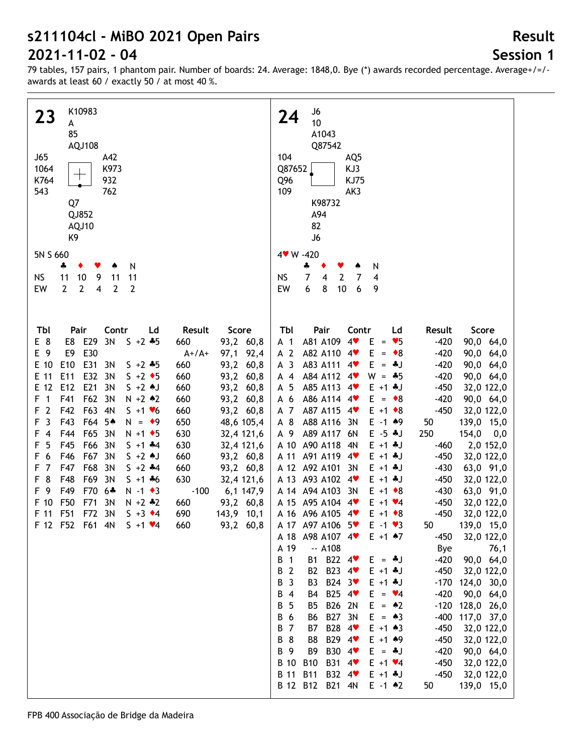# s211104cl - MiBO 2021 Open Pairs

# 2021-11-02 - 04

## Result

## Session 1

79 tables, 157 pairs, 1 phantom pair. Number of boards: 24. Average: 1848,0. Bye (*) awards recorded percentage. Average+/=/- awards at least 60 / exactly 50 / at most 40 %.

### Board 23

North: ♠ K10983 ♥ A ♦ 85 ♣ AQJ108
West: ♠ J65 ♥ 1064 ♦ K764 ♣ 543
East: ♠ A42 ♥ K973 ♦ 932 ♣ 762
South: ♠ Q7 ♥ QJ852 ♦ AQJ10 ♣ K9

5N S 660

| | ♣ | ♦ | ♥ | ♠ | N |
|---|---|---|---|---|---|
| NS | 11 | 10 | 9 | 11 | 11 |
| EW | 2 | 2 | 4 | 2 | 2 |

| Tbl | Pair | | Contr | Ld | | Result | | Score | |
|---|---|---|---|---|---|---|---|---|---|
| E 8 | E8 | E29 | 3N | S +2 | ♣5 | 660 | | 93,2 | 60,8 |
| E 9 | E9 | E30 | | | | A+/A+ | | 97,1 | 92,4 |
| E 10 | E10 | E31 | 3N | S +2 | ♣5 | 660 | | 93,2 | 60,8 |
| E 11 | E11 | E32 | 3N | S +2 | ♦5 | 660 | | 93,2 | 60,8 |
| E 12 | E12 | E21 | 3N | S +2 | ♠J | 660 | | 93,2 | 60,8 |
| F 1 | F41 | F62 | 3N | N +2 | ♠2 | 660 | | 93,2 | 60,8 |
| F 2 | F42 | F63 | 4N | S +1 | ♥6 | 660 | | 93,2 | 60,8 |
| F 3 | F43 | F64 | 5♠ | N = | ♦9 | 650 | | 48,6 | 105,4 |
| F 4 | F44 | F65 | 3N | N +1 | ♦5 | 630 | | 32,4 | 121,6 |
| F 5 | F45 | F66 | 3N | S +1 | ♣4 | 630 | | 32,4 | 121,6 |
| F 6 | F46 | F67 | 3N | S +2 | ♠J | 660 | | 93,2 | 60,8 |
| F 7 | F47 | F68 | 3N | S +2 | ♣4 | 660 | | 93,2 | 60,8 |
| F 8 | F48 | F69 | 3N | S +1 | ♣6 | 630 | | 32,4 | 121,6 |
| F 9 | F49 | F70 | 6♣ | N -1 | ♦3 | | -100 | 6,1 | 147,9 |
| F 10 | F50 | F71 | 3N | N +2 | ♣2 | 660 | | 93,2 | 60,8 |
| F 11 | F51 | F72 | 3N | S +3 | ♦4 | 690 | | 143,9 | 10,1 |
| F 12 | F52 | F61 | 4N | S +1 | ♥4 | 660 | | 93,2 | 60,8 |

### Board 24

North: ♠ J6 ♥ 10 ♦ A1043 ♣ Q87542
West: ♠ 104 ♥ Q87652 ♦ Q96 ♣ 109
East: ♠ AQ5 ♥ KJ3 ♦ KJ75 ♣ AK3
South: ♠ K98732 ♥ A94 ♦ 82 ♣ J6

4♥ W -420

| | ♣ | ♦ | ♥ | ♠ | N |
|---|---|---|---|---|---|
| NS | 7 | 4 | 2 | 7 | 4 |
| EW | 6 | 8 | 10 | 6 | 9 |

| Tbl | Pair | | Contr | Ld | | Result | | Score | |
|---|---|---|---|---|---|---|---|---|---|
| A 1 | A81 | A109 | 4♥ | E = | ♥5 | | -420 | 90,0 | 64,0 |
| A 2 | A82 | A110 | 4♥ | E = | ♦8 | | -420 | 90,0 | 64,0 |
| A 3 | A83 | A111 | 4♥ | E = | ♣J | | -420 | 90,0 | 64,0 |
| A 4 | A84 | A112 | 4♥ | W = | ♣5 | | -420 | 90,0 | 64,0 |
| A 5 | A85 | A113 | 4♥ | E +1 | ♣J | | -450 | 32,0 | 122,0 |
| A 6 | A86 | A114 | 4♥ | E = | ♦8 | | -420 | 90,0 | 64,0 |
| A 7 | A87 | A115 | 4♥ | E +1 | ♦8 | | -450 | 32,0 | 122,0 |
| A 8 | A88 | A116 | 3N | E -1 | ♠9 | 50 | | 139,0 | 15,0 |
| A 9 | A89 | A117 | 6N | E -5 | ♣J | 250 | | 154,0 | 0,0 |
| A 10 | A90 | A118 | 4N | E +1 | ♣J | | -460 | 2,0 | 152,0 |
| A 11 | A91 | A119 | 4♥ | E +1 | ♣J | | -450 | 32,0 | 122,0 |
| A 12 | A92 | A101 | 3N | E +1 | ♣J | | -430 | 63,0 | 91,0 |
| A 13 | A93 | A102 | 4♥ | E +1 | ♣J | | -450 | 32,0 | 122,0 |
| A 14 | A94 | A103 | 3N | E +1 | ♦8 | | -430 | 63,0 | 91,0 |
| A 15 | A95 | A104 | 4♥ | E +1 | ♥4 | | -450 | 32,0 | 122,0 |
| A 16 | A96 | A105 | 4♥ | E +1 | ♦8 | | -450 | 32,0 | 122,0 |
| A 17 | A97 | A106 | 5♥ | E -1 | ♥3 | 50 | | 139,0 | 15,0 |
| A 18 | A98 | A107 | 4♥ | E +1 | ♠7 | | -450 | 32,0 | 122,0 |
| A 19 | -- | A108 | | | | | Bye | | 76,1 |
| B 1 | B1 | B22 | 4♥ | E = | ♣J | | -420 | 90,0 | 64,0 |
| B 2 | B2 | B23 | 4♥ | E +1 | ♣J | | -450 | 32,0 | 122,0 |
| B 3 | B3 | B24 | 3♥ | E +1 | ♣J | | -170 | 124,0 | 30,0 |
| B 4 | B4 | B25 | 4♥ | E = | ♥4 | | -420 | 90,0 | 64,0 |
| B 5 | B5 | B26 | 2N | E = | ♠2 | | -120 | 128,0 | 26,0 |
| B 6 | B6 | B27 | 3N | E = | ♠3 | | -400 | 117,0 | 37,0 |
| B 7 | B7 | B28 | 4♥ | E +1 | ♠3 | | -450 | 32,0 | 122,0 |
| B 8 | B8 | B29 | 4♥ | E +1 | ♠9 | | -450 | 32,0 | 122,0 |
| B 9 | B9 | B30 | 4♥ | E = | ♣J | | -420 | 90,0 | 64,0 |
| B 10 | B10 | B31 | 4♥ | E +1 | ♥4 | | -450 | 32,0 | 122,0 |
| B 11 | B11 | B32 | 4♥ | E +1 | ♣J | | -450 | 32,0 | 122,0 |
| B 12 | B12 | B21 | 4N | E -1 | ♠2 | 50 | | 139,0 | 15,0 |

FPB 400 Associação de Bridge da Madeira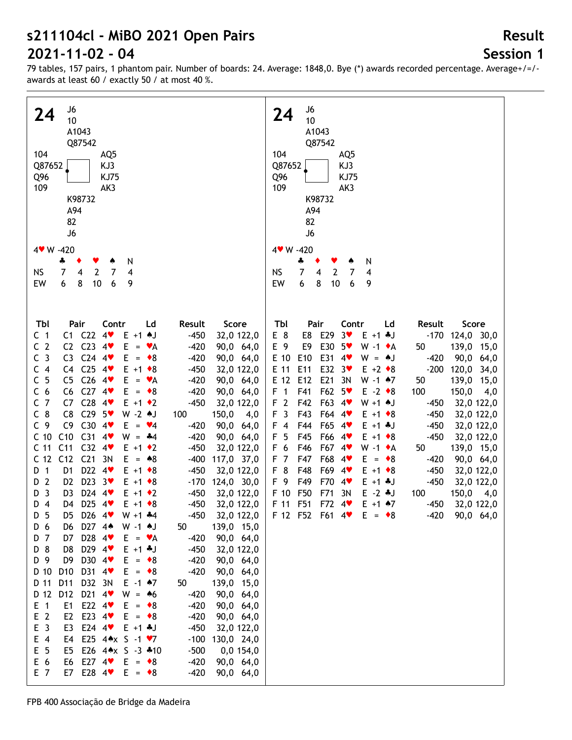# s211104cl - MiBO 2021 Open Pairs

# 2021-11-02 - 04

## Result

## Session 1

79 tables, 157 pairs, 1 phantom pair. Number of boards: 24. Average: 1848,0. Bye (*) awards recorded percentage. Average+/=/- awards at least 60 / exactly 50 / at most 40 %.

**24**

North: J6 / 10 / A1043 / Q87542

West: 104 / Q87652 / Q96 / 109

East: AQ5 / KJ3 / KJ75 / AK3

South: K98732 / A94 / 82 / J6

4♥ W -420

| | ♣ | ♦ | ♥ | ♠ | N |
|---|---|---|---|---|---|
| NS | 7 | 4 | 2 | 7 | 4 |
| EW | 6 | 8 | 10 | 6 | 9 |

| Tbl | Pair | | Contr | | Ld | Result | | Score | |
|---|---|---|---|---|---|---|---|---|---|
| C 1 | C1 | C22 | 4♥ | E +1 | ♠J | | -450 | 32,0 | 122,0 |
| C 2 | C2 | C23 | 4♥ | E = | ♥A | | -420 | 90,0 | 64,0 |
| C 3 | C3 | C24 | 4♥ | E = | ♦8 | | -420 | 90,0 | 64,0 |
| C 4 | C4 | C25 | 4♥ | E +1 | ♦8 | | -450 | 32,0 | 122,0 |
| C 5 | C5 | C26 | 4♥ | E = | ♥A | | -420 | 90,0 | 64,0 |
| C 6 | C6 | C27 | 4♥ | E = | ♦8 | | -420 | 90,0 | 64,0 |
| C 7 | C7 | C28 | 4♥ | E +1 | ♦2 | | -450 | 32,0 | 122,0 |
| C 8 | C8 | C29 | 5♥ | W -2 | ♠J | 100 | | 150,0 | 4,0 |
| C 9 | C9 | C30 | 4♥ | E = | ♥4 | | -420 | 90,0 | 64,0 |
| C 10 | C10 | C31 | 4♥ | W = | ♣4 | | -420 | 90,0 | 64,0 |
| C 11 | C11 | C32 | 4♥ | E +1 | ♦2 | | -450 | 32,0 | 122,0 |
| C 12 | C12 | C21 | 3N | E = | ♠8 | | -400 | 117,0 | 37,0 |
| D 1 | D1 | D22 | 4♥ | E +1 | ♦8 | | -450 | 32,0 | 122,0 |
| D 2 | D2 | D23 | 3♥ | E +1 | ♦8 | | -170 | 124,0 | 30,0 |
| D 3 | D3 | D24 | 4♥ | E +1 | ♦2 | | -450 | 32,0 | 122,0 |
| D 4 | D4 | D25 | 4♥ | E +1 | ♦8 | | -450 | 32,0 | 122,0 |
| D 5 | D5 | D26 | 4♥ | W +1 | ♣4 | | -450 | 32,0 | 122,0 |
| D 6 | D6 | D27 | 4♠ | W -1 | ♠J | 50 | | 139,0 | 15,0 |
| D 7 | D7 | D28 | 4♥ | E = | ♥A | | -420 | 90,0 | 64,0 |
| D 8 | D8 | D29 | 4♥ | E +1 | ♣J | | -450 | 32,0 | 122,0 |
| D 9 | D9 | D30 | 4♥ | E = | ♦8 | | -420 | 90,0 | 64,0 |
| D 10 | D10 | D31 | 4♥ | E = | ♦8 | | -420 | 90,0 | 64,0 |
| D 11 | D11 | D32 | 3N | E -1 | ♠7 | 50 | | 139,0 | 15,0 |
| D 12 | D12 | D21 | 4♥ | W = | ♠6 | | -420 | 90,0 | 64,0 |
| E 1 | E1 | E22 | 4♥ | E = | ♦8 | | -420 | 90,0 | 64,0 |
| E 2 | E2 | E23 | 4♥ | E = | ♦8 | | -420 | 90,0 | 64,0 |
| E 3 | E3 | E24 | 4♥ | E +1 | ♣J | | -450 | 32,0 | 122,0 |
| E 4 | E4 | E25 | 4♠x | S -1 | ♥7 | | -100 | 130,0 | 24,0 |
| E 5 | E5 | E26 | 4♠x | S -3 | ♣10 | | -500 | 0,0 | 154,0 |
| E 6 | E6 | E27 | 4♥ | E = | ♦8 | | -420 | 90,0 | 64,0 |
| E 7 | E7 | E28 | 4♥ | E = | ♦8 | | -420 | 90,0 | 64,0 |
| E 8 | E8 | E29 | 3♥ | E +1 | ♣J | | -170 | 124,0 | 30,0 |
| E 9 | E9 | E30 | 5♥ | W -1 | ♦A | 50 | | 139,0 | 15,0 |
| E 10 | E10 | E31 | 4♥ | W = | ♠J | | -420 | 90,0 | 64,0 |
| E 11 | E11 | E32 | 3♥ | E +2 | ♦8 | | -200 | 120,0 | 34,0 |
| E 12 | E12 | E21 | 3N | W -1 | ♠7 | 50 | | 139,0 | 15,0 |
| F 1 | F41 | F62 | 5♥ | E -2 | ♦8 | 100 | | 150,0 | 4,0 |
| F 2 | F42 | F63 | 4♥ | W +1 | ♠J | | -450 | 32,0 | 122,0 |
| F 3 | F43 | F64 | 4♥ | E +1 | ♦8 | | -450 | 32,0 | 122,0 |
| F 4 | F44 | F65 | 4♥ | E +1 | ♣J | | -450 | 32,0 | 122,0 |
| F 5 | F45 | F66 | 4♥ | E +1 | ♦8 | | -450 | 32,0 | 122,0 |
| F 6 | F46 | F67 | 4♥ | W -1 | ♦A | 50 | | 139,0 | 15,0 |
| F 7 | F47 | F68 | 4♥ | E = | ♦8 | | -420 | 90,0 | 64,0 |
| F 8 | F48 | F69 | 4♥ | E +1 | ♦8 | | -450 | 32,0 | 122,0 |
| F 9 | F49 | F70 | 4♥ | E +1 | ♣J | | -450 | 32,0 | 122,0 |
| F 10 | F50 | F71 | 3N | E -2 | ♣J | 100 | | 150,0 | 4,0 |
| F 11 | F51 | F72 | 4♥ | E +1 | ♠7 | | -450 | 32,0 | 122,0 |
| F 12 | F52 | F61 | 4♥ | E = | ♦8 | | -420 | 90,0 | 64,0 |